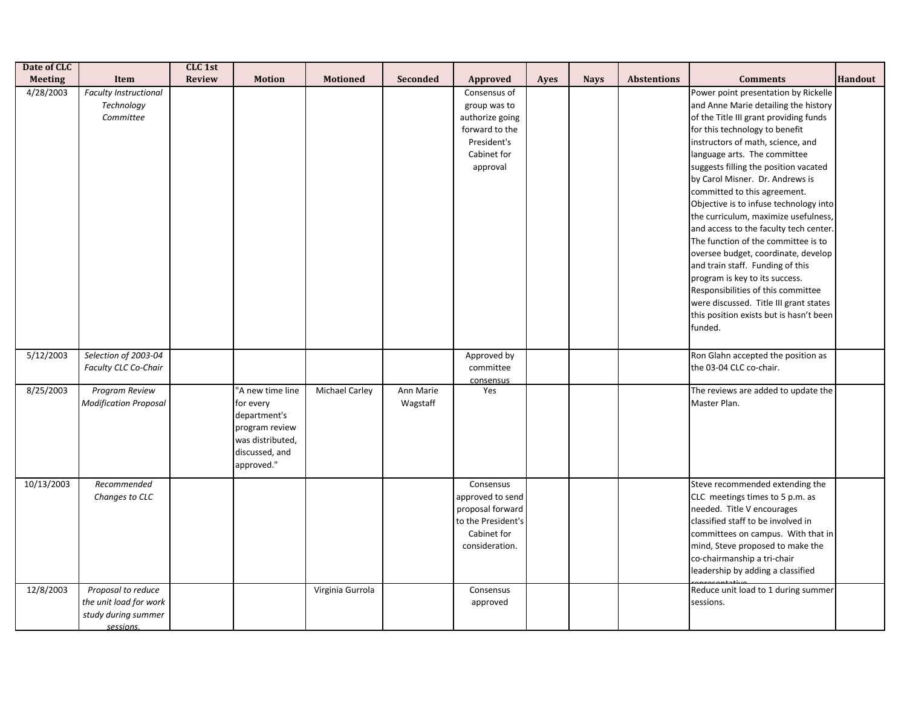| Date of CLC Meeting | Item | CLC 1st Review | Motion | Motioned | Seconded | Approved | Ayes | Nays | Abstentions | Comments | Handout |
|---|---|---|---|---|---|---|---|---|---|---|---|
| 4/28/2003 | *Faculty Instructional Technology Committee* | | | | | Consensus of group was to authorize going forward to the President's Cabinet for approval | | | | Power point presentation by Rickelle and Anne Marie detailing the history of the Title III grant providing funds for this technology to benefit instructors of math, science, and language arts. The committee suggests filling the position vacated by Carol Misner. Dr. Andrews is committed to this agreement. Objective is to infuse technology into the curriculum, maximize usefulness, and access to the faculty tech center. The function of the committee is to oversee budget, coordinate, develop and train staff. Funding of this program is key to its success. Responsibilities of this committee were discussed. Title III grant states this position exists but is hasn't been funded. | |
| 5/12/2003 | *Selection of 2003-04 Faculty CLC Co-Chair* | | | | | Approved by committee consensus | | | | Ron Glahn accepted the position as the 03-04 CLC co-chair. | |
| 8/25/2003 | *Program Review Modification Proposal* | | "A new time line for every department's program review was distributed, discussed, and approved." | Michael Carley | Ann Marie Wagstaff | Yes | | | | The reviews are added to update the Master Plan. | |
| 10/13/2003 | *Recommended Changes to CLC* | | | | | Consensus approved to send proposal forward to the President's Cabinet for consideration. | | | | Steve recommended extending the CLC meetings times to 5 p.m. as needed. Title V encourages classified staff to be involved in committees on campus. With that in mind, Steve proposed to make the co-chairmanship a tri-chair leadership by adding a classified representative | |
| 12/8/2003 | *Proposal to reduce the unit load for work study during summer sessions.* | | | Virginia Gurrola | | Consensus approved | | | | Reduce unit load to 1 during summer sessions. | |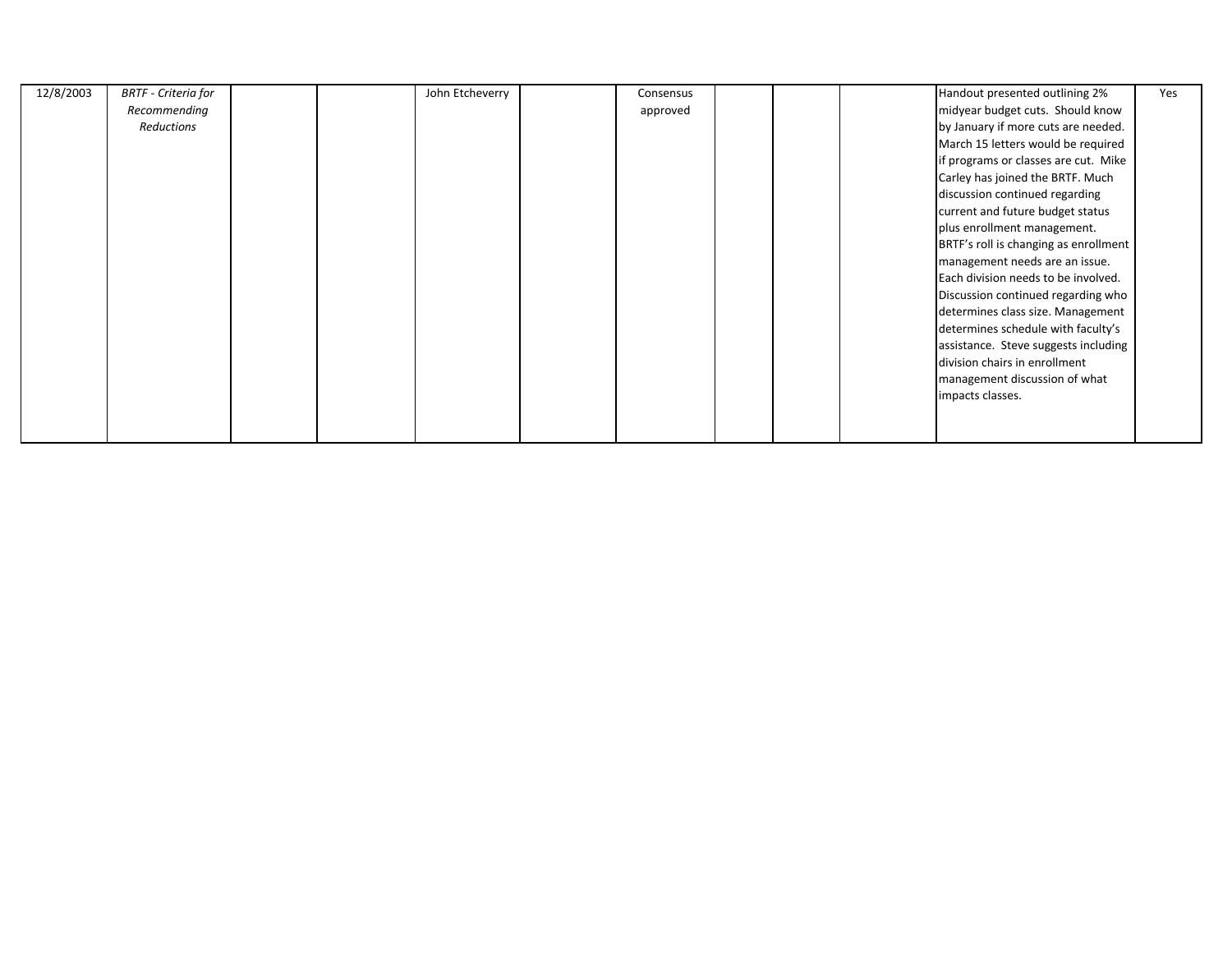| | | | | | | | | | | | |
|---|---|---|---|---|---|---|---|---|---|---|---|
| 12/8/2003 | *BRTF - Criteria for Recommending Reductions* | | | John Etcheverry | | Consensus approved | | | | Handout presented outlining 2% midyear budget cuts. Should know by January if more cuts are needed. March 15 letters would be required if programs or classes are cut. Mike Carley has joined the BRTF. Much discussion continued regarding current and future budget status plus enrollment management. BRTF's roll is changing as enrollment management needs are an issue. Each division needs to be involved. Discussion continued regarding who determines class size. Management determines schedule with faculty's assistance. Steve suggests including division chairs in enrollment management discussion of what impacts classes. | Yes |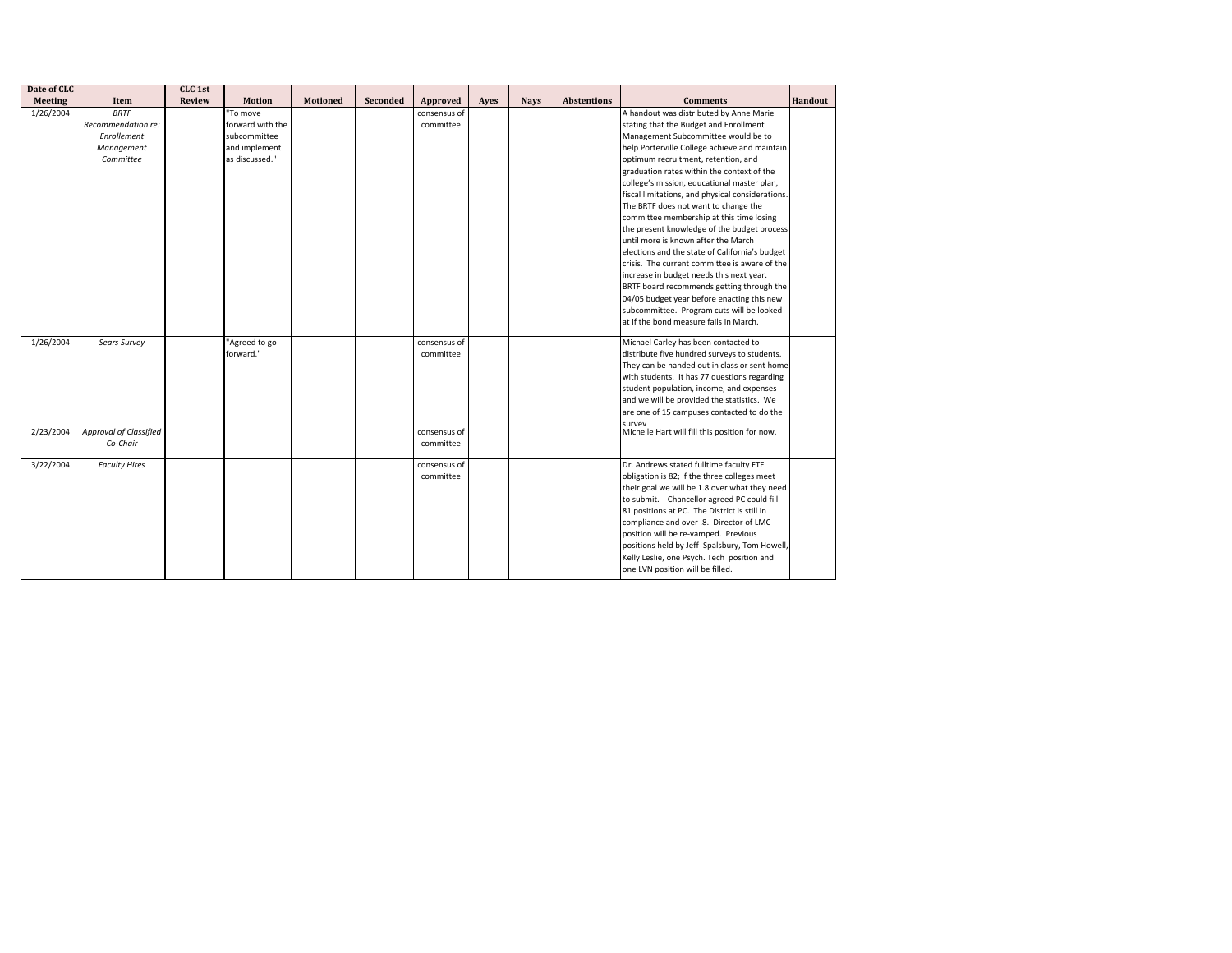| Date of CLC Meeting | Item | CLC 1st Review | Motion | Motioned | Seconded | Approved | Ayes | Nays | Abstentions | Comments | Handout |
|---|---|---|---|---|---|---|---|---|---|---|---|
| 1/26/2004 | *BRTF Recommendation re: Enrollement Management Committee* | | "To move forward with the subcommittee and implement as discussed." | | | consensus of committee | | | | A handout was distributed by Anne Marie stating that the Budget and Enrollment Management Subcommittee would be to help Porterville College achieve and maintain optimum recruitment, retention, and graduation rates within the context of the college's mission, educational master plan, fiscal limitations, and physical considerations. The BRTF does not want to change the committee membership at this time losing the present knowledge of the budget process until more is known after the March elections and the state of California's budget crisis. The current committee is aware of the increase in budget needs this next year. BRTF board recommends getting through the 04/05 budget year before enacting this new subcommittee. Program cuts will be looked at if the bond measure fails in March. | |
| 1/26/2004 | *Sears Survey* | | "Agreed to go forward." | | | consensus of committee | | | | Michael Carley has been contacted to distribute five hundred surveys to students. They can be handed out in class or sent home with students. It has 77 questions regarding student population, income, and expenses and we will be provided the statistics. We are one of 15 campuses contacted to do the survey | |
| 2/23/2004 | *Approval of Classified Co-Chair* | | | | | consensus of committee | | | | Michelle Hart will fill this position for now. | |
| 3/22/2004 | *Faculty Hires* | | | | | consensus of committee | | | | Dr. Andrews stated fulltime faculty FTE obligation is 82; if the three colleges meet their goal we will be 1.8 over what they need to submit. Chancellor agreed PC could fill 81 positions at PC. The District is still in compliance and over .8. Director of LMC position will be re-vamped. Previous positions held by Jeff Spalsbury, Tom Howell, Kelly Leslie, one Psych. Tech position and one LVN position will be filled. | |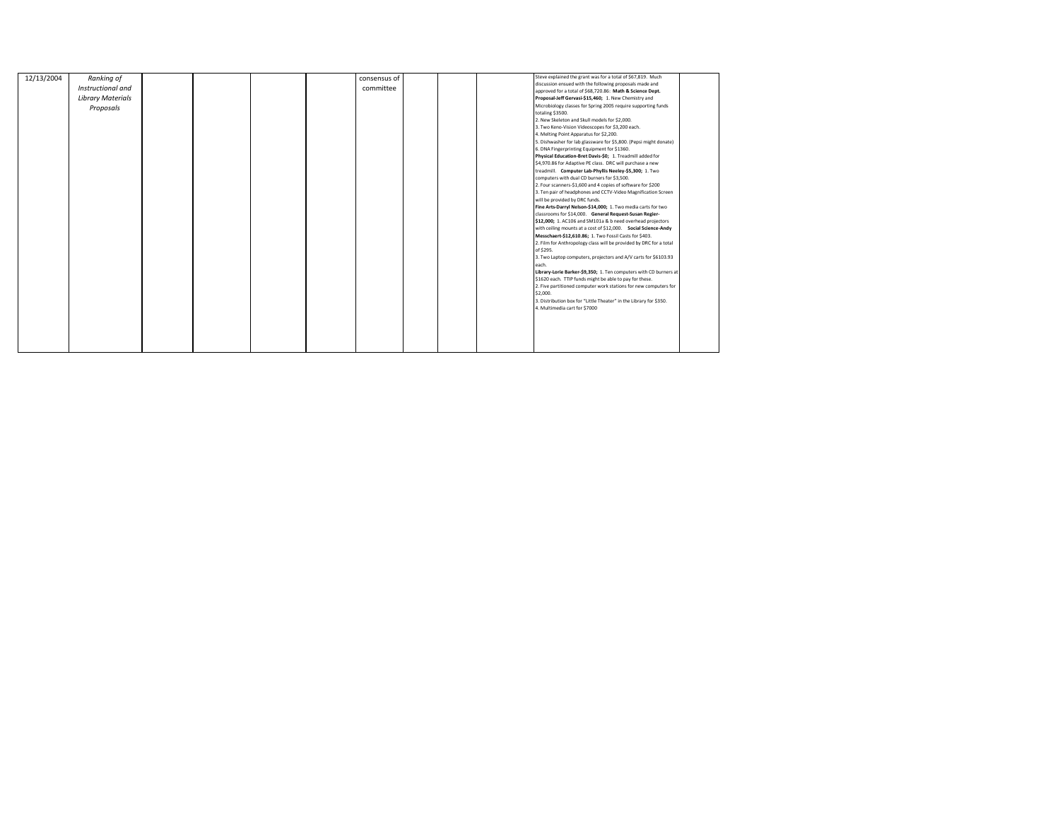| | | | | | | | | | | | |
|---|---|---|---|---|---|---|---|---|---|---|---|
| 12/13/2004 | *Ranking of Instructional and Library Materials Proposals* | | | | | consensus of committee | | | | Steve explained the grant was for a total of $67,819. Much discussion ensued with the following proposals made and approved for a total of $68,720.86: **Math & Science Dept. Proposal-Jeff Gervasi-$15,460;** 1. New Chemistry and Microbiology classes for Spring 2005 require supporting funds totaling $3500.<br>2. New Skeleton and Skull models for $2,000.<br>3. Two Keno-Vision Videoscopes for $3,200 each.<br>4. Melting Point Apparatus for $2,200.<br>5. Dishwasher for lab glassware for $5,800. (Pepsi might donate)<br>6. DNA Fingerprinting Equipment for $1360.<br>**Physical Education-Bret Davis-$0;** 1. Treadmill added for $4,970.86 for Adaptive PE class. DRC will purchase a new treadmill. **Computer Lab-Phyllis Neeley-$5,300;** 1. Two computers with dual CD burners for $3,500.<br>2. Four scanners-$1,600 and 4 copies of software for $200<br>3. Ten pair of headphones and CCTV-Video Magnification Screen will be provided by DRC funds.<br>**Fine Arts-Darryl Nelson-$14,000;** 1. Two media carts for two classrooms for $14,000. **General Request-Susan Regier-$12,000;** 1. AC106 and SM101a & b need overhead projectors with ceiling mounts at a cost of $12,000. **Social Science-Andy Messchaert-$12,610.86;** 1. Two Fossil Casts for $403.<br>2. Film for Anthropology class will be provided by DRC for a total of $295.<br>3. Two Laptop computers, projectors and A/V carts for $6103.93 each.<br>**Library-Lorie Barker-$9,350;** 1. Ten computers with CD burners at $1620 each. TTIP funds might be able to pay for these.<br>2. Five partitioned computer work stations for new computers for $2,000.<br>3. Distribution box for "Little Theater" in the Library for $350.<br>4. Multimedia cart for $7000 | |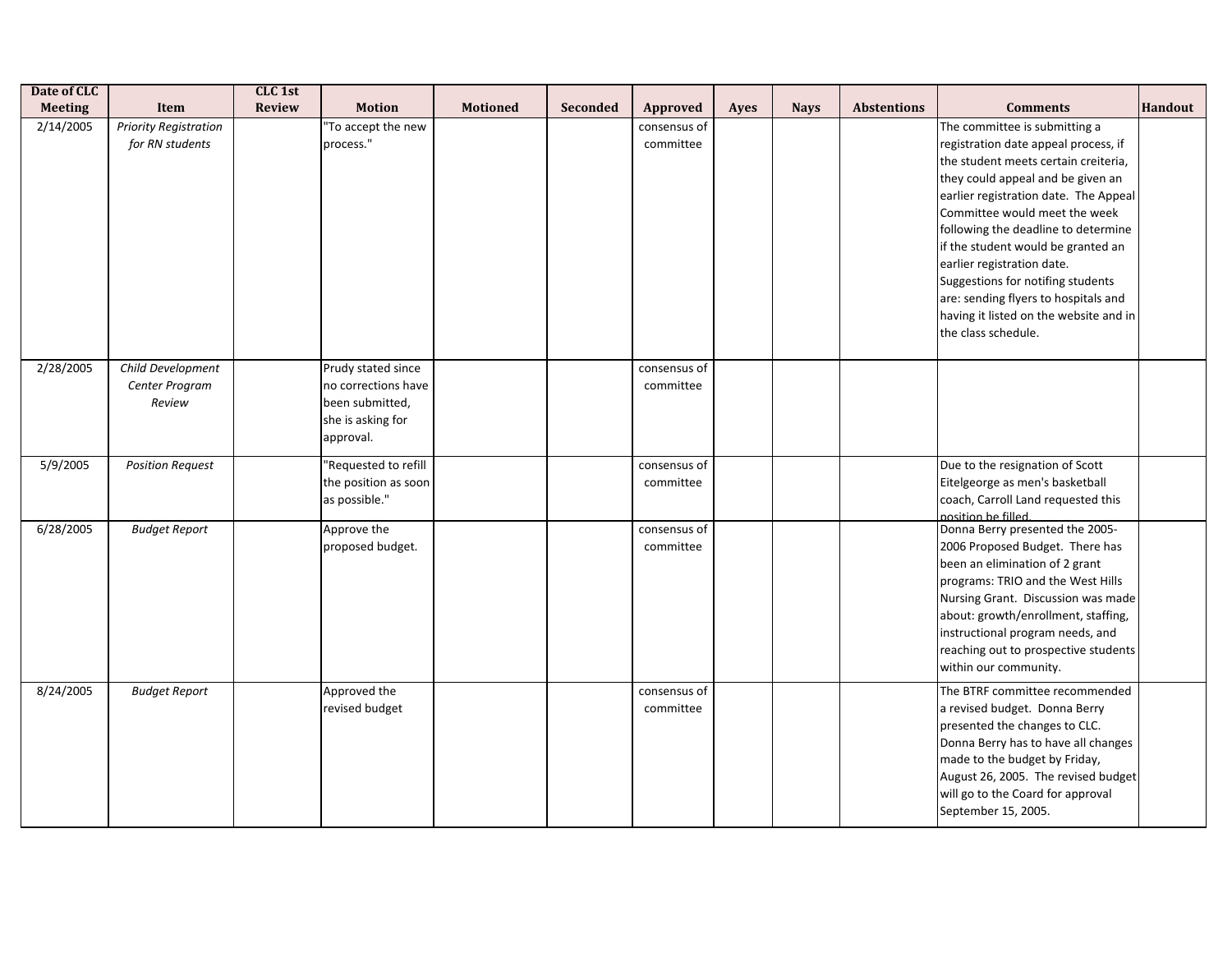| Date of CLC Meeting | Item | CLC 1st Review | Motion | Motioned | Seconded | Approved | Ayes | Nays | Abstentions | Comments | Handout |
|---|---|---|---|---|---|---|---|---|---|---|---|
| 2/14/2005 | *Priority Registration for RN students* | | "To accept the new process." | | | consensus of committee | | | | The committee is submitting a registration date appeal process, if the student meets certain creiteria, they could appeal and be given an earlier registration date. The Appeal Committee would meet the week following the deadline to determine if the student would be granted an earlier registration date. Suggestions for notifing students are: sending flyers to hospitals and having it listed on the website and in the class schedule. | |
| 2/28/2005 | *Child Development Center Program Review* | | Prudy stated since no corrections have been submitted, she is asking for approval. | | | consensus of committee | | | | | |
| 5/9/2005 | *Position Request* | | "Requested to refill the position as soon as possible." | | | consensus of committee | | | | Due to the resignation of Scott Eitelgeorge as men's basketball coach, Carroll Land requested this position be filled. | |
| 6/28/2005 | *Budget Report* | | Approve the proposed budget. | | | consensus of committee | | | | Donna Berry presented the 2005-2006 Proposed Budget. There has been an elimination of 2 grant programs: TRIO and the West Hills Nursing Grant. Discussion was made about: growth/enrollment, staffing, instructional program needs, and reaching out to prospective students within our community. | |
| 8/24/2005 | *Budget Report* | | Approved the revised budget | | | consensus of committee | | | | The BTRF committee recommended a revised budget. Donna Berry presented the changes to CLC. Donna Berry has to have all changes made to the budget by Friday, August 26, 2005. The revised budget will go to the Coard for approval September 15, 2005. | |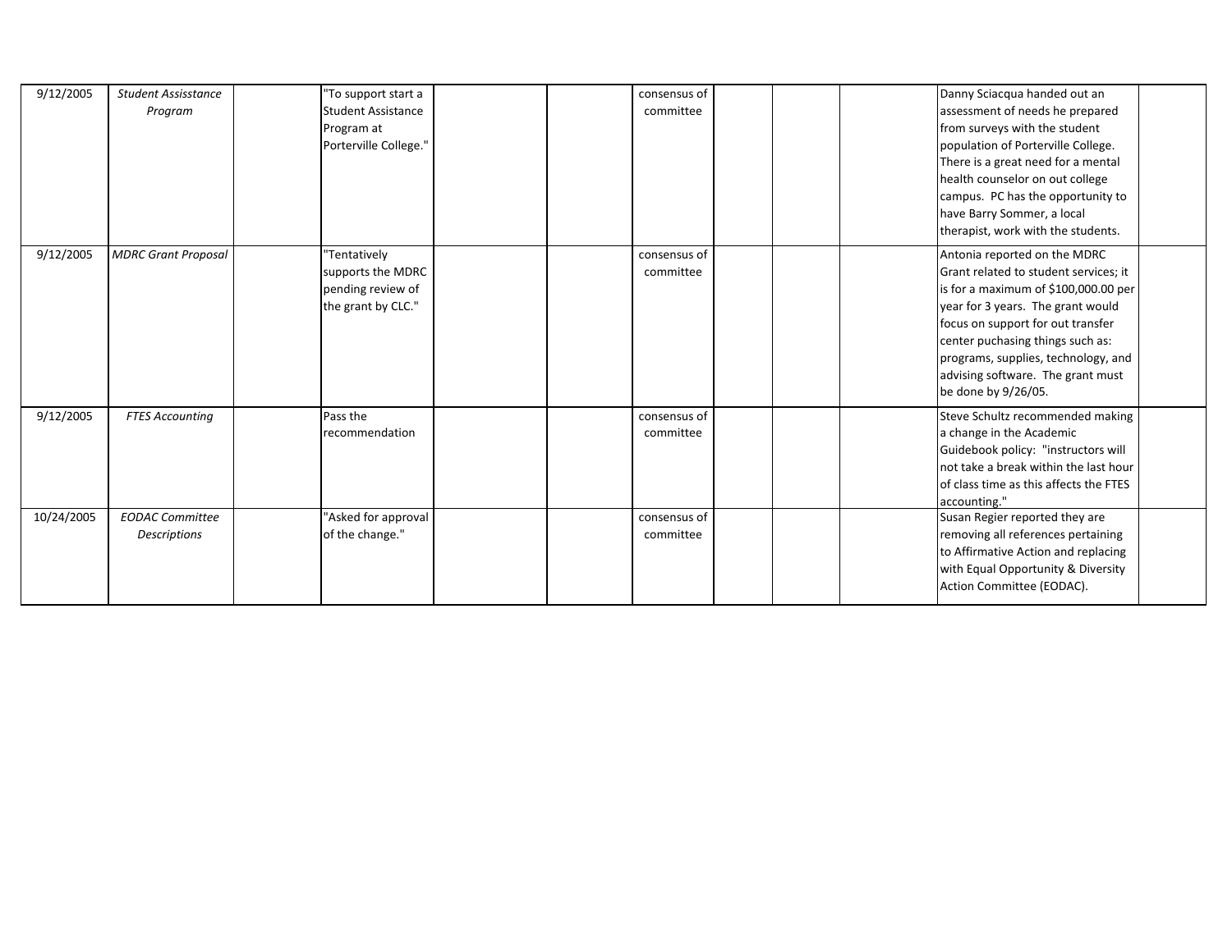| | | | | | | | | | | | |
|---|---|---|---|---|---|---|---|---|---|---|---|
| 9/12/2005 | *Student Assisstance Program* | | "To support start a Student Assistance Program at Porterville College." | | | consensus of committee | | | | Danny Sciacqua handed out an assessment of needs he prepared from surveys with the student population of Porterville College. There is a great need for a mental health counselor on out college campus. PC has the opportunity to have Barry Sommer, a local therapist, work with the students. | |
| 9/12/2005 | *MDRC Grant Proposal* | | "Tentatively supports the MDRC pending review of the grant by CLC." | | | consensus of committee | | | | Antonia reported on the MDRC Grant related to student services; it is for a maximum of $100,000.00 per year for 3 years. The grant would focus on support for out transfer center puchasing things such as: programs, supplies, technology, and advising software. The grant must be done by 9/26/05. | |
| 9/12/2005 | *FTES Accounting* | | Pass the recommendation | | | consensus of committee | | | | Steve Schultz recommended making a change in the Academic Guidebook policy: "instructors will not take a break within the last hour of class time as this affects the FTES accounting." | |
| 10/24/2005 | *EODAC Committee Descriptions* | | "Asked for approval of the change." | | | consensus of committee | | | | Susan Regier reported they are removing all references pertaining to Affirmative Action and replacing with Equal Opportunity & Diversity Action Committee (EODAC). | |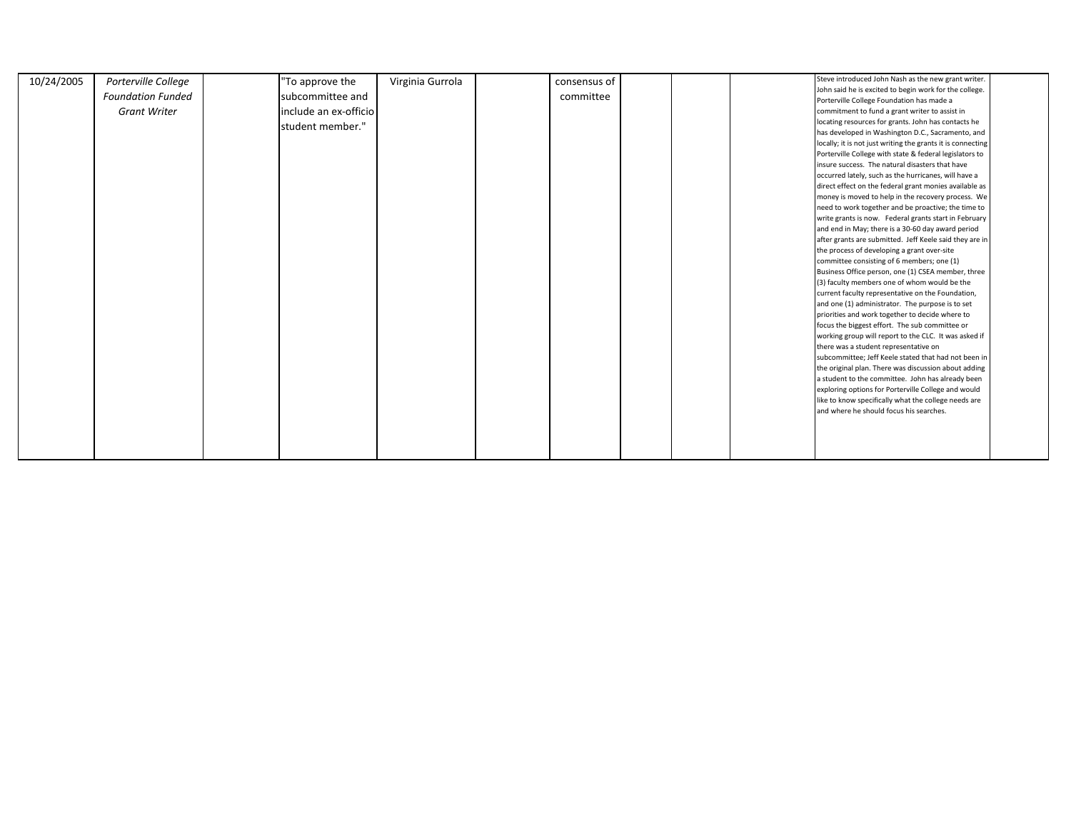| | | | | | | | | | | | |
|---|---|---|---|---|---|---|---|---|---|---|---|
| 10/24/2005 | *Porterville College Foundation Funded Grant Writer* | | "To approve the subcommittee and include an ex-officio student member." | Virginia Gurrola | | consensus of committee | | | | Steve introduced John Nash as the new grant writer. John said he is excited to begin work for the college. Porterville College Foundation has made a commitment to fund a grant writer to assist in locating resources for grants. John has contacts he has developed in Washington D.C., Sacramento, and locally; it is not just writing the grants it is connecting Porterville College with state & federal legislators to insure success. The natural disasters that have occurred lately, such as the hurricanes, will have a direct effect on the federal grant monies available as money is moved to help in the recovery process. We need to work together and be proactive; the time to write grants is now. Federal grants start in February and end in May; there is a 30-60 day award period after grants are submitted. Jeff Keele said they are in the process of developing a grant over-site committee consisting of 6 members; one (1) Business Office person, one (1) CSEA member, three (3) faculty members one of whom would be the current faculty representative on the Foundation, and one (1) administrator. The purpose is to set priorities and work together to decide where to focus the biggest effort. The sub committee or working group will report to the CLC. It was asked if there was a student representative on subcommittee; Jeff Keele stated that had not been in the original plan. There was discussion about adding a student to the committee. John has already been exploring options for Porterville College and would like to know specifically what the college needs are and where he should focus his searches. | |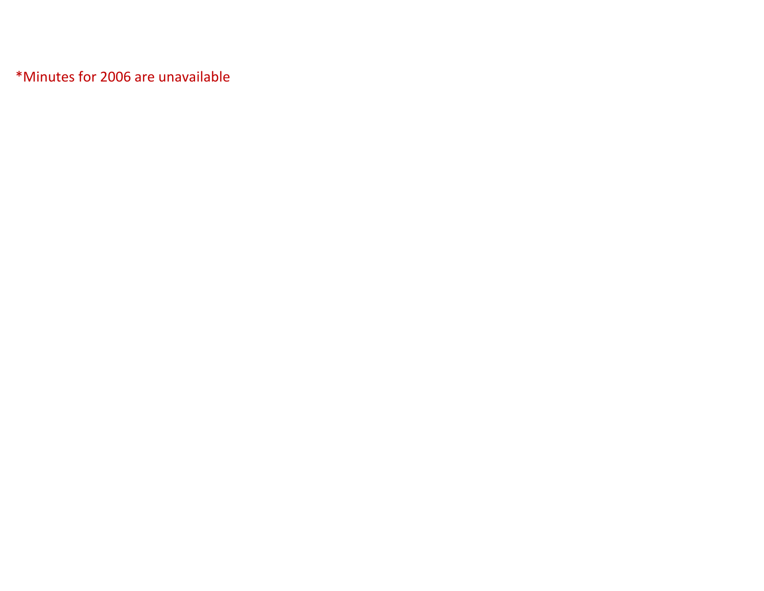*Minutes for 2006 are unavailable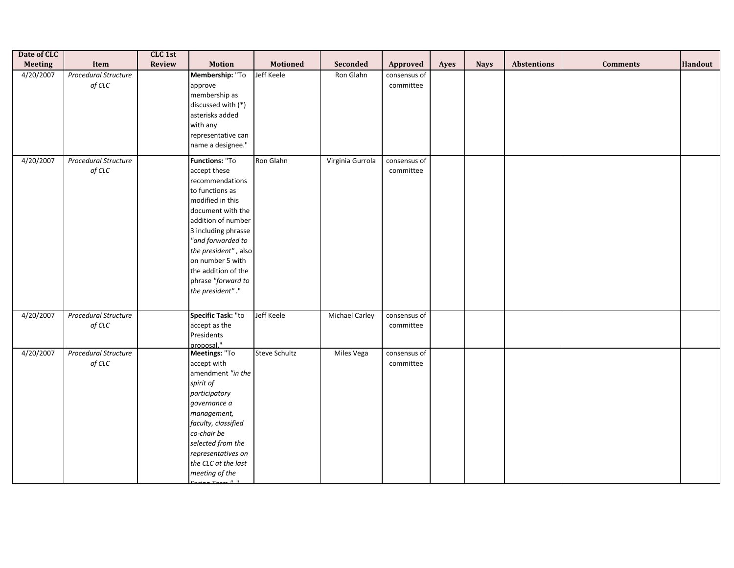| Date of CLC Meeting | Item | CLC 1st Review | Motion | Motioned | Seconded | Approved | Ayes | Nays | Abstentions | Comments | Handout |
|---|---|---|---|---|---|---|---|---|---|---|---|
| 4/20/2007 | *Procedural Structure of CLC* | | **Membership:** "To approve membership as discussed with (*) asterisks added with any representative can name a designee." | Jeff Keele | Ron Glahn | consensus of committee | | | | | |
| 4/20/2007 | *Procedural Structure of CLC* | | **Functions:** "To accept these recommendations to functions as modified in this document with the addition of number 3 including phrasse *"and forwarded to the president"* , also on number 5 with the addition of the phrase *"forward to the president"* ." | Ron Glahn | Virginia Gurrola | consensus of committee | | | | | |
| 4/20/2007 | *Procedural Structure of CLC* | | **Specific Task:** "to accept as the Presidents proposal." | Jeff Keele | Michael Carley | consensus of committee | | | | | |
| 4/20/2007 | *Procedural Structure of CLC* | | **Meetings:** "To accept with amendment *"in the spirit of participatory governance a management, faculty, classified co-chair be selected from the representatives on the CLC at the last meeting of the Spring Term."* ." | Steve Schultz | Miles Vega | consensus of committee | | | | | |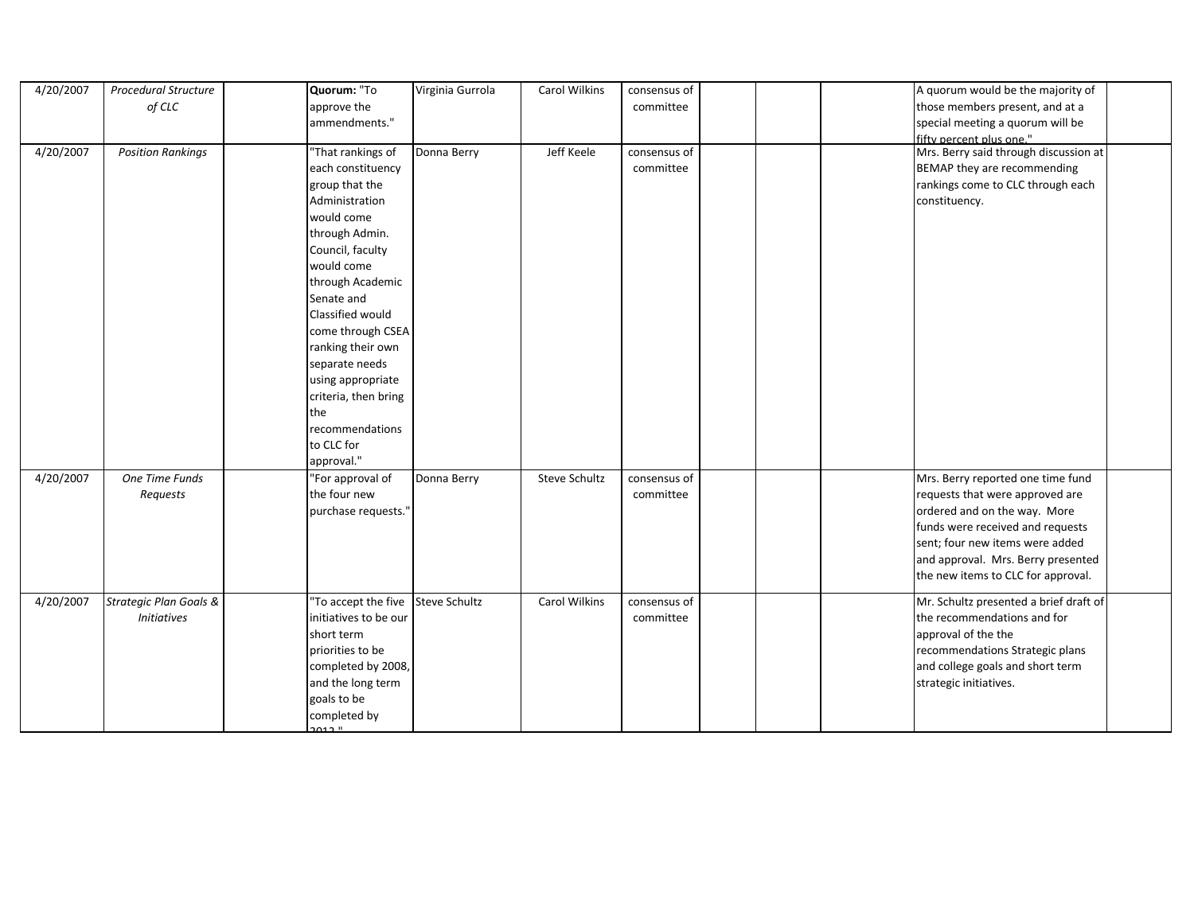| | | | | | | | | | | | |
|---|---|---|---|---|---|---|---|---|---|---|---|
| 4/20/2007 | *Procedural Structure of CLC* | | **Quorum:** "To approve the ammendments." | Virginia Gurrola | Carol Wilkins | consensus of committee | | | | A quorum would be the majority of those members present, and at a special meeting a quorum will be fifty percent plus one." | |
| 4/20/2007 | *Position Rankings* | | "That rankings of each constituency group that the Administration would come through Admin. Council, faculty would come through Academic Senate and Classified would come through CSEA ranking their own separate needs using appropriate criteria, then bring the recommendations to CLC for approval." | Donna Berry | Jeff Keele | consensus of committee | | | | Mrs. Berry said through discussion at BEMAP they are recommending rankings come to CLC through each constituency. | |
| 4/20/2007 | *One Time Funds Requests* | | "For approval of the four new purchase requests." | Donna Berry | Steve Schultz | consensus of committee | | | | Mrs. Berry reported one time fund requests that were approved are ordered and on the way. More funds were received and requests sent; four new items were added and approval. Mrs. Berry presented the new items to CLC for approval. | |
| 4/20/2007 | *Strategic Plan Goals & Initiatives* | | "To accept the five initiatives to be our short term priorities to be completed by 2008, and the long term goals to be completed by 2012." | Steve Schultz | Carol Wilkins | consensus of committee | | | | Mr. Schultz presented a brief draft of the recommendations and for approval of the the recommendations Strategic plans and college goals and short term strategic initiatives. | |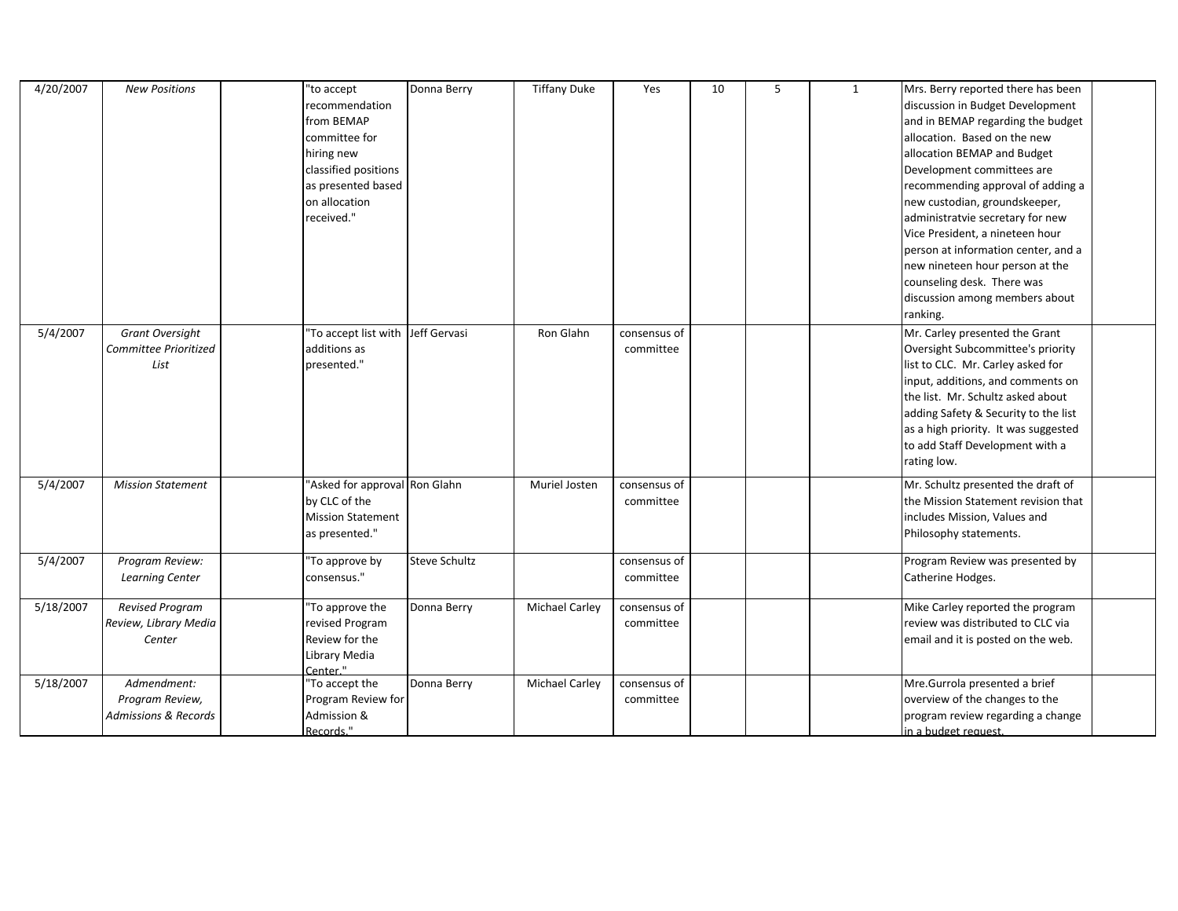| | | | | | | | | | | |
|---|---|---|---|---|---|---|---|---|---|---|
| 4/20/2007 | *New Positions* | | "to accept recommendation from BEMAP committee for hiring new classified positions as presented based on allocation received." | Donna Berry | Tiffany Duke | Yes | 10 | 5 | 1 | Mrs. Berry reported there has been discussion in Budget Development and in BEMAP regarding the budget allocation. Based on the new allocation BEMAP and Budget Development committees are recommending approval of adding a new custodian, groundskeeper, administratvie secretary for new Vice President, a nineteen hour person at information center, and a new nineteen hour person at the counseling desk. There was discussion among members about ranking. | |
| 5/4/2007 | *Grant Oversight Committee Prioritized List* | | "To accept list with additions as presented." | Jeff Gervasi | Ron Glahn | consensus of committee | | | | Mr. Carley presented the Grant Oversight Subcommittee's priority list to CLC. Mr. Carley asked for input, additions, and comments on the list. Mr. Schultz asked about adding Safety & Security to the list as a high priority. It was suggested to add Staff Development with a rating low. | |
| 5/4/2007 | *Mission Statement* | | "Asked for approval by CLC of the Mission Statement as presented." | Ron Glahn | Muriel Josten | consensus of committee | | | | Mr. Schultz presented the draft of the Mission Statement revision that includes Mission, Values and Philosophy statements. | |
| 5/4/2007 | *Program Review: Learning Center* | | "To approve by consensus." | Steve Schultz | | consensus of committee | | | | Program Review was presented by Catherine Hodges. | |
| 5/18/2007 | *Revised Program Review, Library Media Center* | | "To approve the revised Program Review for the Library Media Center." | Donna Berry | Michael Carley | consensus of committee | | | | Mike Carley reported the program review was distributed to CLC via email and it is posted on the web. | |
| 5/18/2007 | *Admendment: Program Review, Admissions & Records* | | "To accept the Program Review for Admission & Records." | Donna Berry | Michael Carley | consensus of committee | | | | Mre.Gurrola presented a brief overview of the changes to the program review regarding a change in a budget request. | |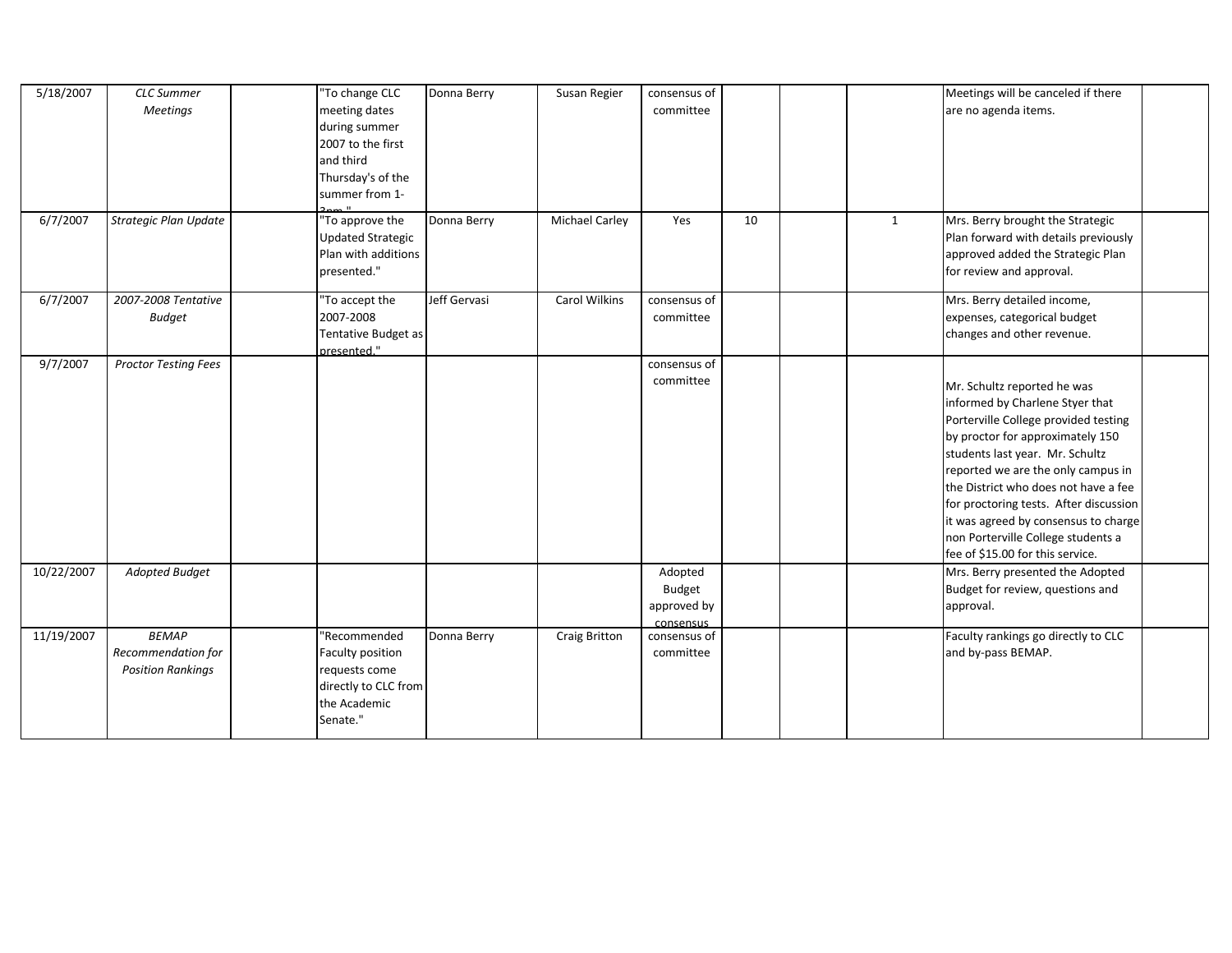| | | | | | | | | | | | |
|---|---|---|---|---|---|---|---|---|---|---|---|
| 5/18/2007 | *CLC Summer Meetings* | | "To change CLC meeting dates during summer 2007 to the first and third Thursday's of the summer from 1-3pm." | Donna Berry | Susan Regier | consensus of committee | | | | Meetings will be canceled if there are no agenda items. | |
| 6/7/2007 | *Strategic Plan Update* | | "To approve the Updated Strategic Plan with additions presented." | Donna Berry | Michael Carley | Yes | 10 | | 1 | Mrs. Berry brought the Strategic Plan forward with details previously approved added the Strategic Plan for review and approval. | |
| 6/7/2007 | *2007-2008 Tentative Budget* | | "To accept the 2007-2008 Tentative Budget as presented." | Jeff Gervasi | Carol Wilkins | consensus of committee | | | | Mrs. Berry detailed income, expenses, categorical budget changes and other revenue. | |
| 9/7/2007 | *Proctor Testing Fees* | | | | | consensus of committee | | | | Mr. Schultz reported he was informed by Charlene Styer that Porterville College provided testing by proctor for approximately 150 students last year. Mr. Schultz reported we are the only campus in the District who does not have a fee for proctoring tests. After discussion it was agreed by consensus to charge non Porterville College students a fee of $15.00 for this service. | |
| 10/22/2007 | *Adopted Budget* | | | | | Adopted Budget approved by consensus | | | | Mrs. Berry presented the Adopted Budget for review, questions and approval. | |
| 11/19/2007 | *BEMAP Recommendation for Position Rankings* | | "Recommended Faculty position requests come directly to CLC from the Academic Senate." | Donna Berry | Craig Britton | consensus of committee | | | | Faculty rankings go directly to CLC and by-pass BEMAP. | |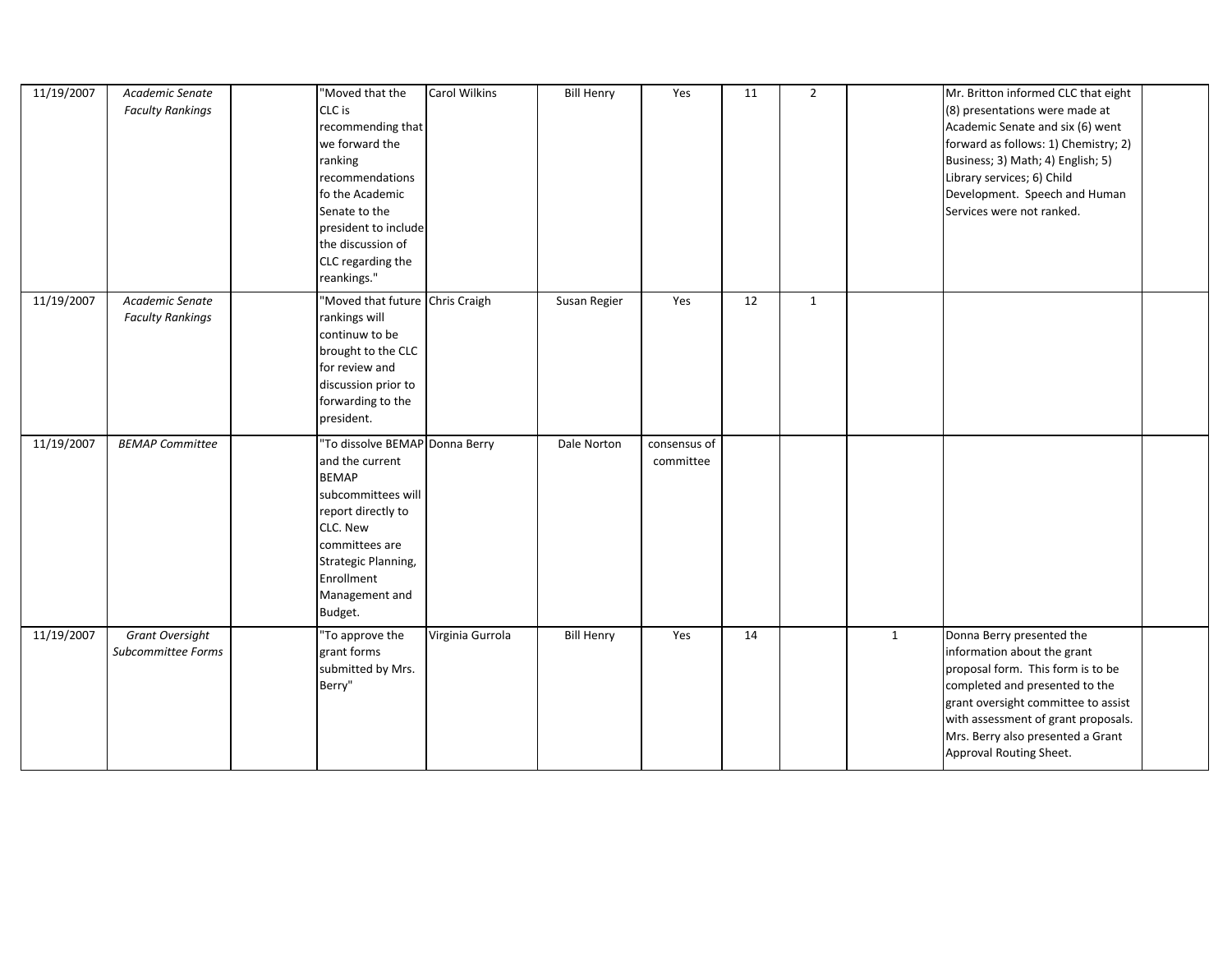| | | | | | | | | | | | |
|---|---|---|---|---|---|---|---|---|---|---|---|
| 11/19/2007 | *Academic Senate Faculty Rankings* | | "Moved that the CLC is recommending that we forward the ranking recommendations fo the Academic Senate to the president to include the discussion of CLC regarding the reankings." | Carol Wilkins | Bill Henry | Yes | 11 | 2 | | Mr. Britton informed CLC that eight (8) presentations were made at Academic Senate and six (6) went forward as follows: 1) Chemistry; 2) Business; 3) Math; 4) English; 5) Library services; 6) Child Development. Speech and Human Services were not ranked. | |
| 11/19/2007 | *Academic Senate Faculty Rankings* | | "Moved that future rankings will continuw to be brought to the CLC for review and discussion prior to forwarding to the president. | Chris Craigh | Susan Regier | Yes | 12 | 1 | | | |
| 11/19/2007 | *BEMAP Committee* | | "To dissolve BEMAP and the current BEMAP subcommittees will report directly to CLC. New committees are Strategic Planning, Enrollment Management and Budget. | Donna Berry | Dale Norton | consensus of committee | | | | | |
| 11/19/2007 | *Grant Oversight Subcommittee Forms* | | "To approve the grant forms submitted by Mrs. Berry" | Virginia Gurrola | Bill Henry | Yes | 14 | | 1 | Donna Berry presented the information about the grant proposal form. This form is to be completed and presented to the grant oversight committee to assist with assessment of grant proposals. Mrs. Berry also presented a Grant Approval Routing Sheet. | |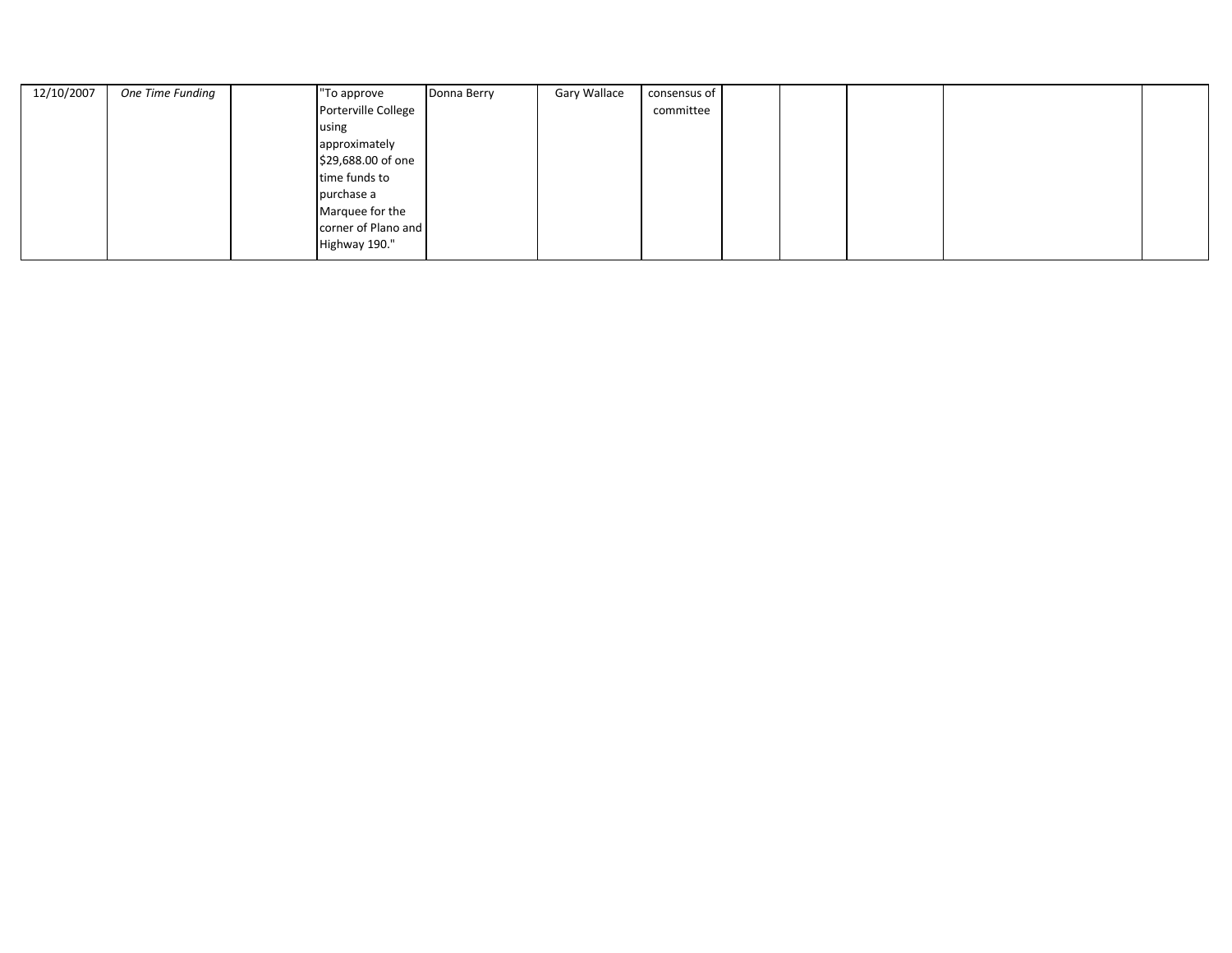| | | | | | | | | | | | |
|---|---|---|---|---|---|---|---|---|---|---|---|
| 12/10/2007 | *One Time Funding* | | "To approve Porterville College using approximately $29,688.00 of one time funds to purchase a Marquee for the corner of Plano and Highway 190." | Donna Berry | Gary Wallace | consensus of committee | | | | | |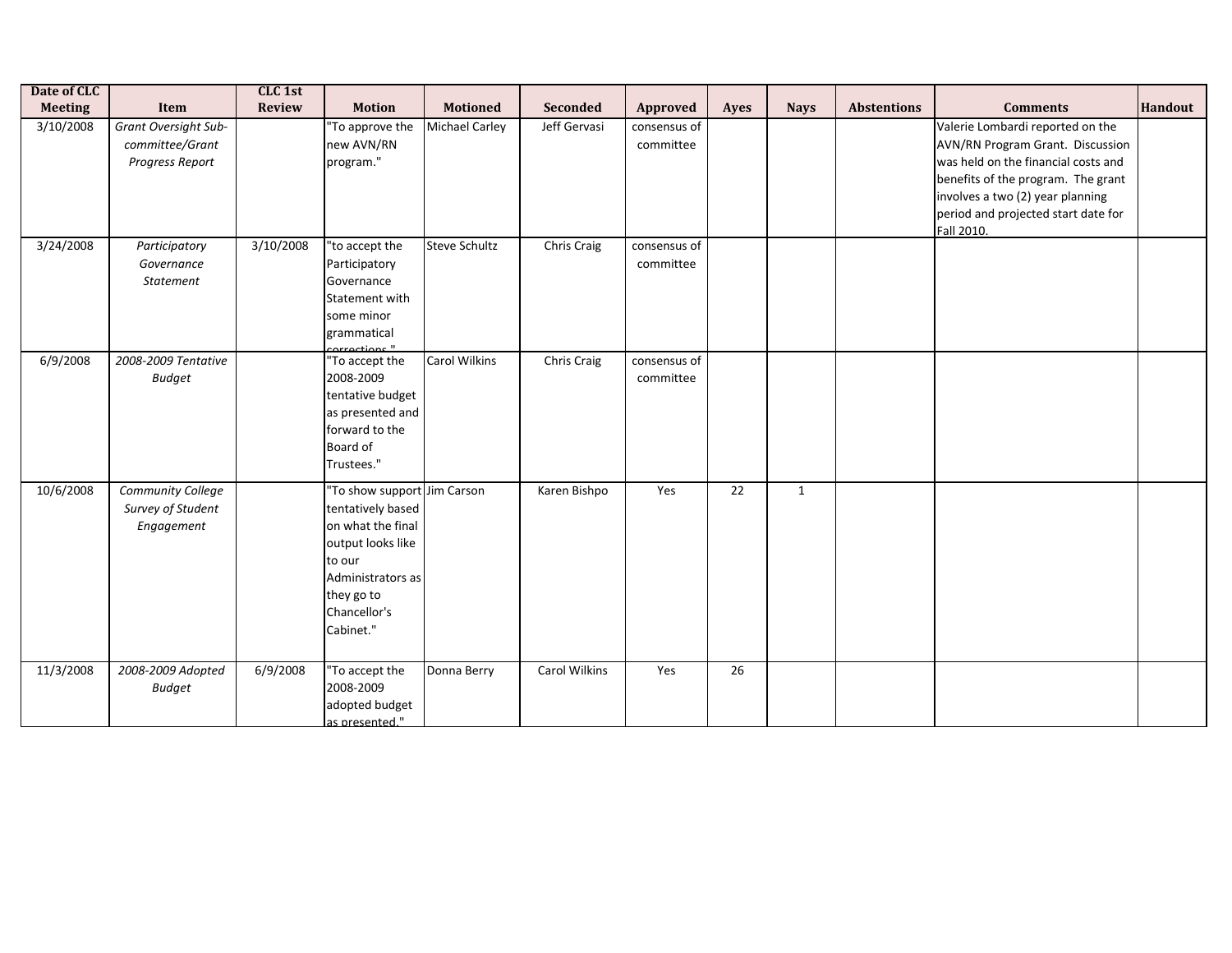| Date of CLC Meeting | Item | CLC 1st Review | Motion | Motioned | Seconded | Approved | Ayes | Nays | Abstentions | Comments | Handout |
|---|---|---|---|---|---|---|---|---|---|---|---|
| 3/10/2008 | *Grant Oversight Sub-committee/Grant Progress Report* | | "To approve the new AVN/RN program." | Michael Carley | Jeff Gervasi | consensus of committee | | | | Valerie Lombardi reported on the AVN/RN Program Grant. Discussion was held on the financial costs and benefits of the program. The grant involves a two (2) year planning period and projected start date for Fall 2010. | |
| 3/24/2008 | *Participatory Governance Statement* | 3/10/2008 | "to accept the Participatory Governance Statement with some minor grammatical corrections." | Steve Schultz | Chris Craig | consensus of committee | | | | | |
| 6/9/2008 | *2008-2009 Tentative Budget* | | "To accept the 2008-2009 tentative budget as presented and forward to the Board of Trustees." | Carol Wilkins | Chris Craig | consensus of committee | | | | | |
| 10/6/2008 | *Community College Survey of Student Engagement* | | "To show support tentatively based on what the final output looks like to our Administrators as they go to Chancellor's Cabinet." | Jim Carson | Karen Bishpo | Yes | 22 | 1 | | | |
| 11/3/2008 | *2008-2009 Adopted Budget* | 6/9/2008 | "To accept the 2008-2009 adopted budget as presented." | Donna Berry | Carol Wilkins | Yes | 26 | | | | |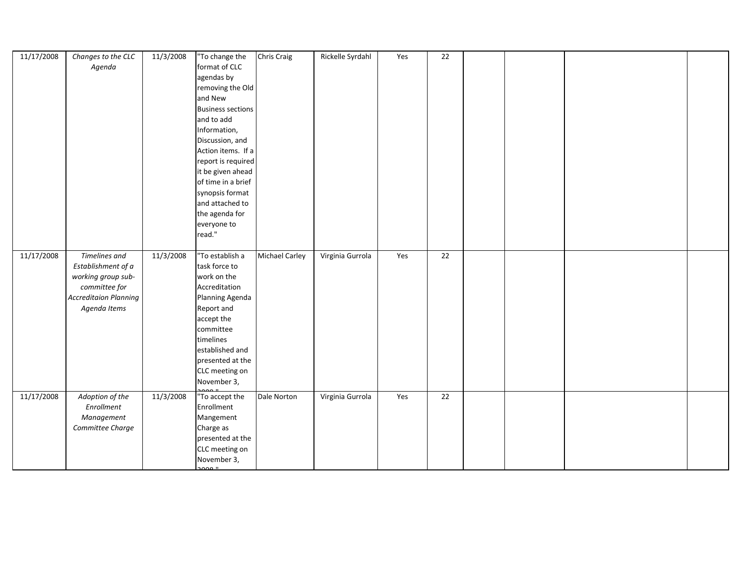| | | | | | | | | | | | |
|---|---|---|---|---|---|---|---|---|---|---|---|
| 11/17/2008 | *Changes to the CLC Agenda* | 11/3/2008 | "To change the format of CLC agendas by removing the Old and New Business sections and to add Information, Discussion, and Action items. If a report is required it be given ahead of time in a brief synopsis format and attached to the agenda for everyone to read." | Chris Craig | Rickelle Syrdahl | Yes | 22 | | | | |
| 11/17/2008 | *Timelines and Establishment of a working group sub-committee for Accreditaion Planning Agenda Items* | 11/3/2008 | "To establish a task force to work on the Accreditation Planning Agenda Report and accept the committee timelines established and presented at the CLC meeting on November 3, 2008." | Michael Carley | Virginia Gurrola | Yes | 22 | | | | |
| 11/17/2008 | *Adoption of the Enrollment Management Committee Charge* | 11/3/2008 | "To accept the Enrollment Mangement Charge as presented at the CLC meeting on November 3, 2008." | Dale Norton | Virginia Gurrola | Yes | 22 | | | | |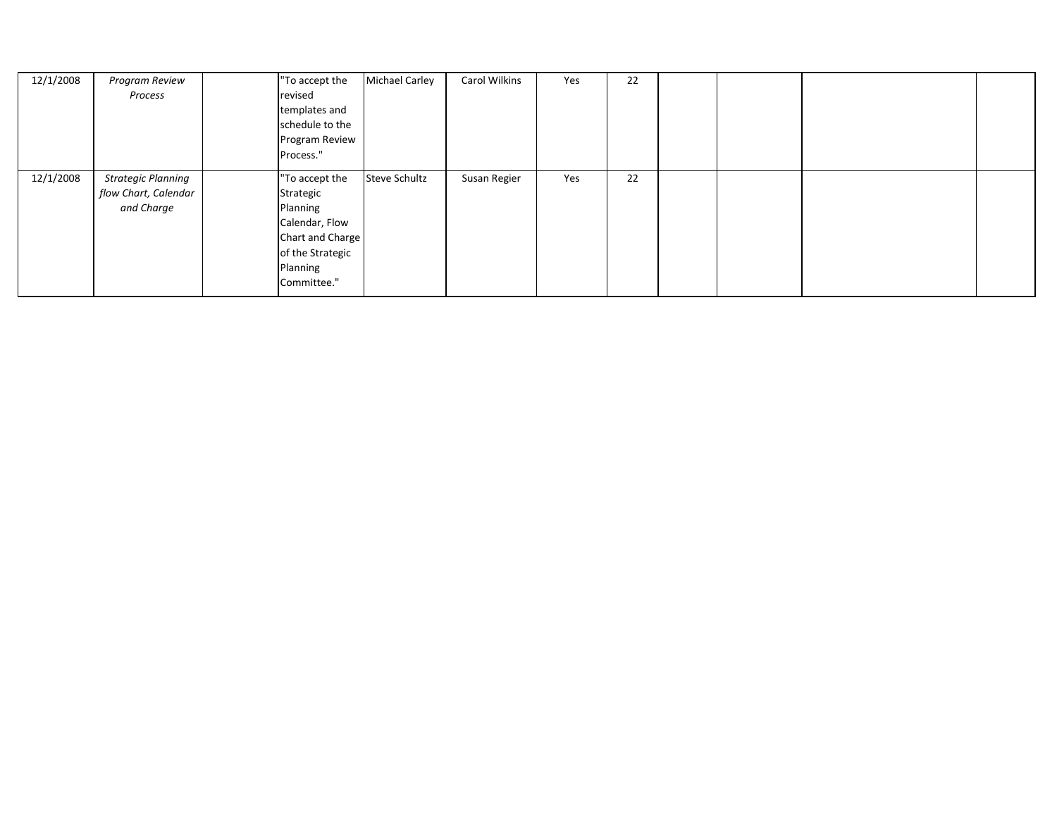| | | | | | | | | | | | | |
|---|---|---|---|---|---|---|---|---|---|---|---|---|
| 12/1/2008 | *Program Review Process* | | "To accept the revised templates and schedule to the Program Review Process." | Michael Carley | Carol Wilkins | Yes | 22 | | | | | |
| 12/1/2008 | *Strategic Planning flow Chart, Calendar and Charge* | | "To accept the Strategic Planning Calendar, Flow Chart and Charge of the Strategic Planning Committee." | Steve Schultz | Susan Regier | Yes | 22 | | | | | |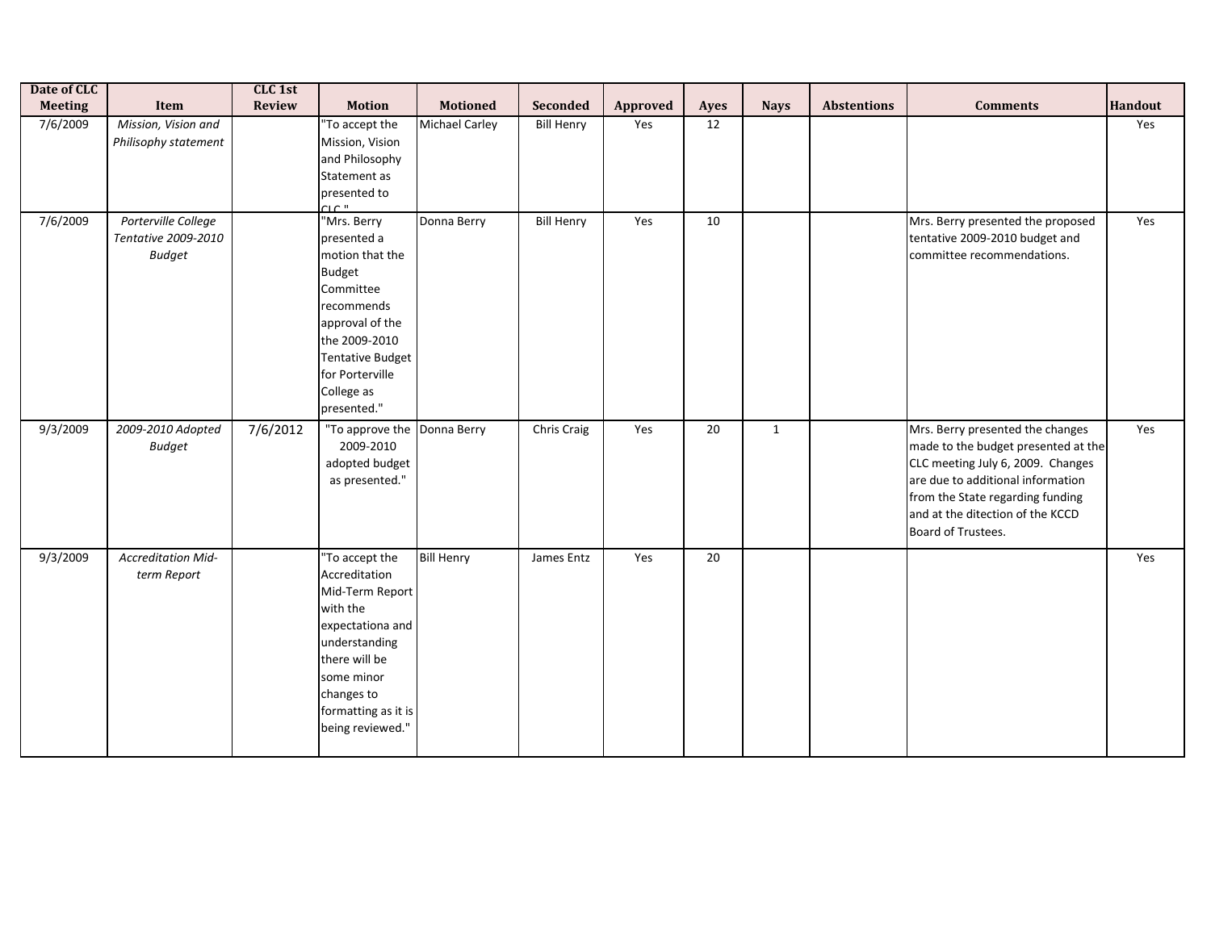| Date of CLC Meeting | Item | CLC 1st Review | Motion | Motioned | Seconded | Approved | Ayes | Nays | Abstentions | Comments | Handout |
|---|---|---|---|---|---|---|---|---|---|---|---|
| 7/6/2009 | *Mission, Vision and Philisophy statement* | | "To accept the Mission, Vision and Philosophy Statement as presented to CLC." | Michael Carley | Bill Henry | Yes | 12 | | | | Yes |
| 7/6/2009 | *Porterville College Tentative 2009-2010 Budget* | | "Mrs. Berry presented a motion that the Budget Committee recommends approval of the the 2009-2010 Tentative Budget for Porterville College as presented." | Donna Berry | Bill Henry | Yes | 10 | | | Mrs. Berry presented the proposed tentative 2009-2010 budget and committee recommendations. | Yes |
| 9/3/2009 | *2009-2010 Adopted Budget* | 7/6/2012 | "To approve the 2009-2010 adopted budget as presented." | Donna Berry | Chris Craig | Yes | 20 | 1 | | Mrs. Berry presented the changes made to the budget presented at the CLC meeting July 6, 2009. Changes are due to additional information from the State regarding funding and at the ditection of the KCCD Board of Trustees. | Yes |
| 9/3/2009 | *Accreditation Mid-term Report* | | "To accept the Accreditation Mid-Term Report with the expectationa and understanding there will be some minor changes to formatting as it is being reviewed." | Bill Henry | James Entz | Yes | 20 | | | | Yes |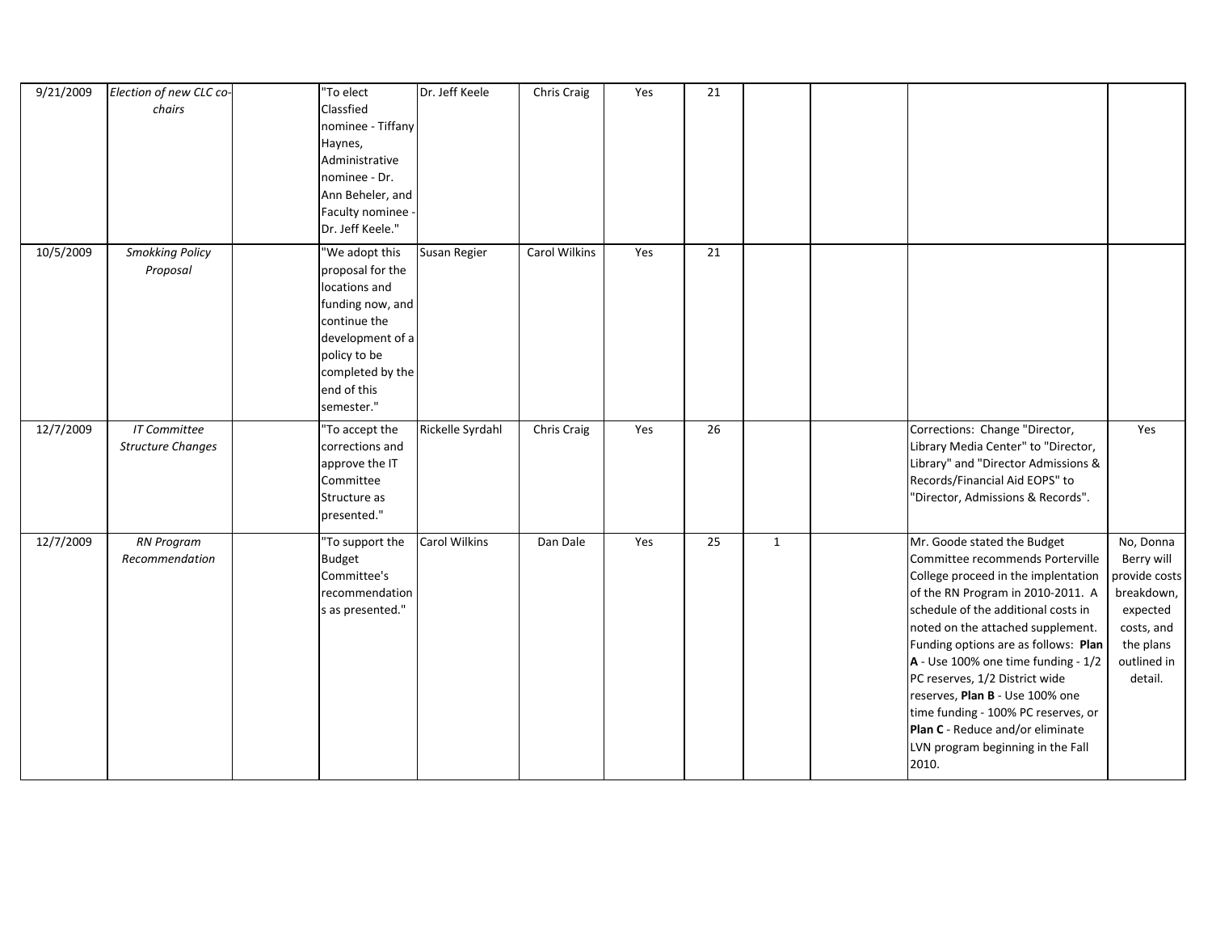| | | | | | | | | | | | |
|---|---|---|---|---|---|---|---|---|---|---|---|
| 9/21/2009 | *Election of new CLC co-chairs* | | "To elect Classfied nominee - Tiffany Haynes, Administrative nominee - Dr. Ann Beheler, and Faculty nominee - Dr. Jeff Keele." | Dr. Jeff Keele | Chris Craig | Yes | 21 | | | | |
| 10/5/2009 | *Smokking Policy Proposal* | | "We adopt this proposal for the locations and funding now, and continue the development of a policy to be completed by the end of this semester." | Susan Regier | Carol Wilkins | Yes | 21 | | | | |
| 12/7/2009 | *IT Committee Structure Changes* | | "To accept the corrections and approve the IT Committee Structure as presented." | Rickelle Syrdahl | Chris Craig | Yes | 26 | | | Corrections: Change "Director, Library Media Center" to "Director, Library" and "Director Admissions & Records/Financial Aid EOPS" to "Director, Admissions & Records". | Yes |
| 12/7/2009 | *RN Program Recommendation* | | "To support the Budget Committee's recommendations as presented." | Carol Wilkins | Dan Dale | Yes | 25 | 1 | | Mr. Goode stated the Budget Committee recommends Porterville College proceed in the implentation of the RN Program in 2010-2011. A schedule of the additional costs in noted on the attached supplement. Funding options are as follows: **Plan A** - Use 100% one time funding - 1/2 PC reserves, 1/2 District wide reserves, **Plan B** - Use 100% one time funding - 100% PC reserves, or **Plan C** - Reduce and/or eliminate LVN program beginning in the Fall 2010. | No, Donna Berry will provide costs breakdown, expected costs, and the plans outlined in detail. |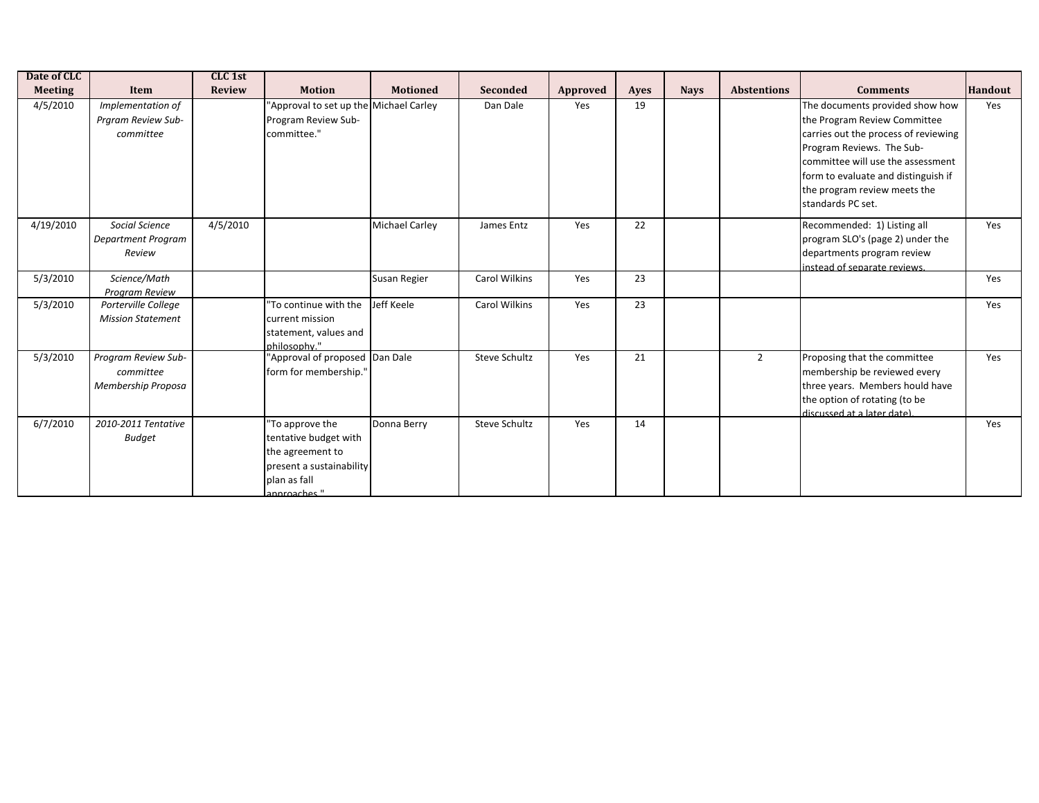| Date of CLC Meeting | Item | CLC 1st Review | Motion | Motioned | Seconded | Approved | Ayes | Nays | Abstentions | Comments | Handout |
|---|---|---|---|---|---|---|---|---|---|---|---|
| 4/5/2010 | *Implementation of Prgram Review Sub-committee* | | "Approval to set up the Program Review Sub-committee." | Michael Carley | Dan Dale | Yes | 19 | | | The documents provided show how the Program Review Committee carries out the process of reviewing Program Reviews. The Sub-committee will use the assessment form to evaluate and distinguish if the program review meets the standards PC set. | Yes |
| 4/19/2010 | *Social Science Department Program Review* | 4/5/2010 | | Michael Carley | James Entz | Yes | 22 | | | Recommended: 1) Listing all program SLO's (page 2) under the departments program review instead of separate reviews. | Yes |
| 5/3/2010 | *Science/Math Program Review* | | | Susan Regier | Carol Wilkins | Yes | 23 | | | | Yes |
| 5/3/2010 | *Porterville College Mission Statement* | | "To continue with the current mission statement, values and philosophy." | Jeff Keele | Carol Wilkins | Yes | 23 | | | | Yes |
| 5/3/2010 | *Program Review Sub-committee Membership Proposa* | | "Approval of proposed form for membership." | Dan Dale | Steve Schultz | Yes | 21 | | 2 | Proposing that the committee membership be reviewed every three years. Members hould have the option of rotating (to be discussed at a later date). | Yes |
| 6/7/2010 | *2010-2011 Tentative Budget* | | "To approve the tentative budget with the agreement to present a sustainability plan as fall approaches." | Donna Berry | Steve Schultz | Yes | 14 | | | | Yes |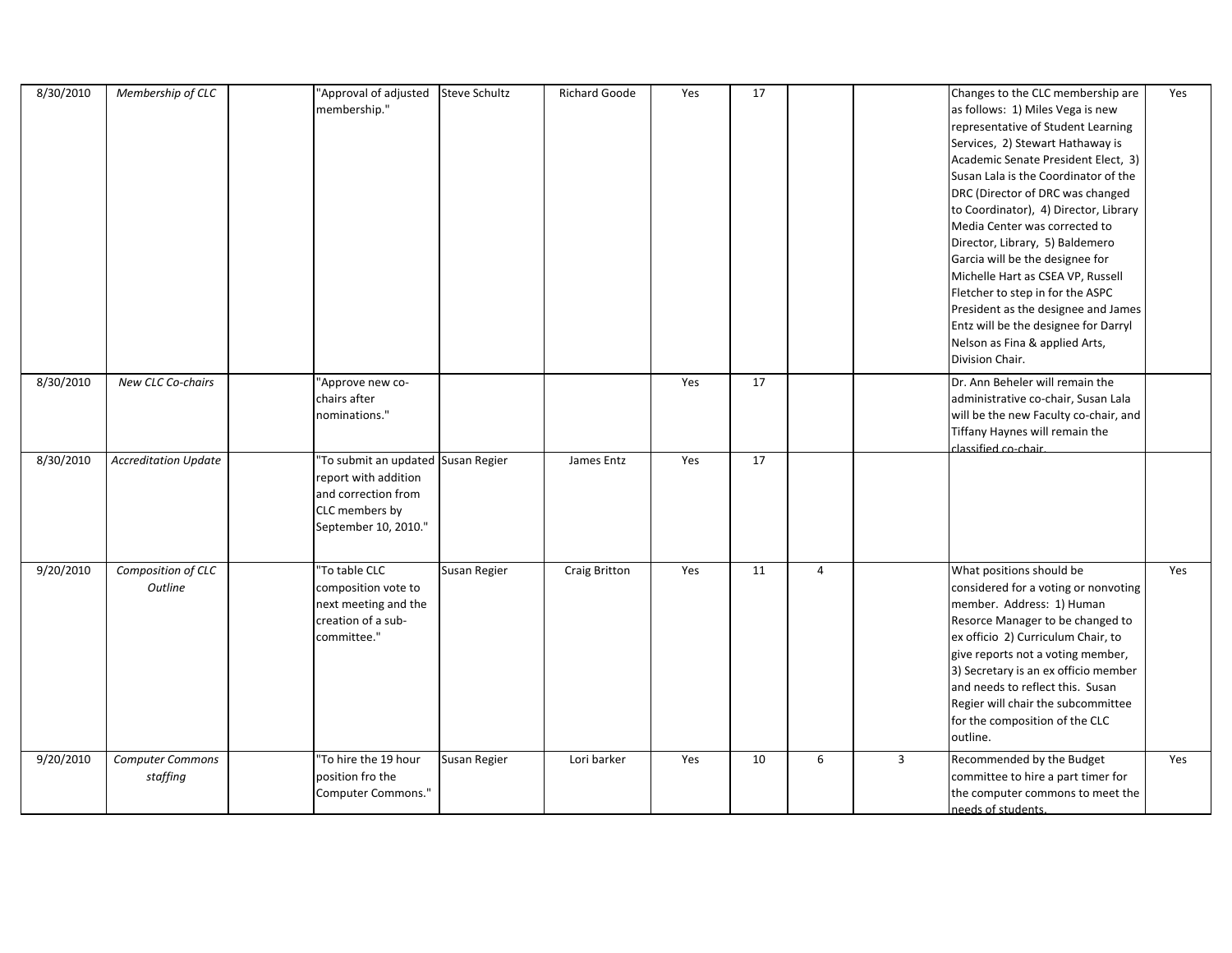| | | | | | | | | | | | |
|---|---|---|---|---|---|---|---|---|---|---|---|
| 8/30/2010 | *Membership of CLC* | | "Approval of adjusted membership." | Steve Schultz | Richard Goode | Yes | 17 | | | Changes to the CLC membership are as follows: 1) Miles Vega is new representative of Student Learning Services, 2) Stewart Hathaway is Academic Senate President Elect, 3) Susan Lala is the Coordinator of the DRC (Director of DRC was changed to Coordinator), 4) Director, Library Media Center was corrected to Director, Library, 5) Baldemero Garcia will be the designee for Michelle Hart as CSEA VP, Russell Fletcher to step in for the ASPC President as the designee and James Entz will be the designee for Darryl Nelson as Fina & applied Arts, Division Chair. | Yes |
| 8/30/2010 | *New CLC Co-chairs* | | "Approve new co-chairs after nominations." | | | Yes | 17 | | | Dr. Ann Beheler will remain the administrative co-chair, Susan Lala will be the new Faculty co-chair, and Tiffany Haynes will remain the classified co-chair. | |
| 8/30/2010 | *Accreditation Update* | | "To submit an updated report with addition and correction from CLC members by September 10, 2010." | Susan Regier | James Entz | Yes | 17 | | | | |
| 9/20/2010 | *Composition of CLC Outline* | | "To table CLC composition vote to next meeting and the creation of a sub-committee." | Susan Regier | Craig Britton | Yes | 11 | 4 | | What positions should be considered for a voting or nonvoting member. Address: 1) Human Resorce Manager to be changed to ex officio 2) Curriculum Chair, to give reports not a voting member, 3) Secretary is an ex officio member and needs to reflect this. Susan Regier will chair the subcommittee for the composition of the CLC outline. | Yes |
| 9/20/2010 | *Computer Commons staffing* | | "To hire the 19 hour position fro the Computer Commons." | Susan Regier | Lori barker | Yes | 10 | 6 | 3 | Recommended by the Budget committee to hire a part timer for the computer commons to meet the needs of students. | Yes |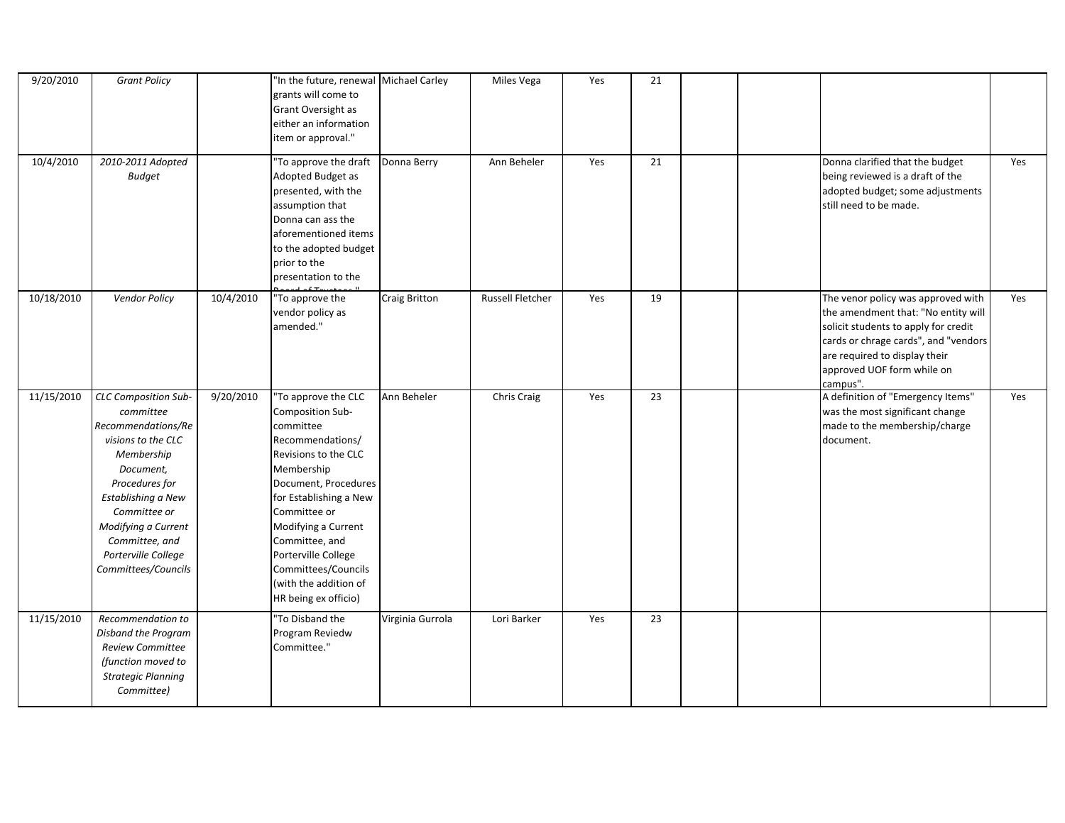| | | | | | | | | | | | |
|---|---|---|---|---|---|---|---|---|---|---|---|
| 9/20/2010 | *Grant Policy* | | "In the future, renewal grants will come to Grant Oversight as either an information item or approval." | Michael Carley | Miles Vega | Yes | 21 | | | | |
| 10/4/2010 | *2010-2011 Adopted Budget* | | "To approve the draft Adopted Budget as presented, with the assumption that Donna can ass the aforementioned items to the adopted budget prior to the presentation to the Board of Trustees." | Donna Berry | Ann Beheler | Yes | 21 | | | Donna clarified that the budget being reviewed is a draft of the adopted budget; some adjustments still need to be made. | Yes |
| 10/18/2010 | *Vendor Policy* | 10/4/2010 | "To approve the vendor policy as amended." | Craig Britton | Russell Fletcher | Yes | 19 | | | The venor policy was approved with the amendment that: "No entity will solicit students to apply for credit cards or chrage cards", and "vendors are required to display their approved UOF form while on campus". | Yes |
| 11/15/2010 | *CLC Composition Sub-committee Recommendations/Revisions to the CLC Membership Document, Procedures for Establishing a New Committee or Modifying a Current Committee, and Porterville College Committees/Councils* | 9/20/2010 | "To approve the CLC Composition Sub-committee Recommendations/ Revisions to the CLC Membership Document, Procedures for Establishing a New Committee or Modifying a Current Committee, and Porterville College Committees/Councils (with the addition of HR being ex officio) | Ann Beheler | Chris Craig | Yes | 23 | | | A definition of "Emergency Items" was the most significant change made to the membership/charge document. | Yes |
| 11/15/2010 | *Recommendation to Disband the Program Review Committee (function moved to Strategic Planning Committee)* | | "To Disband the Program Reviedw Committee." | Virginia Gurrola | Lori Barker | Yes | 23 | | | | |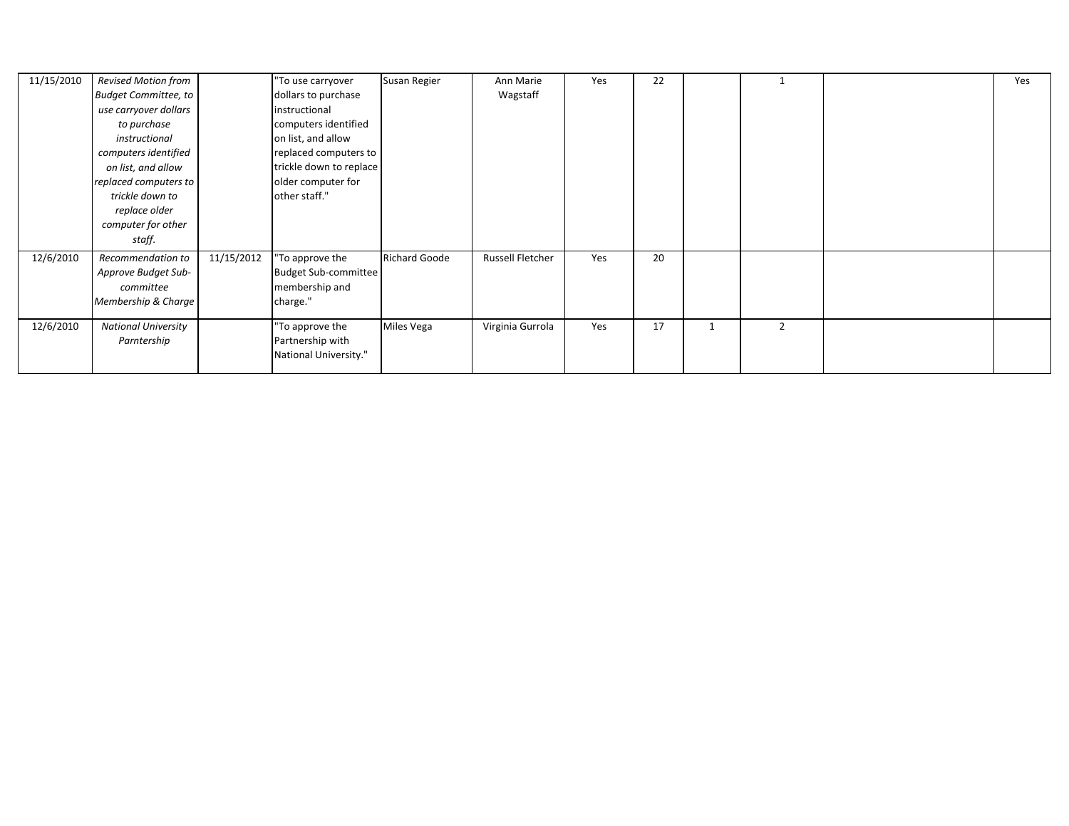| | | | | | | | | | | | |
|---|---|---|---|---|---|---|---|---|---|---|---|
| 11/15/2010 | *Revised Motion from Budget Committee, to use carryover dollars to purchase instructional computers identified on list, and allow replaced computers to trickle down to replace older computer for other staff.* | | "To use carryover dollars to purchase instructional computers identified on list, and allow replaced computers to trickle down to replace older computer for other staff." | Susan Regier | Ann Marie Wagstaff | Yes | 22 | | 1 | | Yes |
| 12/6/2010 | *Recommendation to Approve Budget Sub-committee Membership & Charge* | 11/15/2012 | "To approve the Budget Sub-committee membership and charge." | Richard Goode | Russell Fletcher | Yes | 20 | | | | |
| 12/6/2010 | *National University Parntership* | | "To approve the Partnership with National University." | Miles Vega | Virginia Gurrola | Yes | 17 | 1 | 2 | | |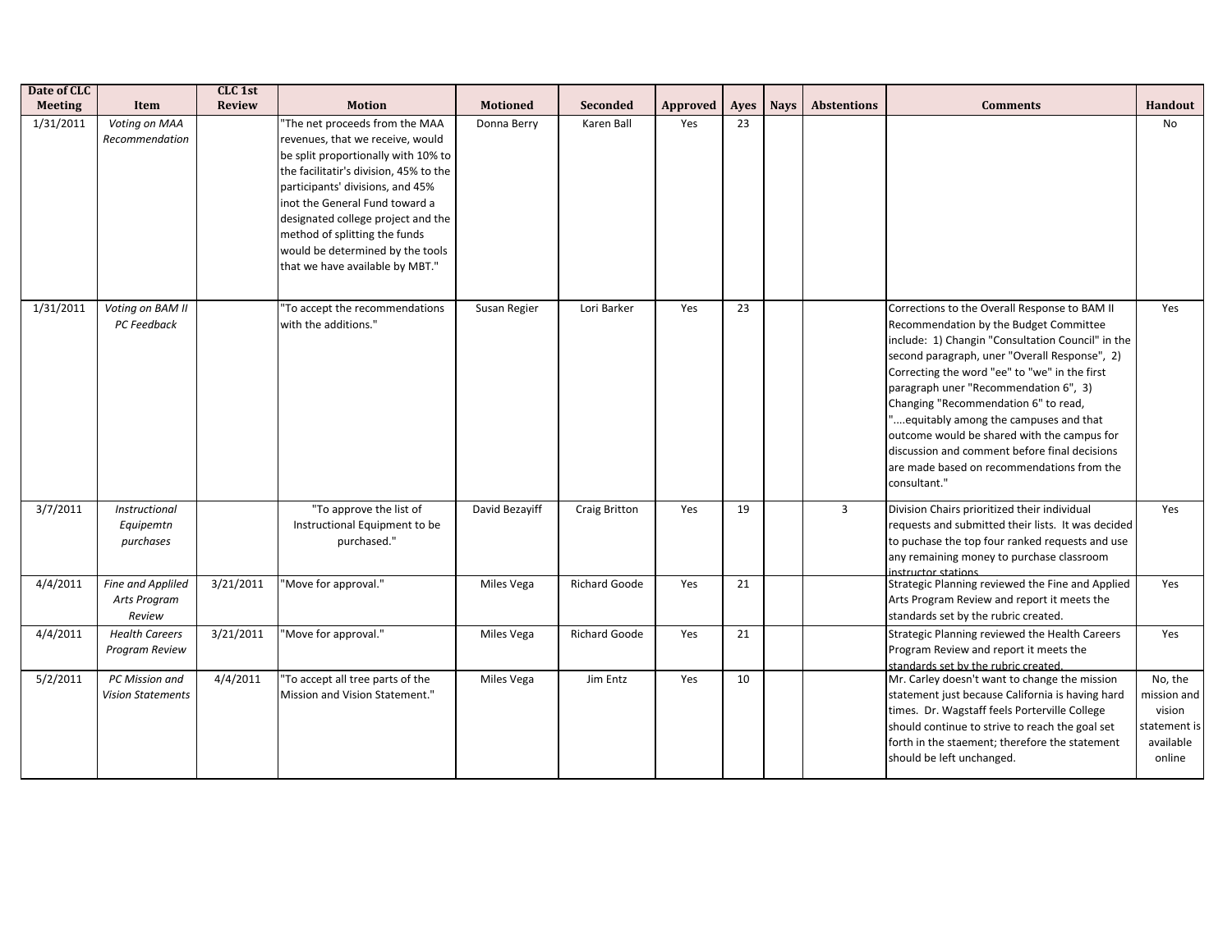| Date of CLC Meeting | Item | CLC 1st Review | Motion | Motioned | Seconded | Approved | Ayes | Nays | Abstentions | Comments | Handout |
|---|---|---|---|---|---|---|---|---|---|---|---|
| 1/31/2011 | *Voting on MAA Recommendation* | | "The net proceeds from the MAA revenues, that we receive, would be split proportionally with 10% to the facilitatir's division, 45% to the participants' divisions, and 45% inot the General Fund toward a designated college project and the method of splitting the funds would be determined by the tools that we have available by MBT." | Donna Berry | Karen Ball | Yes | 23 | | | | No |
| 1/31/2011 | *Voting on BAM II PC Feedback* | | "To accept the recommendations with the additions." | Susan Regier | Lori Barker | Yes | 23 | | | Corrections to the Overall Response to BAM II Recommendation by the Budget Committee include: 1) Changin "Consultation Council" in the second paragraph, uner "Overall Response", 2) Correcting the word "ee" to "we" in the first paragraph uner "Recommendation 6", 3) Changing "Recommendation 6" to read, "....equitably among the campuses and that outcome would be shared with the campus for discussion and comment before final decisions are made based on recommendations from the consultant." | Yes |
| 3/7/2011 | *Instructional Equipemtn purchases* | | "To approve the list of Instructional Equipment to be purchased." | David Bezayiff | Craig Britton | Yes | 19 | | 3 | Division Chairs prioritized their individual requests and submitted their lists. It was decided to puchase the top four ranked requests and use any remaining money to purchase classroom instructor stations. | Yes |
| 4/4/2011 | *Fine and Appliled Arts Program Review* | 3/21/2011 | "Move for approval." | Miles Vega | Richard Goode | Yes | 21 | | | Strategic Planning reviewed the Fine and Applied Arts Program Review and report it meets the standards set by the rubric created. | Yes |
| 4/4/2011 | *Health Careers Program Review* | 3/21/2011 | "Move for approval." | Miles Vega | Richard Goode | Yes | 21 | | | Strategic Planning reviewed the Health Careers Program Review and report it meets the standards set by the rubric created. | Yes |
| 5/2/2011 | *PC Mission and Vision Statements* | 4/4/2011 | "To accept all tree parts of the Mission and Vision Statement." | Miles Vega | Jim Entz | Yes | 10 | | | Mr. Carley doesn't want to change the mission statement just because California is having hard times. Dr. Wagstaff feels Porterville College should continue to strive to reach the goal set forth in the staement; therefore the statement should be left unchanged. | No, the mission and vision statement is available online |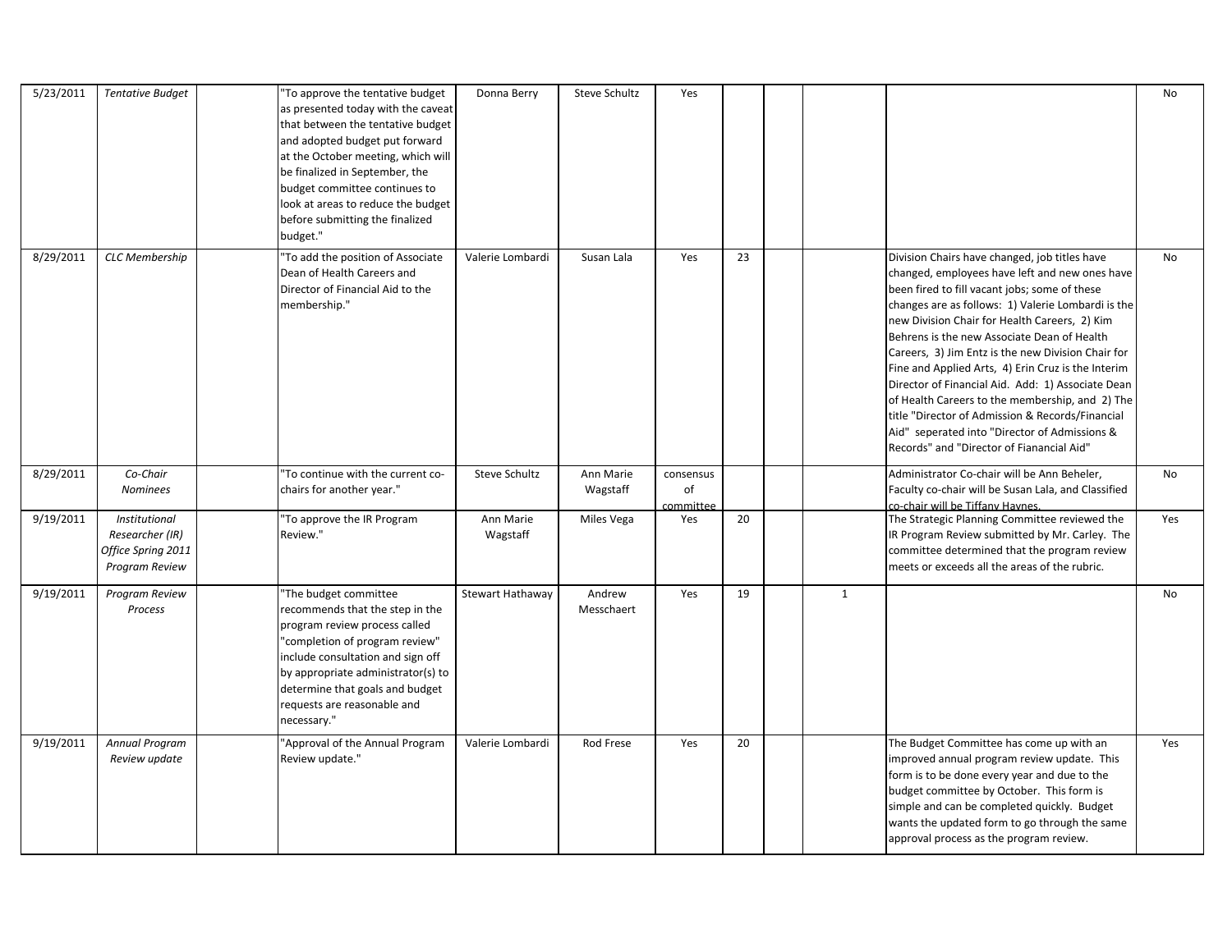| | | | | | | | | | | | |
|---|---|---|---|---|---|---|---|---|---|---|---|
| 5/23/2011 | *Tentative Budget* | | "To approve the tentative budget as presented today with the caveat that between the tentative budget and adopted budget put forward at the October meeting, which will be finalized in September, the budget committee continues to look at areas to reduce the budget before submitting the finalized budget." | Donna Berry | Steve Schultz | Yes | | | | | No |
| 8/29/2011 | *CLC Membership* | | "To add the position of Associate Dean of Health Careers and Director of Financial Aid to the membership." | Valerie Lombardi | Susan Lala | Yes | 23 | | | Division Chairs have changed, job titles have changed, employees have left and new ones have been fired to fill vacant jobs; some of these changes are as follows: 1) Valerie Lombardi is the new Division Chair for Health Careers, 2) Kim Behrens is the new Associate Dean of Health Careers, 3) Jim Entz is the new Division Chair for Fine and Applied Arts, 4) Erin Cruz is the Interim Director of Financial Aid. Add: 1) Associate Dean of Health Careers to the membership, and 2) The title "Director of Admission & Records/Financial Aid" seperated into "Director of Admissions & Records" and "Director of Fianancial Aid" | No |
| 8/29/2011 | *Co-Chair Nominees* | | "To continue with the current co-chairs for another year." | Steve Schultz | Ann Marie Wagstaff | consensus of committee | | | | Administrator Co-chair will be Ann Beheler, Faculty co-chair will be Susan Lala, and Classified co-chair will be Tiffany Haynes. | No |
| 9/19/2011 | *Institutional Researcher (IR) Office Spring 2011 Program Review* | | "To approve the IR Program Review." | Ann Marie Wagstaff | Miles Vega | Yes | 20 | | | The Strategic Planning Committee reviewed the IR Program Review submitted by Mr. Carley. The committee determined that the program review meets or exceeds all the areas of the rubric. | Yes |
| 9/19/2011 | *Program Review Process* | | "The budget committee recommends that the step in the program review process called "completion of program review" include consultation and sign off by appropriate administrator(s) to determine that goals and budget requests are reasonable and necessary." | Stewart Hathaway | Andrew Messchaert | Yes | 19 | | 1 | | No |
| 9/19/2011 | *Annual Program Review update* | | "Approval of the Annual Program Review update." | Valerie Lombardi | Rod Frese | Yes | 20 | | | The Budget Committee has come up with an improved annual program review update. This form is to be done every year and due to the budget committee by October. This form is simple and can be completed quickly. Budget wants the updated form to go through the same approval process as the program review. | Yes |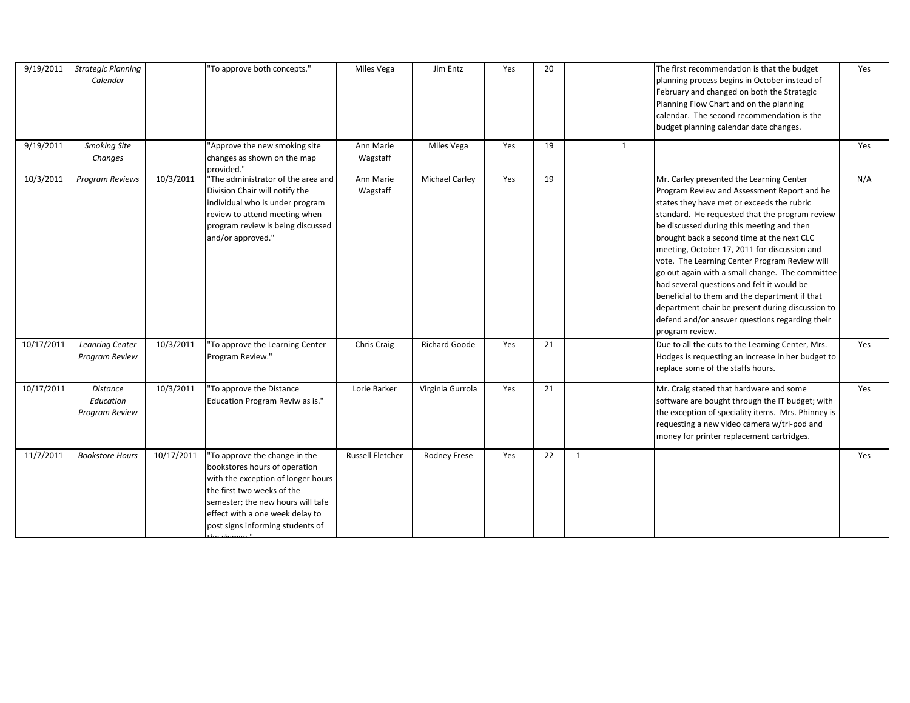| | | | | | | | | | | | |
|---|---|---|---|---|---|---|---|---|---|---|---|
| 9/19/2011 | *Strategic Planning Calendar* | | "To approve both concepts." | Miles Vega | Jim Entz | Yes | 20 | | | The first recommendation is that the budget planning process begins in October instead of February and changed on both the Strategic Planning Flow Chart and on the planning calendar. The second recommendation is the budget planning calendar date changes. | Yes |
| 9/19/2011 | *Smoking Site Changes* | | "Approve the new smoking site changes as shown on the map provided." | Ann Marie Wagstaff | Miles Vega | Yes | 19 | | 1 | | Yes |
| 10/3/2011 | *Program Reviews* | 10/3/2011 | "The administrator of the area and Division Chair will notify the individual who is under program review to attend meeting when program review is being discussed and/or approved." | Ann Marie Wagstaff | Michael Carley | Yes | 19 | | | Mr. Carley presented the Learning Center Program Review and Assessment Report and he states they have met or exceeds the rubric standard. He requested that the program review be discussed during this meeting and then brought back a second time at the next CLC meeting, October 17, 2011 for discussion and vote. The Learning Center Program Review will go out again with a small change. The committee had several questions and felt it would be beneficial to them and the department if that department chair be present during discussion to defend and/or answer questions regarding their program review. | N/A |
| 10/17/2011 | *Leanring Center Program Review* | 10/3/2011 | "To approve the Learning Center Program Review." | Chris Craig | Richard Goode | Yes | 21 | | | Due to all the cuts to the Learning Center, Mrs. Hodges is requesting an increase in her budget to replace some of the staffs hours. | Yes |
| 10/17/2011 | *Distance Education Program Review* | 10/3/2011 | "To approve the Distance Education Program Reviw as is." | Lorie Barker | Virginia Gurrola | Yes | 21 | | | Mr. Craig stated that hardware and some software are bought through the IT budget; with the exception of speciality items. Mrs. Phinney is requesting a new video camera w/tri-pod and money for printer replacement cartridges. | Yes |
| 11/7/2011 | *Bookstore Hours* | 10/17/2011 | "To approve the change in the bookstores hours of operation with the exception of longer hours the first two weeks of the semester; the new hours will tafe effect with a one week delay to post signs informing students of the change." | Russell Fletcher | Rodney Frese | Yes | 22 | 1 | | | Yes |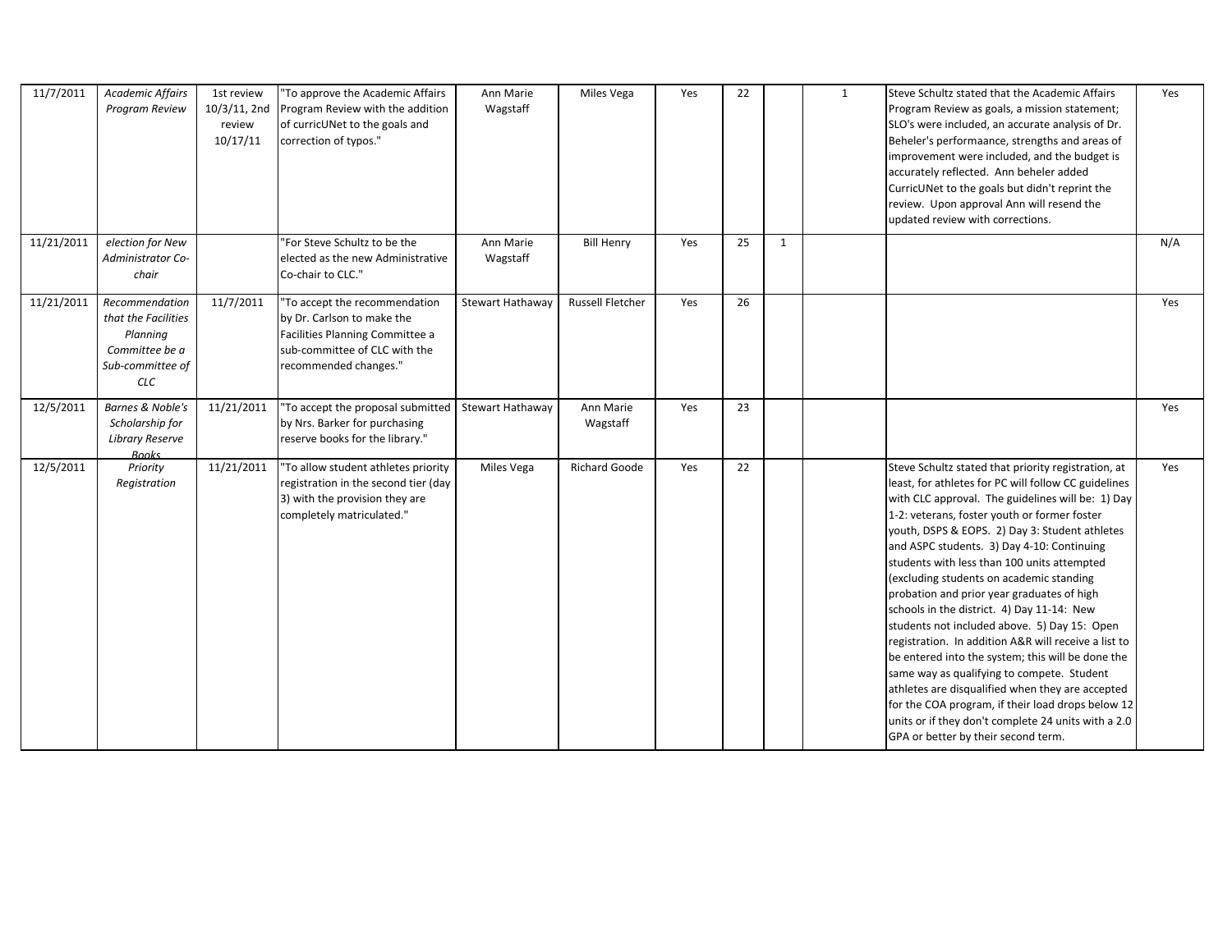| | | | | | | | | | | | |
|---|---|---|---|---|---|---|---|---|---|---|---|
| 11/7/2011 | *Academic Affairs Program Review* | 1st review 10/3/11, 2nd review 10/17/11 | "To approve the Academic Affairs Program Review with the addition of curricUNet to the goals and correction of typos." | Ann Marie Wagstaff | Miles Vega | Yes | 22 | | 1 | Steve Schultz stated that the Academic Affairs Program Review as goals, a mission statement; SLO's were included, an accurate analysis of Dr. Beheler's performaance, strengths and areas of improvement were included, and the budget is accurately reflected. Ann beheler added CurricUNet to the goals but didn't reprint the review. Upon approval Ann will resend the updated review with corrections. | Yes |
| 11/21/2011 | *election for New Administrator Co-chair* | | "For Steve Schultz to be the elected as the new Administrative Co-chair to CLC." | Ann Marie Wagstaff | Bill Henry | Yes | 25 | 1 | | | N/A |
| 11/21/2011 | *Recommendation that the Facilities Planning Committee be a Sub-committee of CLC* | 11/7/2011 | "To accept the recommendation by Dr. Carlson to make the Facilities Planning Committee a sub-committee of CLC with the recommended changes." | Stewart Hathaway | Russell Fletcher | Yes | 26 | | | | Yes |
| 12/5/2011 | *Barnes & Noble's Scholarship for Library Reserve Books* | 11/21/2011 | "To accept the proposal submitted by Nrs. Barker for purchasing reserve books for the library." | Stewart Hathaway | Ann Marie Wagstaff | Yes | 23 | | | | Yes |
| 12/5/2011 | *Priority Registration* | 11/21/2011 | "To allow student athletes priority registration in the second tier (day 3) with the provision they are completely matriculated." | Miles Vega | Richard Goode | Yes | 22 | | | Steve Schultz stated that priority registration, at least, for athletes for PC will follow CC guidelines with CLC approval. The guidelines will be: 1) Day 1-2: veterans, foster youth or former foster youth, DSPS & EOPS. 2) Day 3: Student athletes and ASPC students. 3) Day 4-10: Continuing students with less than 100 units attempted (excluding students on academic standing probation and prior year graduates of high schools in the district. 4) Day 11-14: New students not included above. 5) Day 15: Open registration. In addition A&R will receive a list to be entered into the system; this will be done the same way as qualifying to compete. Student athletes are disqualified when they are accepted for the COA program, if their load drops below 12 units or if they don't complete 24 units with a 2.0 GPA or better by their second term. | Yes |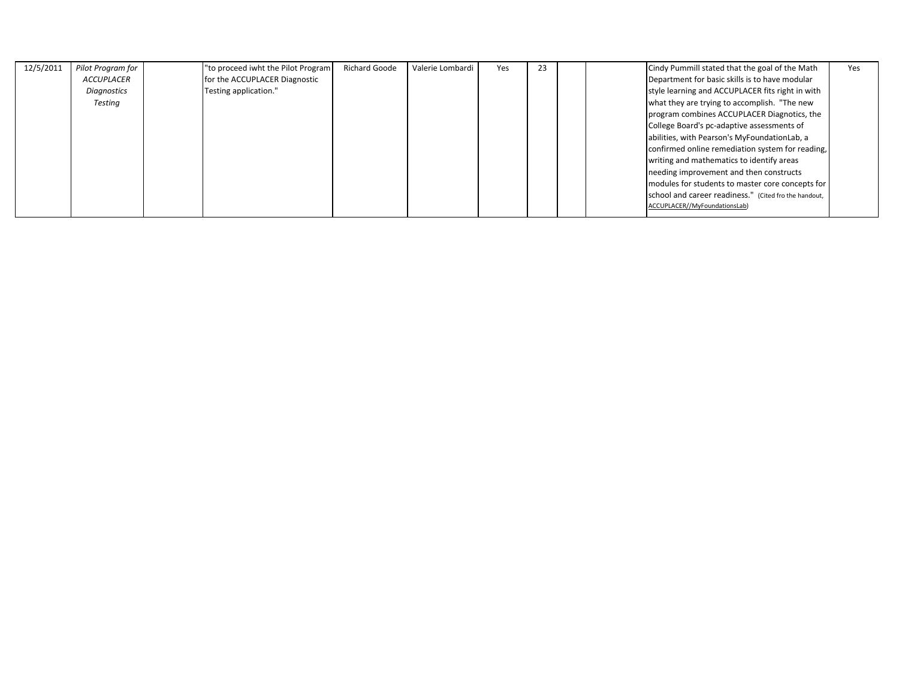| | | | | | | | | | | | |
|---|---|---|---|---|---|---|---|---|---|---|---|
| 12/5/2011 | *Pilot Program for ACCUPLACER Diagnostics Testing* | | "to proceed iwht the Pilot Program for the ACCUPLACER Diagnostic Testing application." | Richard Goode | Valerie Lombardi | Yes | 23 | | | Cindy Pummill stated that the goal of the Math Department for basic skills is to have modular style learning and ACCUPLACER fits right in with what they are trying to accomplish. "The new program combines ACCUPLACER Diagnotics, the College Board's pc-adaptive assessments of abilities, with Pearson's MyFoundationLab, a confirmed online remediation system for reading, writing and mathematics to identify areas needing improvement and then constructs modules for students to master core concepts for school and career readiness." (Cited fro the handout, ACCUPLACER//MyFoundationsLab) | Yes |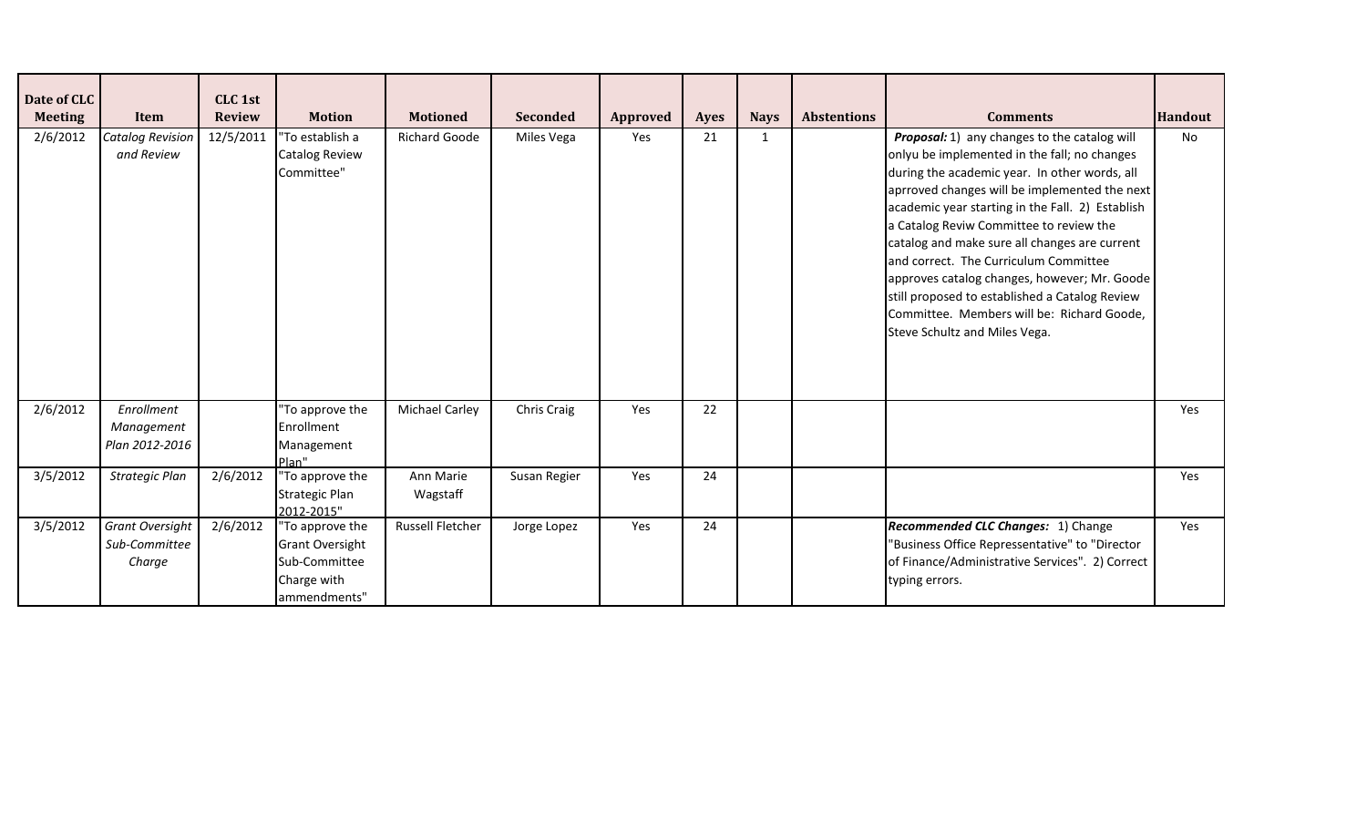| Date of CLC Meeting | Item | CLC 1st Review | Motion | Motioned | Seconded | Approved | Ayes | Nays | Abstentions | Comments | Handout |
|---|---|---|---|---|---|---|---|---|---|---|---|
| 2/6/2012 | *Catalog Revision and Review* | 12/5/2011 | "To establish a Catalog Review Committee" | Richard Goode | Miles Vega | Yes | 21 | 1 | | ***Proposal:*** 1) any changes to the catalog will onlyu be implemented in the fall; no changes during the academic year. In other words, all aprroved changes will be implemented the next academic year starting in the Fall. 2) Establish a Catalog Reviw Committee to review the catalog and make sure all changes are current and correct. The Curriculum Committee approves catalog changes, however; Mr. Goode still proposed to established a Catalog Review Committee. Members will be: Richard Goode, Steve Schultz and Miles Vega. | No |
| 2/6/2012 | *Enrollment Management Plan 2012-2016* | | "To approve the Enrollment Management Plan" | Michael Carley | Chris Craig | Yes | 22 | | | | Yes |
| 3/5/2012 | *Strategic Plan* | 2/6/2012 | "To approve the Strategic Plan 2012-2015" | Ann Marie Wagstaff | Susan Regier | Yes | 24 | | | | Yes |
| 3/5/2012 | *Grant Oversight Sub-Committee Charge* | 2/6/2012 | "To approve the Grant Oversight Sub-Committee Charge with ammendments" | Russell Fletcher | Jorge Lopez | Yes | 24 | | | ***Recommended CLC Changes:*** 1) Change "Business Office Represssentative" to "Director of Finance/Administrative Services". 2) Correct typing errors. | Yes |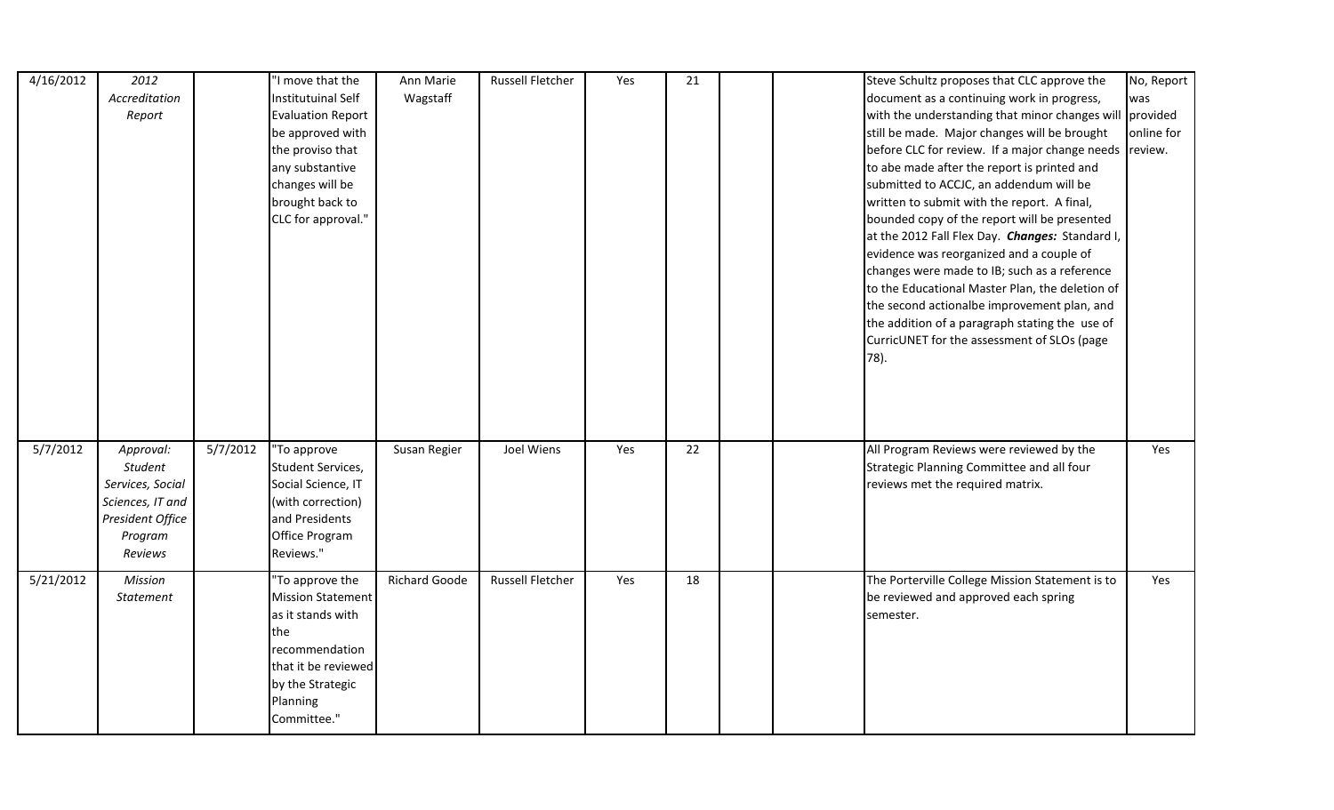| 4/16/2012 | *2012 Accreditation Report* | | "I move that the Institutuinal Self Evaluation Report be approved with the proviso that any substantive changes will be brought back to CLC for approval." | Ann Marie Wagstaff | Russell Fletcher | Yes | 21 | | | Steve Schultz proposes that CLC approve the document as a continuing work in progress, with the understanding that minor changes will still be made. Major changes will be brought before CLC for review. If a major change needs to abe made after the report is printed and submitted to ACCJC, an addendum will be written to submit with the report. A final, bounded copy of the report will be presented at the 2012 Fall Flex Day. ***Changes:*** Standard I, evidence was reorganized and a couple of changes were made to IB; such as a reference to the Educational Master Plan, the deletion of the second actionalbe improvement plan, and the addition of a paragraph stating the use of CurricUNET for the assessment of SLOs (page 78). | No, Report was provided online for review. |
|---|---|---|---|---|---|---|---|---|---|---|---|
| 5/7/2012 | *Approval: Student Services, Social Sciences, IT and President Office Program Reviews* | 5/7/2012 | "To approve Student Services, Social Science, IT (with correction) and Presidents Office Program Reviews." | Susan Regier | Joel Wiens | Yes | 22 | | | All Program Reviews were reviewed by the Strategic Planning Committee and all four reviews met the required matrix. | Yes |
| 5/21/2012 | *Mission Statement* | | "To approve the Mission Statement as it stands with the recommendation that it be reviewed by the Strategic Planning Committee." | Richard Goode | Russell Fletcher | Yes | 18 | | | The Porterville College Mission Statement is to be reviewed and approved each spring semester. | Yes |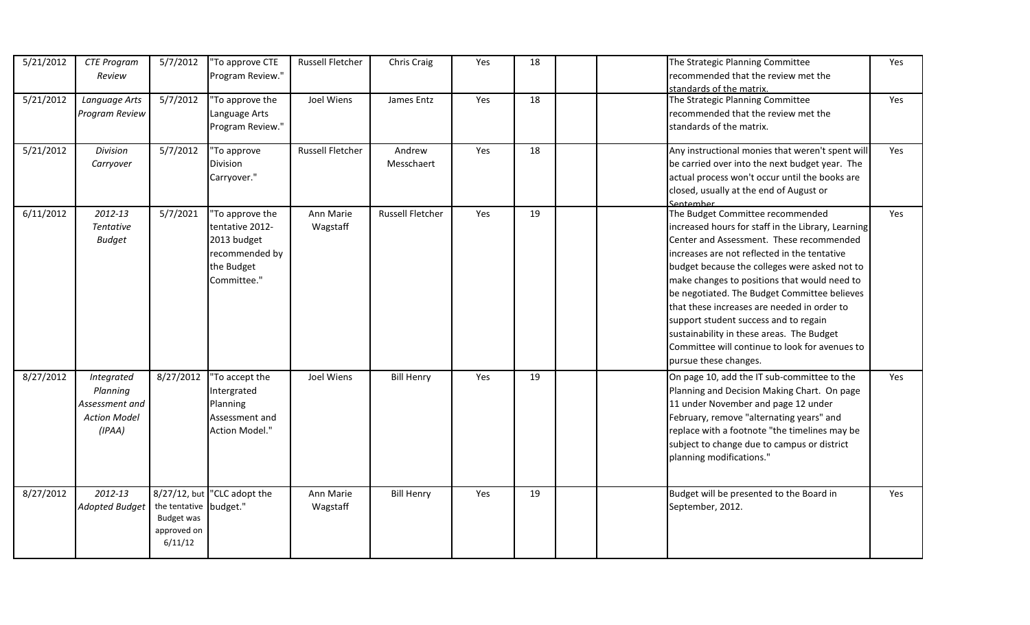| 5/21/2012 | *CTE Program Review* | 5/7/2012 | "To approve CTE Program Review." | Russell Fletcher | Chris Craig | Yes | 18 | | | The Strategic Planning Committee recommended that the review met the standards of the matrix. | Yes |
|---|---|---|---|---|---|---|---|---|---|---|---|
| 5/21/2012 | *Language Arts Program Review* | 5/7/2012 | "To approve the Language Arts Program Review." | Joel Wiens | James Entz | Yes | 18 | | | The Strategic Planning Committee recommended that the review met the standards of the matrix. | Yes |
| 5/21/2012 | *Division Carryover* | 5/7/2012 | "To approve Division Carryover." | Russell Fletcher | Andrew Messchaert | Yes | 18 | | | Any instructional monies that weren't spent will be carried over into the next budget year. The actual process won't occur until the books are closed, usually at the end of August or September. | Yes |
| 6/11/2012 | *2012-13 Tentative Budget* | 5/7/2021 | "To approve the tentative 2012-2013 budget recommended by the Budget Committee." | Ann Marie Wagstaff | Russell Fletcher | Yes | 19 | | | The Budget Committee recommended increased hours for staff in the Library, Learning Center and Assessment. These recommended increases are not reflected in the tentative budget because the colleges were asked not to make changes to positions that would need to be negotiated. The Budget Committee believes that these increases are needed in order to support student success and to regain sustainability in these areas. The Budget Committee will continue to look for avenues to pursue these changes. | Yes |
| 8/27/2012 | *Integrated Planning Assessment and Action Model (IPAA)* | 8/27/2012 | "To accept the Intergrated Planning Assessment and Action Model." | Joel Wiens | Bill Henry | Yes | 19 | | | On page 10, add the IT sub-committee to the Planning and Decision Making Chart. On page 11 under November and page 12 under February, remove "alternating years" and replace with a footnote "the timelines may be subject to change due to campus or district planning modifications." | Yes |
| 8/27/2012 | *2012-13 Adopted Budget* | 8/27/12, but the tentative Budget was approved on 6/11/12 | "CLC adopt the budget." | Ann Marie Wagstaff | Bill Henry | Yes | 19 | | | Budget will be presented to the Board in September, 2012. | Yes |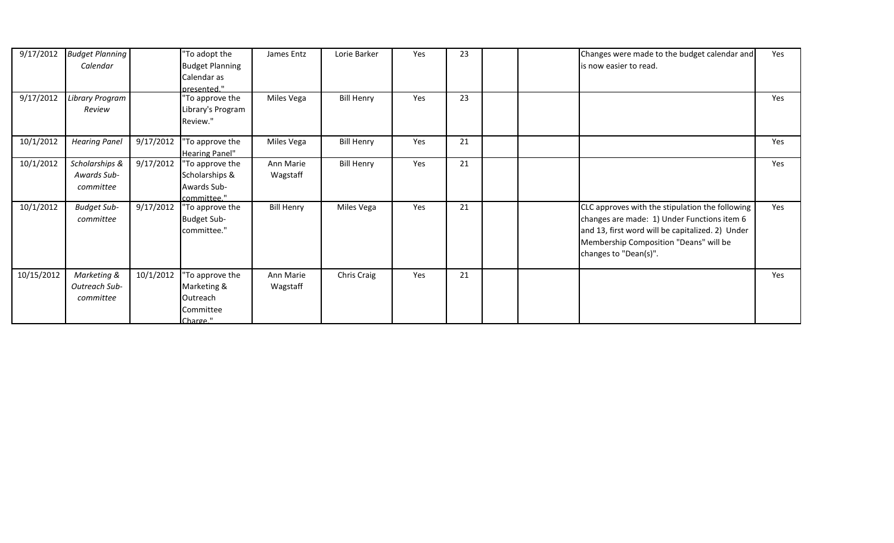| | | | | | | | | | | | |
|---|---|---|---|---|---|---|---|---|---|---|---|
| 9/17/2012 | *Budget Planning Calendar* | | "To adopt the Budget Planning Calendar as presented." | James Entz | Lorie Barker | Yes | 23 | | | Changes were made to the budget calendar and is now easier to read. | Yes |
| 9/17/2012 | *Library Program Review* | | "To approve the Library's Program Review." | Miles Vega | Bill Henry | Yes | 23 | | | | Yes |
| 10/1/2012 | *Hearing Panel* | 9/17/2012 | "To approve the Hearing Panel" | Miles Vega | Bill Henry | Yes | 21 | | | | Yes |
| 10/1/2012 | *Scholarships & Awards Sub-committee* | 9/17/2012 | "To approve the Scholarships & Awards Sub-committee." | Ann Marie Wagstaff | Bill Henry | Yes | 21 | | | | Yes |
| 10/1/2012 | *Budget Sub-committee* | 9/17/2012 | "To approve the Budget Sub-committee." | Bill Henry | Miles Vega | Yes | 21 | | | CLC approves with the stipulation the following changes are made: 1) Under Functions item 6 and 13, first word will be capitalized. 2) Under Membership Composition "Deans" will be changes to "Dean(s)". | Yes |
| 10/15/2012 | *Marketing & Outreach Sub-committee* | 10/1/2012 | "To approve the Marketing & Outreach Committee Charge." | Ann Marie Wagstaff | Chris Craig | Yes | 21 | | | | Yes |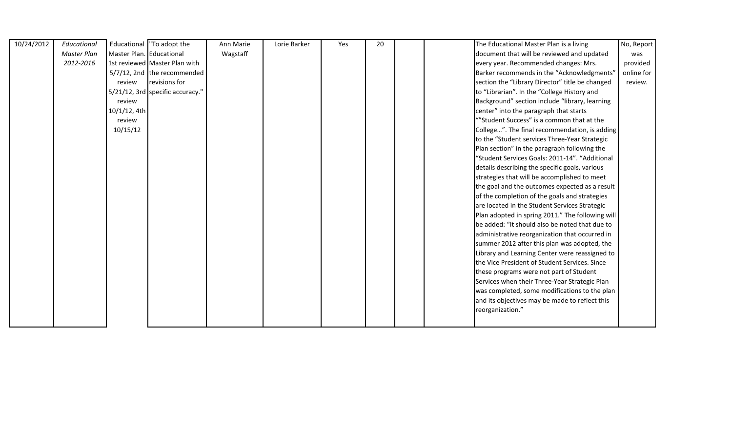| | | | | | | | | | | | |
|---|---|---|---|---|---|---|---|---|---|---|---|
| 10/24/2012 | *Educational Master Plan 2012-2016* | Educational Master Plan. 1st reviewed 5/7/12, 2nd review 5/21/12, 3rd review 10/1/12, 4th review 10/15/12 | "To adopt the Educational Master Plan with the recommended revisions for specific accuracy." | Ann Marie Wagstaff | Lorie Barker | Yes | 20 | | | The Educational Master Plan is a living document that will be reviewed and updated every year. Recommended changes: Mrs. Barker recommends in the "Acknowledgments" section the "Library Director" title be changed to "Librarian". In the "College History and Background" section include "library, learning center" into the paragraph that starts ""Student Success" is a common that at the College…". The final recommendation, is adding to the "Student services Three-Year Strategic Plan section" in the paragraph following the "Student Services Goals: 2011-14". "Additional details describing the specific goals, various strategies that will be accomplished to meet the goal and the outcomes expected as a result of the completion of the goals and strategies are located in the Student Services Strategic Plan adopted in spring 2011." The following will be added: "It should also be noted that due to administrative reorganization that occurred in summer 2012 after this plan was adopted, the Library and Learning Center were reassigned to the Vice President of Student Services. Since these programs were not part of Student Services when their Three-Year Strategic Plan was completed, some modifications to the plan and its objectives may be made to reflect this reorganization." | No, Report was provided online for review. |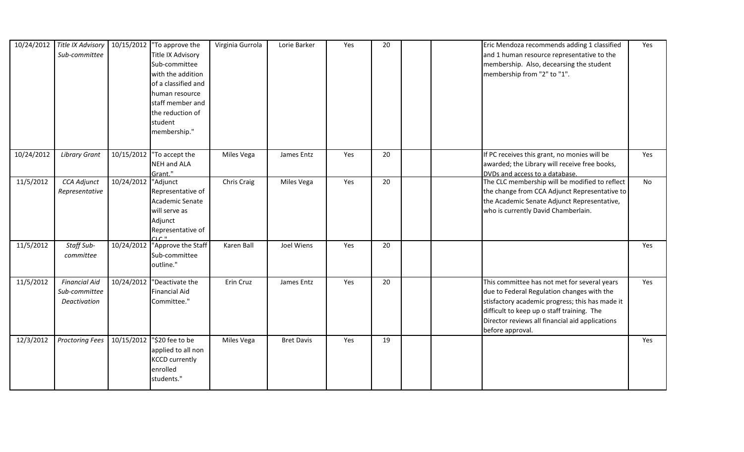| | | | | | | | | | | | |
|---|---|---|---|---|---|---|---|---|---|---|---|
| 10/24/2012 | *Title IX Advisory Sub-committee* | 10/15/2012 | "To approve the Title IX Advisory Sub-committee with the addition of a classified and human resource staff member and the reduction of student membership." | Virginia Gurrola | Lorie Barker | Yes | 20 | | | Eric Mendoza recommends adding 1 classified and 1 human resource representative to the membership. Also, decearsing the student membership from "2" to "1". | Yes |
| 10/24/2012 | *Library Grant* | 10/15/2012 | "To accept the NEH and ALA Grant." | Miles Vega | James Entz | Yes | 20 | | | If PC receives this grant, no monies will be awarded; the Library will receive free books, DVDs and access to a database. | Yes |
| 11/5/2012 | *CCA Adjunct Representative* | 10/24/2012 | "Adjunct Representative of Academic Senate will serve as Adjunct Representative of CLC." | Chris Craig | Miles Vega | Yes | 20 | | | The CLC membership will be modified to reflect the change from CCA Adjunct Representative to the Academic Senate Adjunct Representative, who is currently David Chamberlain. | No |
| 11/5/2012 | *Staff Sub-committee* | 10/24/2012 | "Approve the Staff Sub-committee outline." | Karen Ball | Joel Wiens | Yes | 20 | | | | Yes |
| 11/5/2012 | *Financial Aid Sub-committee Deactivation* | 10/24/2012 | "Deactivate the Financial Aid Committee." | Erin Cruz | James Entz | Yes | 20 | | | This committee has not met for several years due to Federal Regulation changes with the stisfactory academic progress; this has made it difficult to keep up o staff training. The Director reviews all financial aid applications before approval. | Yes |
| 12/3/2012 | *Proctoring Fees* | 10/15/2012 | "$20 fee to be applied to all non KCCD currently enrolled students." | Miles Vega | Bret Davis | Yes | 19 | | | | Yes |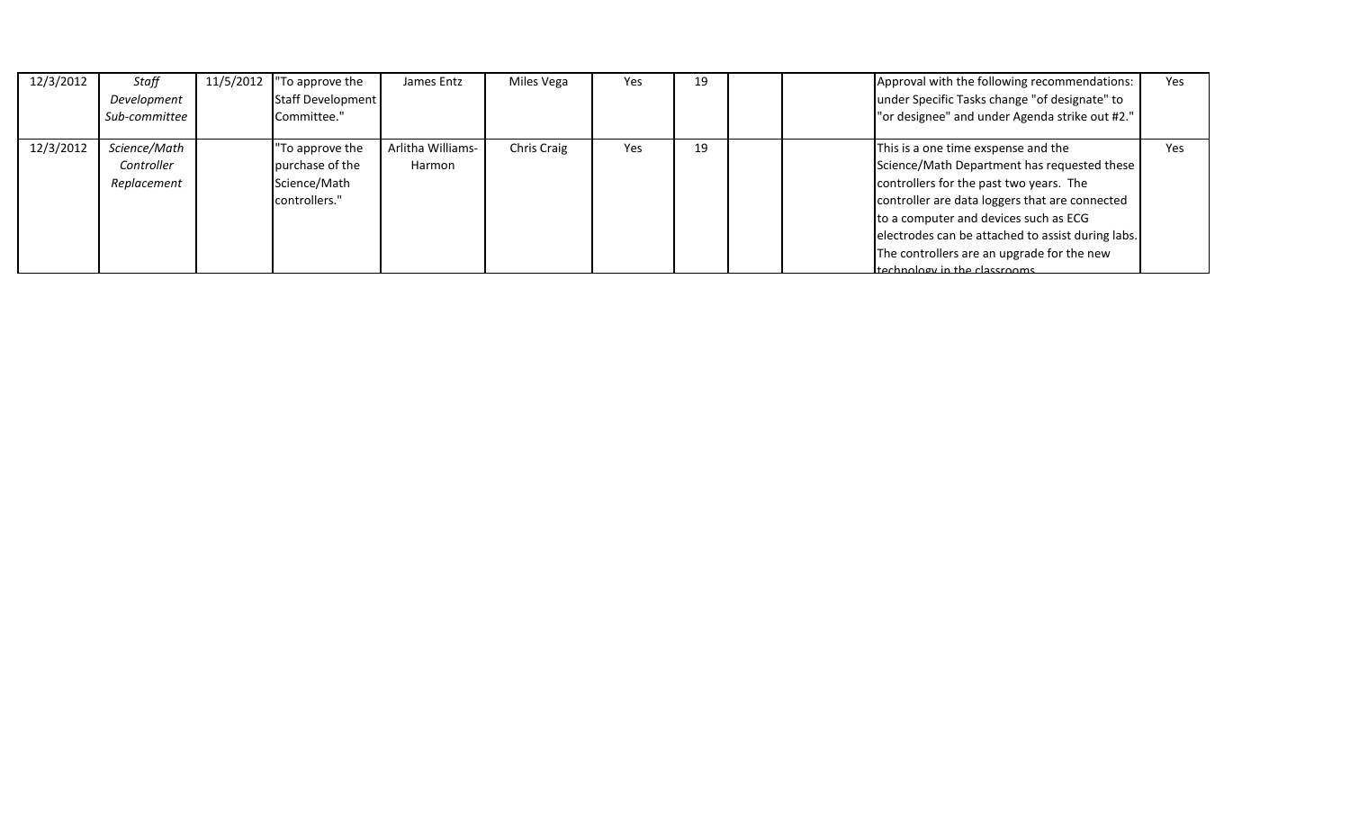| | | | | | | | | | | | |
|---|---|---|---|---|---|---|---|---|---|---|---|
| 12/3/2012 | *Staff Development Sub-committee* | 11/5/2012 | "To approve the Staff Development Committee." | James Entz | Miles Vega | Yes | 19 | | | Approval with the following recommendations: under Specific Tasks change "of designate" to "or designee" and under Agenda strike out #2." | Yes |
| 12/3/2012 | *Science/Math Controller Replacement* | | "To approve the purchase of the Science/Math controllers." | Arlitha Williams-Harmon | Chris Craig | Yes | 19 | | | This is a one time exspense and the Science/Math Department has requested these controllers for the past two years. The controller are data loggers that are connected to a computer and devices such as ECG electrodes can be attached to assist during labs. The controllers are an upgrade for the new technology in the classrooms. | Yes |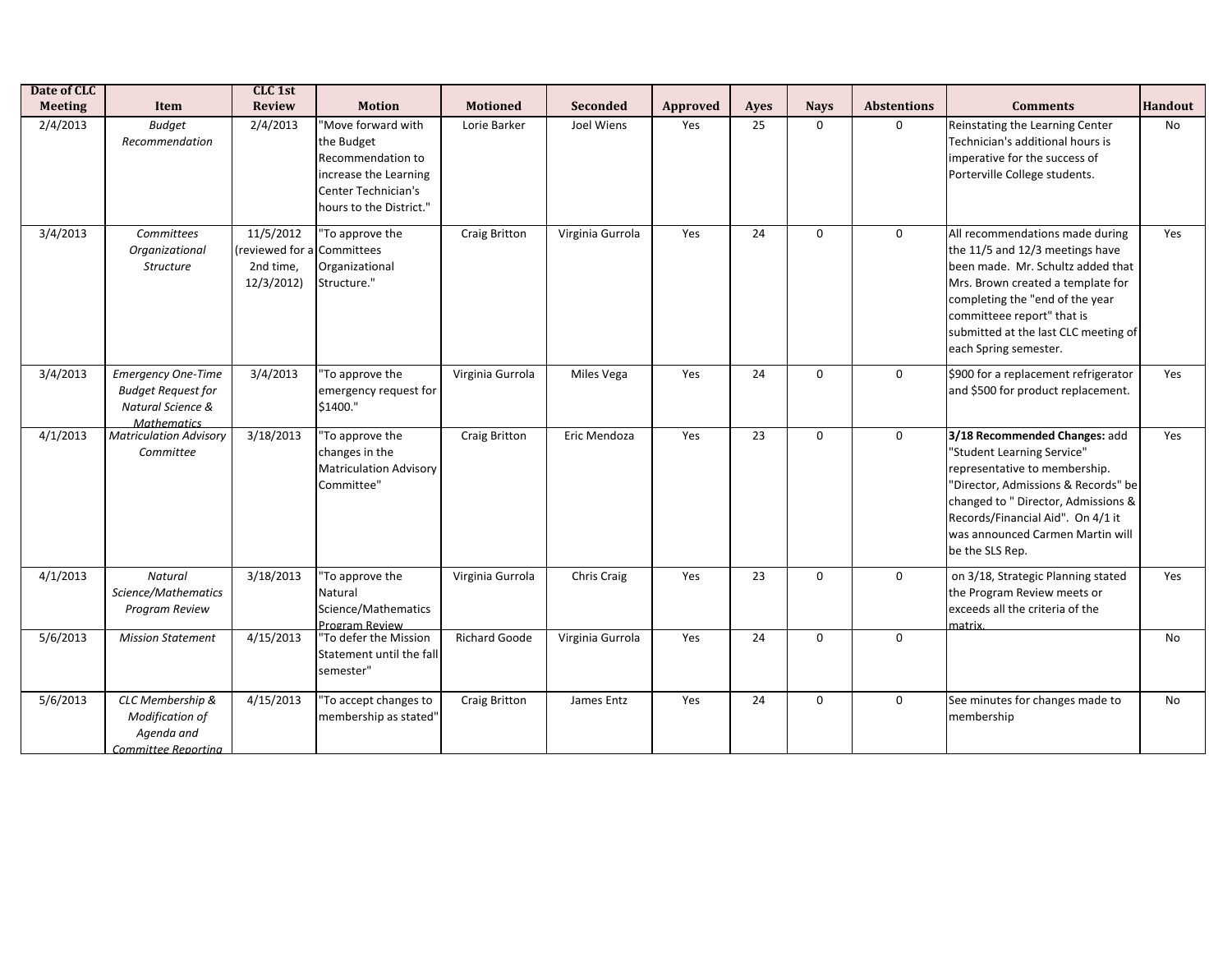| Date of CLC Meeting | Item | CLC 1st Review | Motion | Motioned | Seconded | Approved | Ayes | Nays | Abstentions | Comments | Handout |
|---|---|---|---|---|---|---|---|---|---|---|---|
| 2/4/2013 | *Budget Recommendation* | 2/4/2013 | "Move forward with the Budget Recommendation to increase the Learning Center Technician's hours to the District." | Lorie Barker | Joel Wiens | Yes | 25 | 0 | 0 | Reinstating the Learning Center Technician's additional hours is imperative for the success of Porterville College students. | No |
| 3/4/2013 | *Committees Organizational Structure* | 11/5/2012 (reviewed for a 2nd time, 12/3/2012) | "To approve the Committees Organizational Structure." | Craig Britton | Virginia Gurrola | Yes | 24 | 0 | 0 | All recommendations made during the 11/5 and 12/3 meetings have been made. Mr. Schultz added that Mrs. Brown created a template for completing the "end of the year committeee report" that is submitted at the last CLC meeting of each Spring semester. | Yes |
| 3/4/2013 | *Emergency One-Time Budget Request for Natural Science & Mathematics* | 3/4/2013 | "To approve the emergency request for $1400." | Virginia Gurrola | Miles Vega | Yes | 24 | 0 | 0 | $900 for a replacement refrigerator and $500 for product replacement. | Yes |
| 4/1/2013 | *Matriculation Advisory Committee* | 3/18/2013 | "To approve the changes in the Matriculation Advisory Committee" | Craig Britton | Eric Mendoza | Yes | 23 | 0 | 0 | **3/18 Recommended Changes:** add "Student Learning Service" representative to membership. "Director, Admissions & Records" be changed to " Director, Admissions & Records/Financial Aid". On 4/1 it was announced Carmen Martin will be the SLS Rep. | Yes |
| 4/1/2013 | *Natural Science/Mathematics Program Review* | 3/18/2013 | "To approve the Natural Science/Mathematics Program Review | Virginia Gurrola | Chris Craig | Yes | 23 | 0 | 0 | on 3/18, Strategic Planning stated the Program Review meets or exceeds all the criteria of the matrix. | Yes |
| 5/6/2013 | *Mission Statement* | 4/15/2013 | "To defer the Mission Statement until the fall semester" | Richard Goode | Virginia Gurrola | Yes | 24 | 0 | 0 | | No |
| 5/6/2013 | *CLC Membership & Modification of Agenda and Committee Reporting* | 4/15/2013 | "To accept changes to membership as stated" | Craig Britton | James Entz | Yes | 24 | 0 | 0 | See minutes for changes made to membership | No |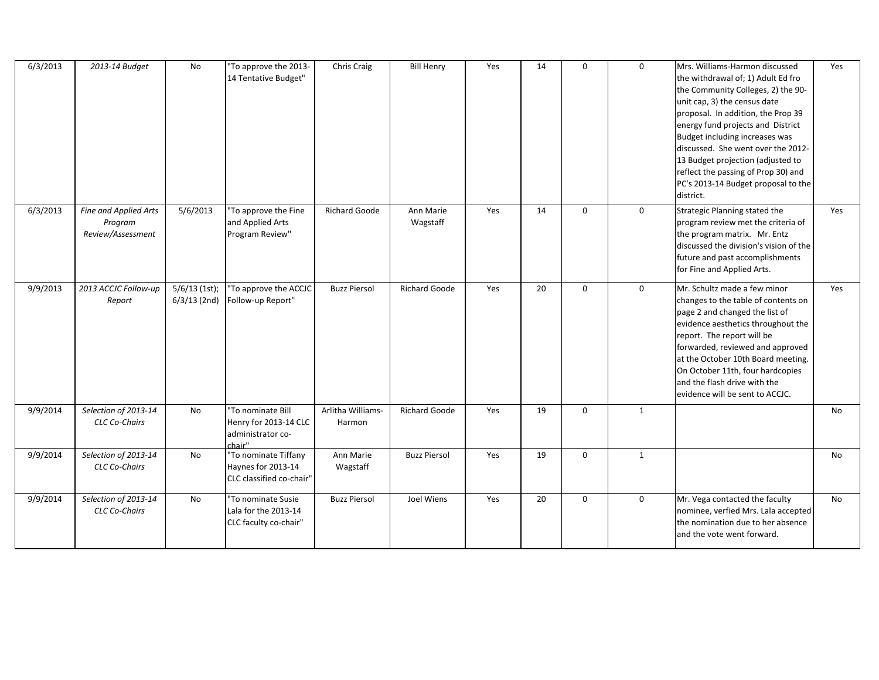| 6/3/2013 | *2013-14 Budget* | No | "To approve the 2013-14 Tentative Budget" | Chris Craig | Bill Henry | Yes | 14 | 0 | 0 | Mrs. Williams-Harmon discussed the withdrawal of; 1) Adult Ed fro the Community Colleges, 2) the 90-unit cap, 3) the census date proposal. In addition, the Prop 39 energy fund projects and District Budget including increases was discussed. She went over the 2012-13 Budget projection (adjusted to reflect the passing of Prop 30) and PC's 2013-14 Budget proposal to the district. | Yes |
|---|---|---|---|---|---|---|---|---|---|---|---|
| 6/3/2013 | *Fine and Applied Arts Program Review/Assessment* | 5/6/2013 | "To approve the Fine and Applied Arts Program Review" | Richard Goode | Ann Marie Wagstaff | Yes | 14 | 0 | 0 | Strategic Planning stated the program review met the criteria of the program matrix. Mr. Entz discussed the division's vision of the future and past accomplishments for Fine and Applied Arts. | Yes |
| 9/9/2013 | *2013 ACCJC Follow-up Report* | 5/6/13 (1st); 6/3/13 (2nd) | "To approve the ACCJC Follow-up Report" | Buzz Piersol | Richard Goode | Yes | 20 | 0 | 0 | Mr. Schultz made a few minor changes to the table of contents on page 2 and changed the list of evidence aesthetics throughout the report. The report will be forwarded, reviewed and approved at the October 10th Board meeting. On October 11th, four hardcopies and the flash drive with the evidence will be sent to ACCJC. | Yes |
| 9/9/2014 | *Selection of 2013-14 CLC Co-Chairs* | No | "To nominate Bill Henry for 2013-14 CLC administrator co-chair" | Arlitha Williams-Harmon | Richard Goode | Yes | 19 | 0 | 1 | | No |
| 9/9/2014 | *Selection of 2013-14 CLC Co-Chairs* | No | "To nominate Tiffany Haynes for 2013-14 CLC classified co-chair" | Ann Marie Wagstaff | Buzz Piersol | Yes | 19 | 0 | 1 | | No |
| 9/9/2014 | *Selection of 2013-14 CLC Co-Chairs* | No | "To nominate Susie Lala for the 2013-14 CLC faculty co-chair" | Buzz Piersol | Joel Wiens | Yes | 20 | 0 | 0 | Mr. Vega contacted the faculty nominee, verfied Mrs. Lala accepted the nomination due to her absence and the vote went forward. | No |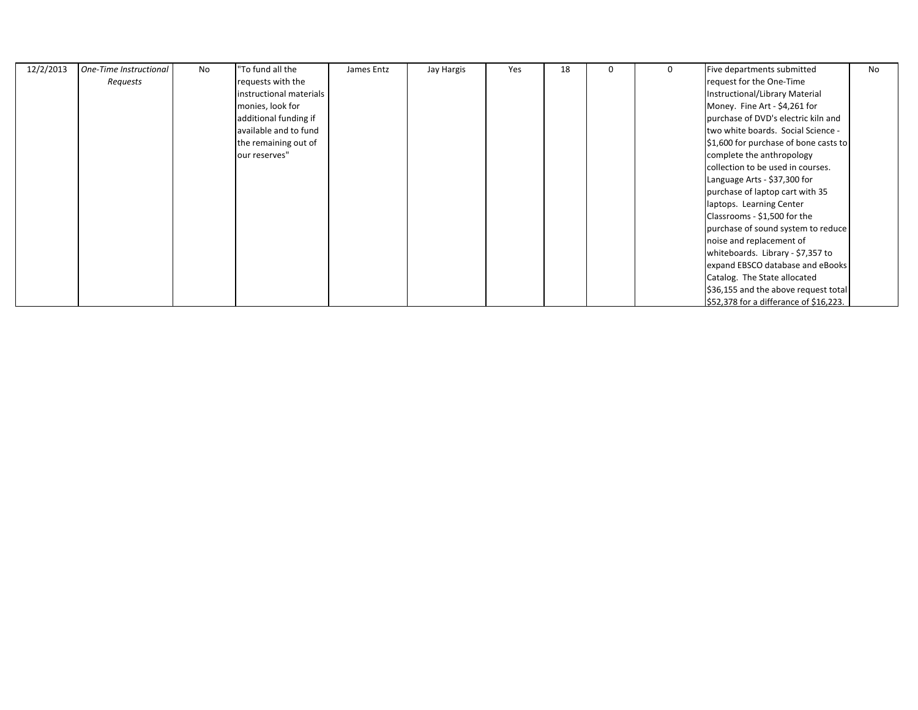| 12/2/2013 | *One-Time Instructional Requests* | No | "To fund all the requests with the instructional materials monies, look for additional funding if available and to fund the remaining out of our reserves" | James Entz | Jay Hargis | Yes | 18 | 0 | 0 | Five departments submitted request for the One-Time Instructional/Library Material Money. Fine Art - $4,261 for purchase of DVD's electric kiln and two white boards. Social Science - $1,600 for purchase of bone casts to complete the anthropology collection to be used in courses. Language Arts - $37,300 for purchase of laptop cart with 35 laptops. Learning Center Classrooms - $1,500 for the purchase of sound system to reduce noise and replacement of whiteboards. Library - $7,357 to expand EBSCO database and eBooks Catalog. The State allocated $36,155 and the above request total $52,378 for a differance of $16,223. | No |
|---|---|---|---|---|---|---|---|---|---|---|---|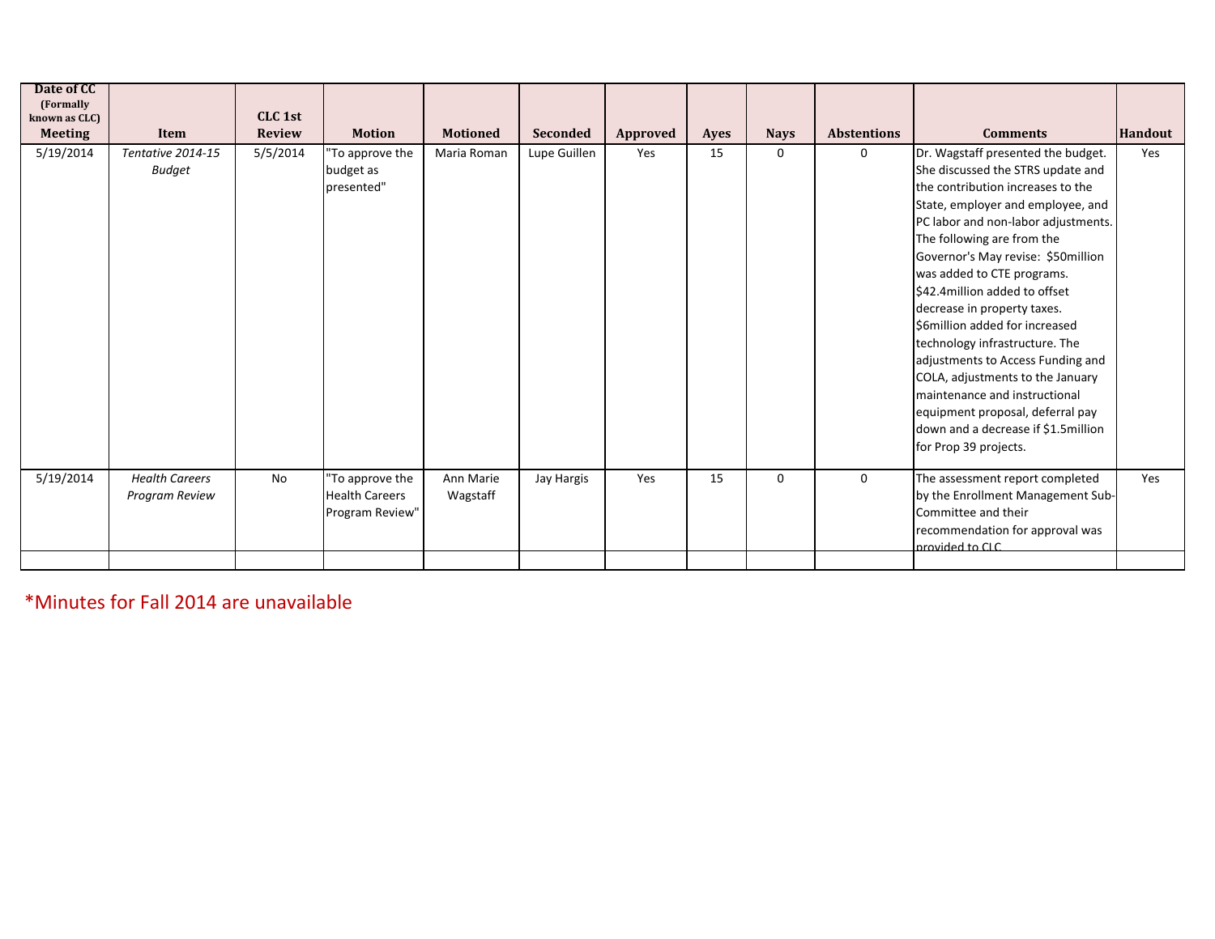| Date of CC (Formally known as CLC) Meeting | Item | CLC 1st Review | Motion | Motioned | Seconded | Approved | Ayes | Nays | Abstentions | Comments | Handout |
|---|---|---|---|---|---|---|---|---|---|---|---|
| 5/19/2014 | *Tentative 2014-15 Budget* | 5/5/2014 | "To approve the budget as presented" | Maria Roman | Lupe Guillen | Yes | 15 | 0 | 0 | Dr. Wagstaff presented the budget. She discussed the STRS update and the contribution increases to the State, employer and employee, and PC labor and non-labor adjustments. The following are from the Governor's May revise: $50million was added to CTE programs. $42.4million added to offset decrease in property taxes. $6million added for increased technology infrastructure. The adjustments to Access Funding and COLA, adjustments to the January maintenance and instructional equipment proposal, deferral pay down and a decrease if $1.5million for Prop 39 projects. | Yes |
| 5/19/2014 | *Health Careers Program Review* | No | "To approve the Health Careers Program Review" | Ann Marie Wagstaff | Jay Hargis | Yes | 15 | 0 | 0 | The assessment report completed by the Enrollment Management Sub-Committee and their recommendation for approval was provided to CLC | Yes |
| | | | | | | | | | | | |

*Minutes for Fall 2014 are unavailable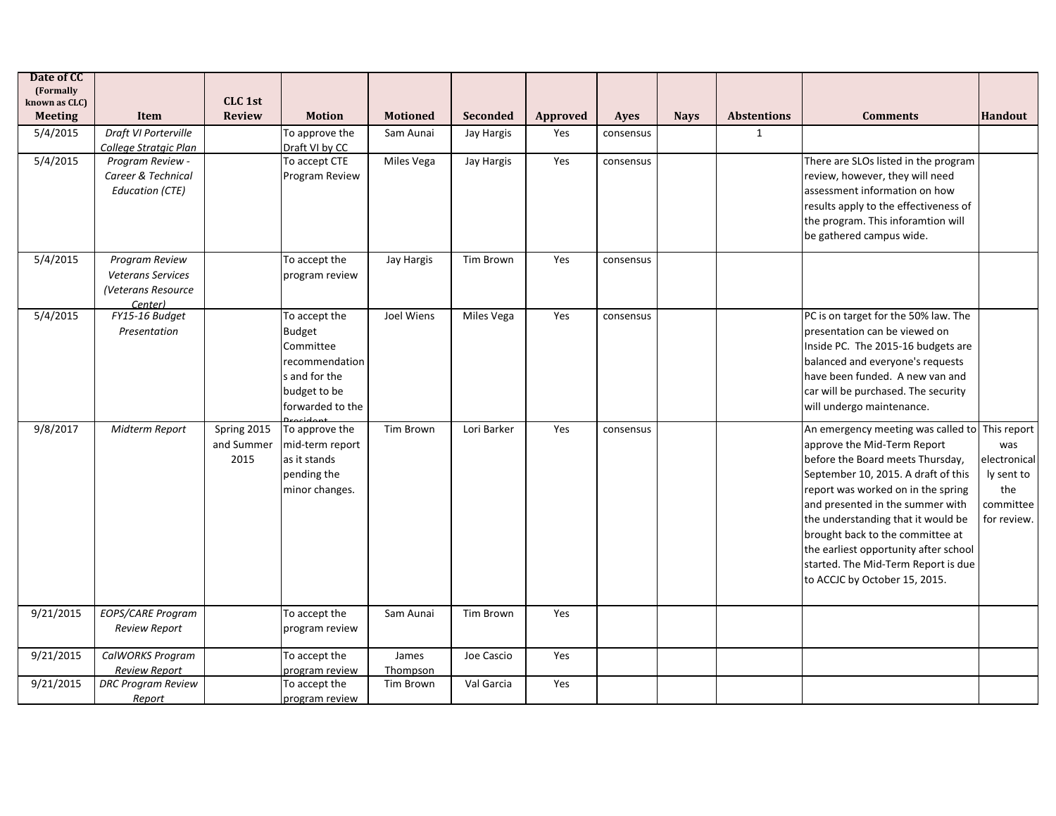| Date of CC (Formally known as CLC) Meeting | Item | CLC 1st Review | Motion | Motioned | Seconded | Approved | Ayes | Nays | Abstentions | Comments | Handout |
|---|---|---|---|---|---|---|---|---|---|---|---|
| 5/4/2015 | *Draft VI Porterville College Stratgic Plan* | | To approve the Draft VI by CC | Sam Aunai | Jay Hargis | Yes | consensus | | 1 | | |
| 5/4/2015 | *Program Review - Career & Technical Education (CTE)* | | To accept CTE Program Review | Miles Vega | Jay Hargis | Yes | consensus | | | There are SLOs listed in the program review, however, they will need assessment information on how results apply to the effectiveness of the program. This inforamtion will be gathered campus wide. | |
| 5/4/2015 | *Program Review Veterans Services (Veterans Resource Center)* | | To accept the program review | Jay Hargis | Tim Brown | Yes | consensus | | | | |
| 5/4/2015 | *FY15-16 Budget Presentation* | | To accept the Budget Committee recommendations and for the budget to be forwarded to the President | Joel Wiens | Miles Vega | Yes | consensus | | | PC is on target for the 50% law. The presentation can be viewed on Inside PC. The 2015-16 budgets are balanced and everyone's requests have been funded. A new van and car will be purchased. The security will undergo maintenance. | |
| 9/8/2017 | *Midterm Report* | Spring 2015 and Summer 2015 | To approve the mid-term report as it stands pending the minor changes. | Tim Brown | Lori Barker | Yes | consensus | | | An emergency meeting was called to approve the Mid-Term Report before the Board meets Thursday, September 10, 2015. A draft of this report was worked on in the spring and presented in the summer with the understanding that it would be brought back to the committee at the earliest opportunity after school started. The Mid-Term Report is due to ACCJC by October 15, 2015. | This report was electronically sent to the committee for review. |
| 9/21/2015 | *EOPS/CARE Program Review Report* | | To accept the program review | Sam Aunai | Tim Brown | Yes | | | | | |
| 9/21/2015 | *CalWORKS Program Review Report* | | To accept the program review | James Thompson | Joe Cascio | Yes | | | | | |
| 9/21/2015 | *DRC Program Review Report* | | To accept the program review | Tim Brown | Val Garcia | Yes | | | | | |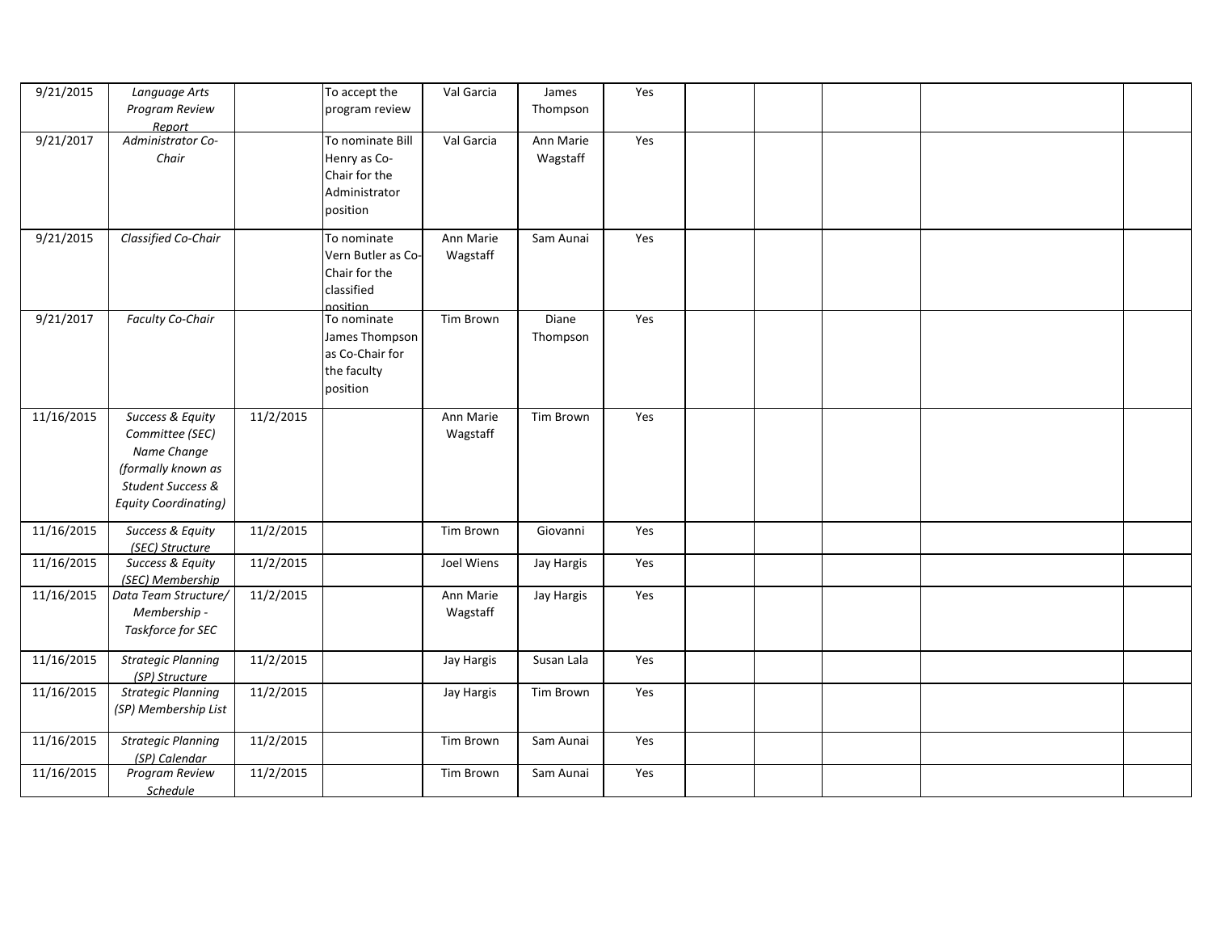| | | | | | | | | | | | |
|---|---|---|---|---|---|---|---|---|---|---|---|
| 9/21/2015 | *Language Arts Program Review Report* | | To accept the program review | Val Garcia | James Thompson | Yes | | | | | |
| 9/21/2017 | *Administrator Co-Chair* | | To nominate Bill Henry as Co-Chair for the Administrator position | Val Garcia | Ann Marie Wagstaff | Yes | | | | | |
| 9/21/2015 | *Classified Co-Chair* | | To nominate Vern Butler as Co-Chair for the classified position | Ann Marie Wagstaff | Sam Aunai | Yes | | | | | |
| 9/21/2017 | *Faculty Co-Chair* | | To nominate James Thompson as Co-Chair for the faculty position | Tim Brown | Diane Thompson | Yes | | | | | |
| 11/16/2015 | *Success & Equity Committee (SEC) Name Change (formally known as Student Success & Equity Coordinating)* | 11/2/2015 | | Ann Marie Wagstaff | Tim Brown | Yes | | | | | |
| 11/16/2015 | *Success & Equity (SEC) Structure* | 11/2/2015 | | Tim Brown | Giovanni | Yes | | | | | |
| 11/16/2015 | *Success & Equity (SEC) Membership* | 11/2/2015 | | Joel Wiens | Jay Hargis | Yes | | | | | |
| 11/16/2015 | *Data Team Structure/ Membership - Taskforce for SEC* | 11/2/2015 | | Ann Marie Wagstaff | Jay Hargis | Yes | | | | | |
| 11/16/2015 | *Strategic Planning (SP) Structure* | 11/2/2015 | | Jay Hargis | Susan Lala | Yes | | | | | |
| 11/16/2015 | *Strategic Planning (SP) Membership List* | 11/2/2015 | | Jay Hargis | Tim Brown | Yes | | | | | |
| 11/16/2015 | *Strategic Planning (SP) Calendar* | 11/2/2015 | | Tim Brown | Sam Aunai | Yes | | | | | |
| 11/16/2015 | *Program Review Schedule* | 11/2/2015 | | Tim Brown | Sam Aunai | Yes | | | | | |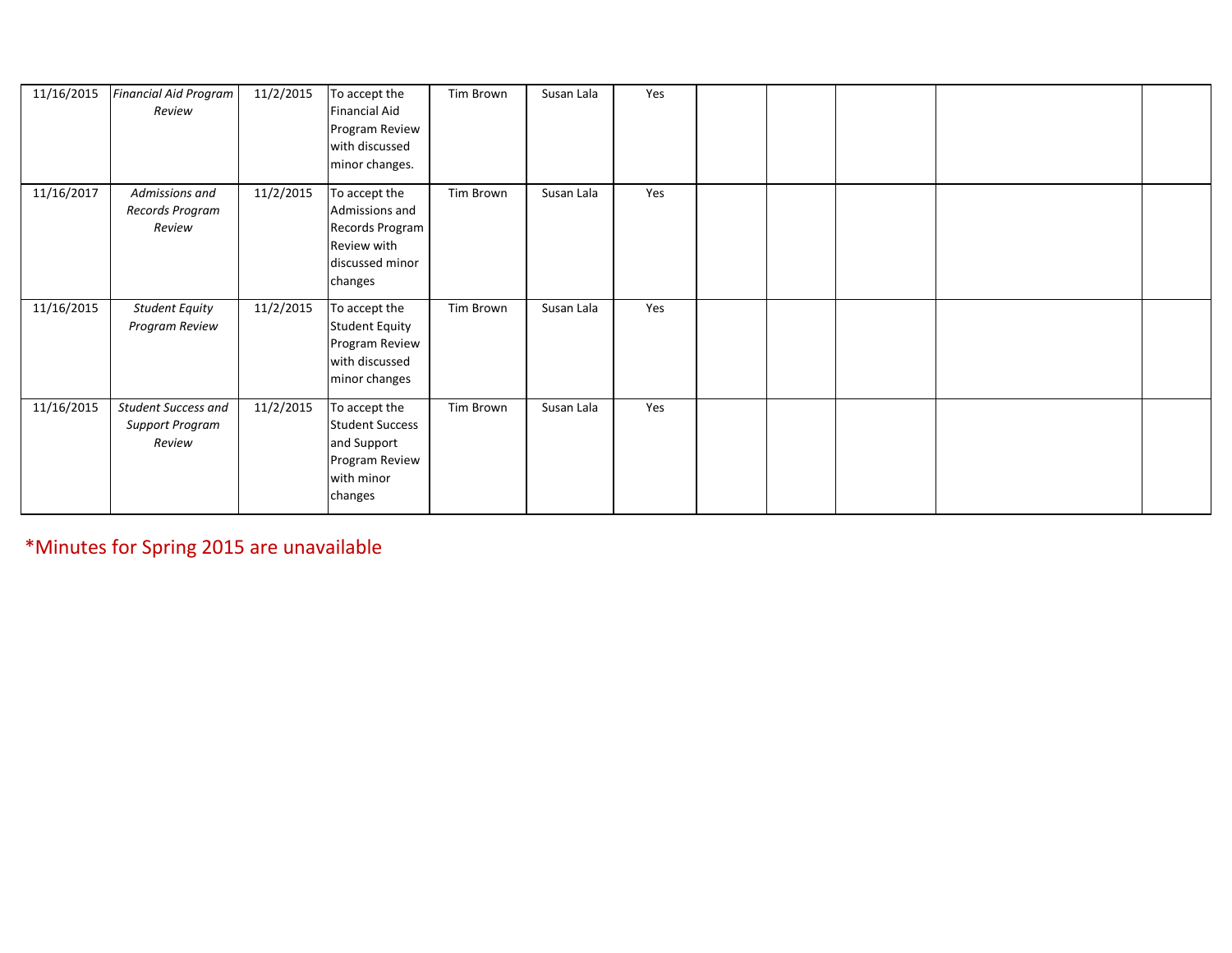| | | | | | | | | | | | |
|---|---|---|---|---|---|---|---|---|---|---|---|
| 11/16/2015 | *Financial Aid Program Review* | 11/2/2015 | To accept the Financial Aid Program Review with discussed minor changes. | Tim Brown | Susan Lala | Yes | | | | | |
| 11/16/2017 | *Admissions and Records Program Review* | 11/2/2015 | To accept the Admissions and Records Program Review with discussed minor changes | Tim Brown | Susan Lala | Yes | | | | | |
| 11/16/2015 | *Student Equity Program Review* | 11/2/2015 | To accept the Student Equity Program Review with discussed minor changes | Tim Brown | Susan Lala | Yes | | | | | |
| 11/16/2015 | *Student Success and Support Program Review* | 11/2/2015 | To accept the Student Success and Support Program Review with minor changes | Tim Brown | Susan Lala | Yes | | | | | |

*Minutes for Spring 2015 are unavailable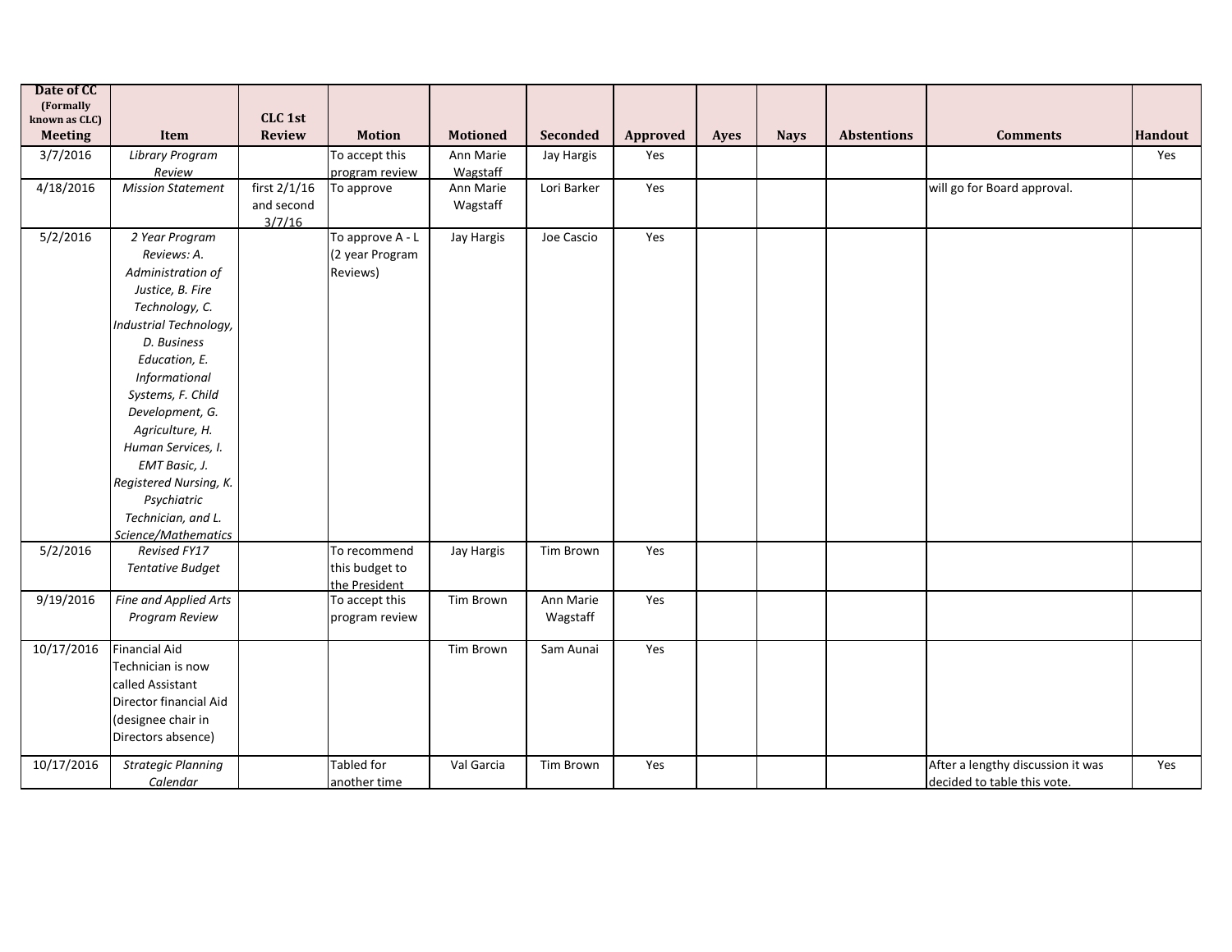| Date of CC (Formally known as CLC) Meeting | Item | CLC 1st Review | Motion | Motioned | Seconded | Approved | Ayes | Nays | Abstentions | Comments | Handout |
|---|---|---|---|---|---|---|---|---|---|---|---|
| 3/7/2016 | *Library Program Review* | | To accept this program review | Ann Marie Wagstaff | Jay Hargis | Yes | | | | | Yes |
| 4/18/2016 | *Mission Statement* | first 2/1/16 and second 3/7/16 | To approve | Ann Marie Wagstaff | Lori Barker | Yes | | | | will go for Board approval. | |
| 5/2/2016 | *2 Year Program Reviews: A. Administration of Justice, B. Fire Technology, C. Industrial Technology, D. Business Education, E. Informational Systems, F. Child Development, G. Agriculture, H. Human Services, I. EMT Basic, J. Registered Nursing, K. Psychiatric Technician, and L. Science/Mathematics* | | To approve A - L (2 year Program Reviews) | Jay Hargis | Joe Cascio | Yes | | | | | |
| 5/2/2016 | *Revised FY17 Tentative Budget* | | To recommend this budget to the President | Jay Hargis | Tim Brown | Yes | | | | | |
| 9/19/2016 | *Fine and Applied Arts Program Review* | | To accept this program review | Tim Brown | Ann Marie Wagstaff | Yes | | | | | |
| 10/17/2016 | Financial Aid Technician is now called Assistant Director financial Aid (designee chair in Directors absence) | | | Tim Brown | Sam Aunai | Yes | | | | | |
| 10/17/2016 | *Strategic Planning Calendar* | | Tabled for another time | Val Garcia | Tim Brown | Yes | | | | After a lengthy discussion it was decided to table this vote. | Yes |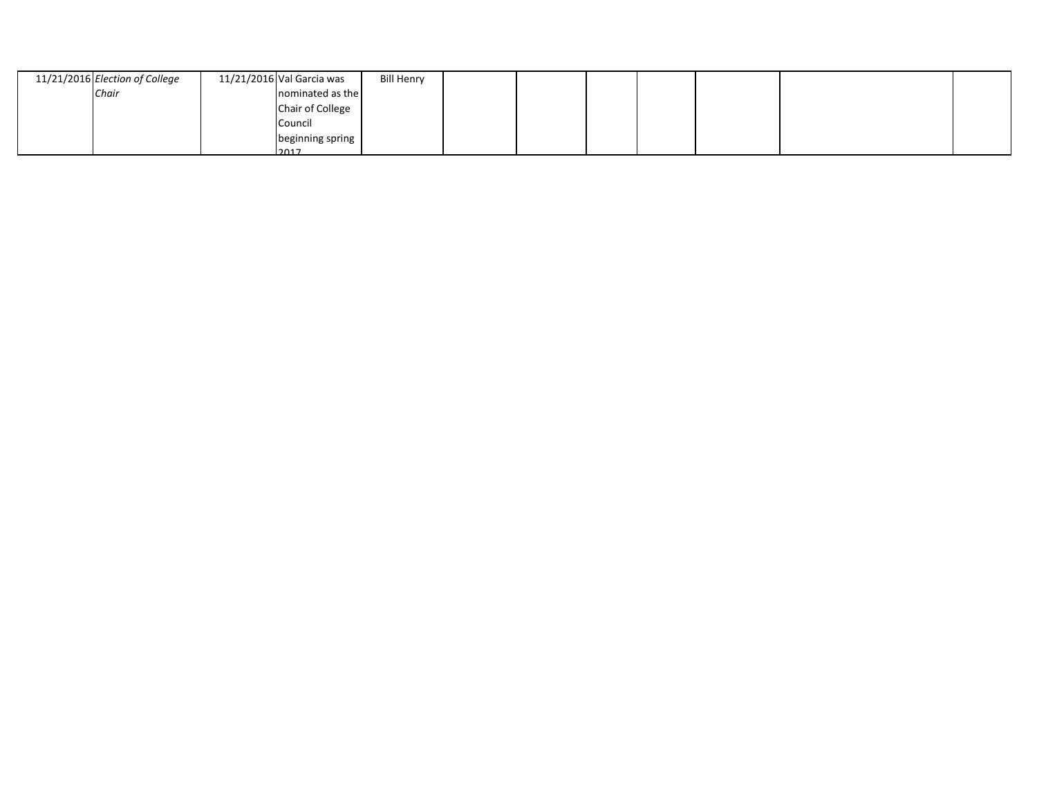| | | | | | | | | | | | |
|---|---|---|---|---|---|---|---|---|---|---|---|
| 11/21/2016 | *Election of College Chair* | 11/21/2016 | Val Garcia was nominated as the Chair of College Council beginning spring 2017 | Bill Henry | | | | | | | |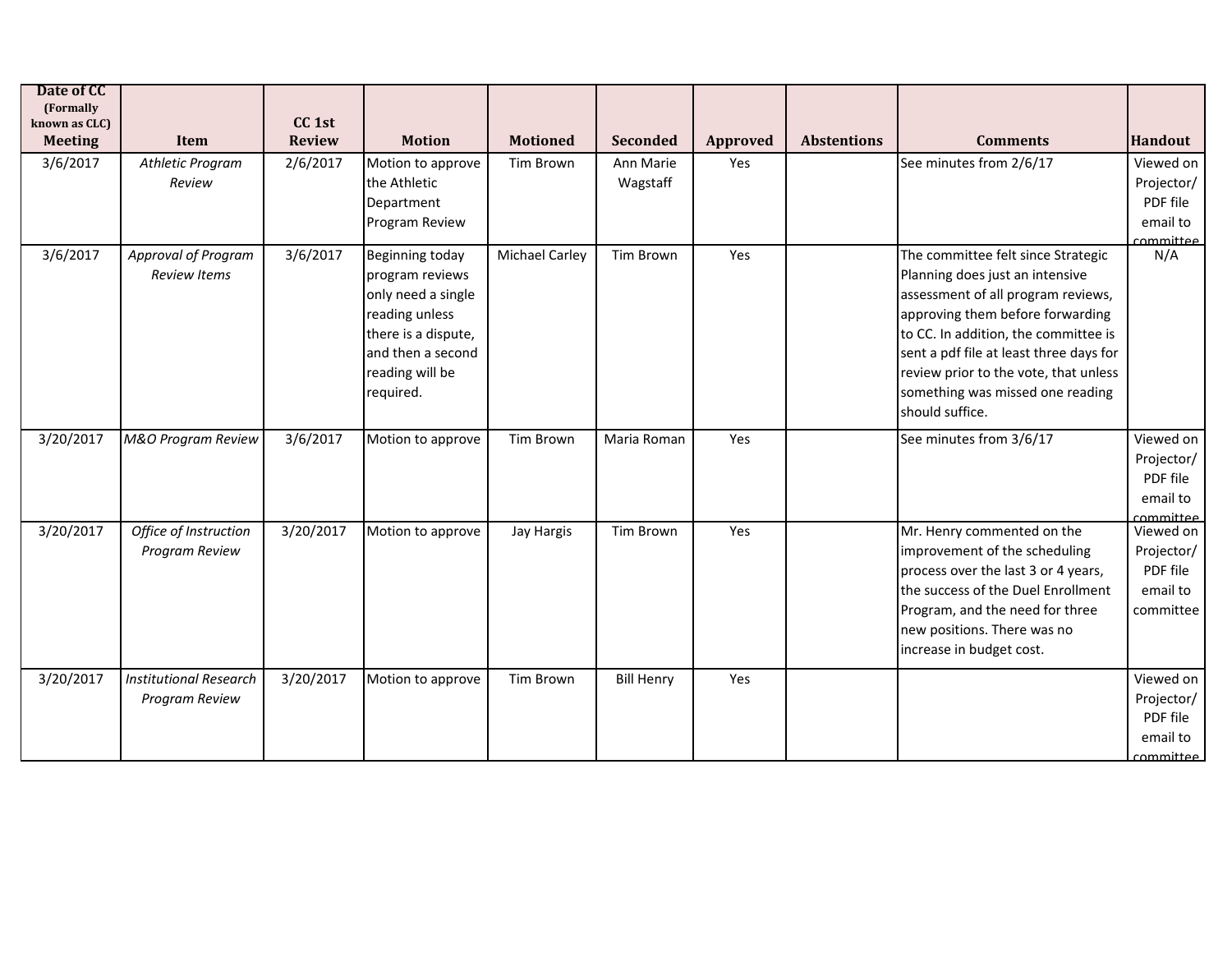| Date of CC (Formally known as CLC) Meeting | Item | CC 1st Review | Motion | Motioned | Seconded | Approved | Abstentions | Comments | Handout |
|---|---|---|---|---|---|---|---|---|---|
| 3/6/2017 | *Athletic Program Review* | 2/6/2017 | Motion to approve the Athletic Department Program Review | Tim Brown | Ann Marie Wagstaff | Yes | | See minutes from 2/6/17 | Viewed on Projector/ PDF file email to committee |
| 3/6/2017 | *Approval of Program Review Items* | 3/6/2017 | Beginning today program reviews only need a single reading unless there is a dispute, and then a second reading will be required. | Michael Carley | Tim Brown | Yes | | The committee felt since Strategic Planning does just an intensive assessment of all program reviews, approving them before forwarding to CC. In addition, the committee is sent a pdf file at least three days for review prior to the vote, that unless something was missed one reading should suffice. | N/A |
| 3/20/2017 | *M&O Program Review* | 3/6/2017 | Motion to approve | Tim Brown | Maria Roman | Yes | | See minutes from 3/6/17 | Viewed on Projector/ PDF file email to committee |
| 3/20/2017 | *Office of Instruction Program Review* | 3/20/2017 | Motion to approve | Jay Hargis | Tim Brown | Yes | | Mr. Henry commented on the improvement of the scheduling process over the last 3 or 4 years, the success of the Duel Enrollment Program, and the need for three new positions. There was no increase in budget cost. | Viewed on Projector/ PDF file email to committee |
| 3/20/2017 | *Institutional Research Program Review* | 3/20/2017 | Motion to approve | Tim Brown | Bill Henry | Yes | | | Viewed on Projector/ PDF file email to committee |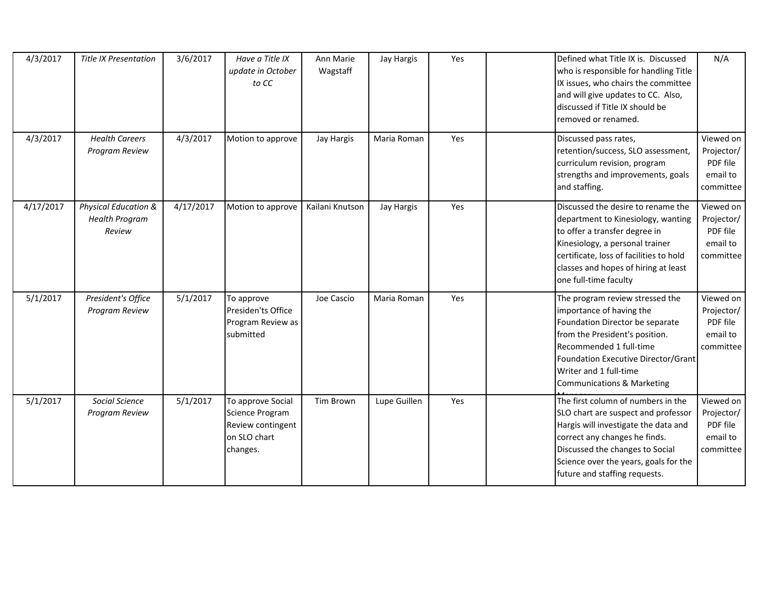| | | | | | | | | | |
|---|---|---|---|---|---|---|---|---|---|
| 4/3/2017 | *Title IX Presentation* | 3/6/2017 | *Have a Title IX update in October to CC* | Ann Marie Wagstaff | Jay Hargis | Yes | | Defined what Title IX is. Discussed who is responsible for handling Title IX issues, who chairs the committee and will give updates to CC. Also, discussed if Title IX should be removed or renamed. | N/A |
| 4/3/2017 | *Health Careers Program Review* | 4/3/2017 | Motion to approve | Jay Hargis | Maria Roman | Yes | | Discussed pass rates, retention/success, SLO assessment, curriculum revision, program strengths and improvements, goals and staffing. | Viewed on Projector/ PDF file email to committee |
| 4/17/2017 | *Physical Education & Health Program Review* | 4/17/2017 | Motion to approve | Kailani Knutson | Jay Hargis | Yes | | Discussed the desire to rename the department to Kinesiology, wanting to offer a transfer degree in Kinesiology, a personal trainer certificate, loss of facilities to hold classes and hopes of hiring at least one full-time faculty | Viewed on Projector/ PDF file email to committee |
| 5/1/2017 | *President's Office Program Review* | 5/1/2017 | To approve Presiden'ts Office Program Review as submitted | Joe Cascio | Maria Roman | Yes | | The program review stressed the importance of having the Foundation Director be separate from the President's position. Recommended 1 full-time Foundation Executive Director/Grant Writer and 1 full-time Communications & Marketing Manager | Viewed on Projector/ PDF file email to committee |
| 5/1/2017 | *Social Science Program Review* | 5/1/2017 | To approve Social Science Program Review contingent on SLO chart changes. | Tim Brown | Lupe Guillen | Yes | | The first column of numbers in the SLO chart are suspect and professor Hargis will investigate the data and correct any changes he finds. Discussed the changes to Social Science over the years, goals for the future and staffing requests. | Viewed on Projector/ PDF file email to committee |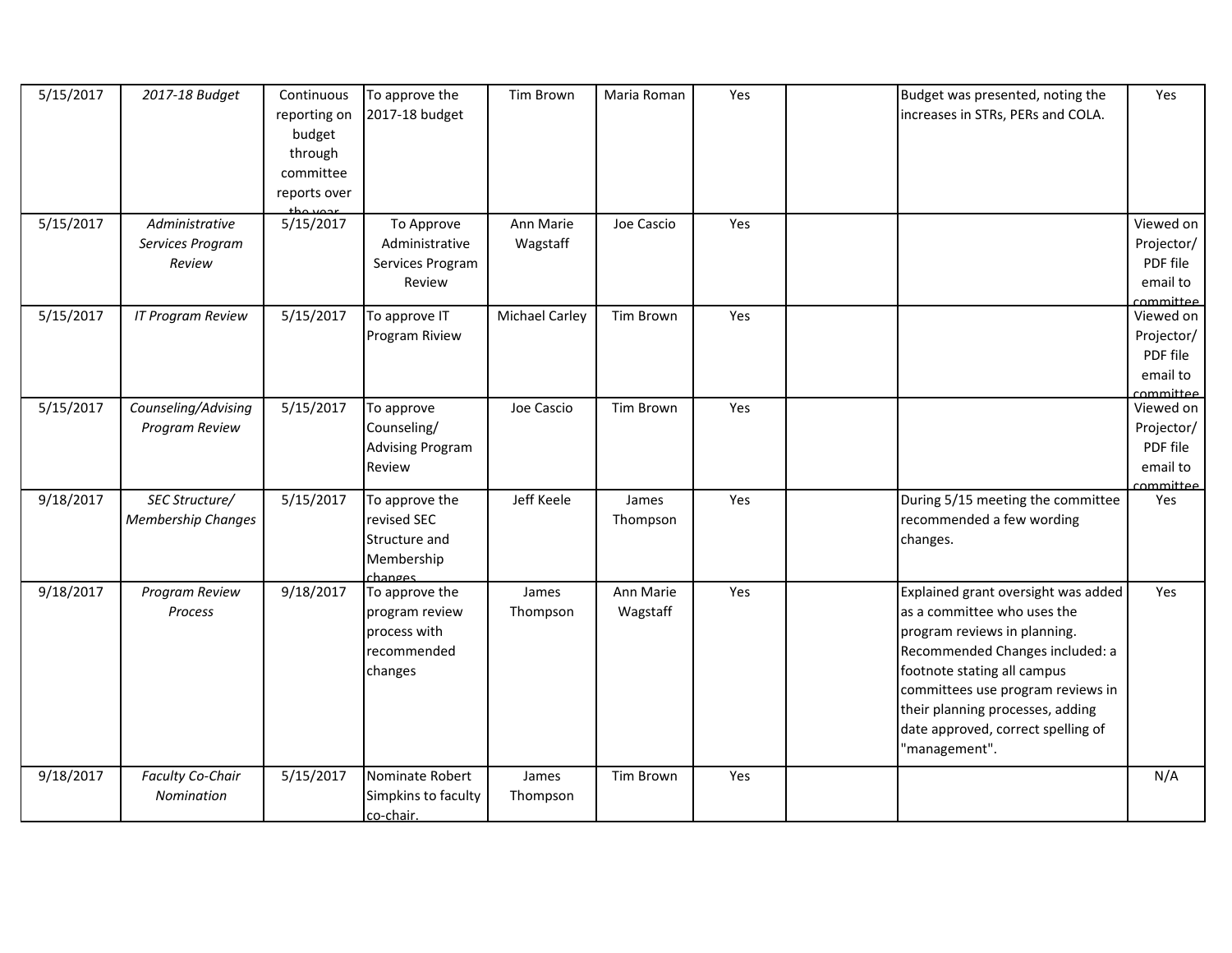| 5/15/2017 | *2017-18 Budget* | Continuous reporting on budget through committee reports over the year | To approve the 2017-18 budget | Tim Brown | Maria Roman | Yes | | Budget was presented, noting the increases in STRs, PERs and COLA. | Yes |
|---|---|---|---|---|---|---|---|---|---|
| 5/15/2017 | *Administrative Services Program Review* | 5/15/2017 | To Approve Administrative Services Program Review | Ann Marie Wagstaff | Joe Cascio | Yes | | | Viewed on Projector/ PDF file email to committee |
| 5/15/2017 | *IT Program Review* | 5/15/2017 | To approve IT Program Riview | Michael Carley | Tim Brown | Yes | | | Viewed on Projector/ PDF file email to committee |
| 5/15/2017 | *Counseling/Advising Program Review* | 5/15/2017 | To approve Counseling/ Advising Program Review | Joe Cascio | Tim Brown | Yes | | | Viewed on Projector/ PDF file email to committee |
| 9/18/2017 | *SEC Structure/ Membership Changes* | 5/15/2017 | To approve the revised SEC Structure and Membership changes | Jeff Keele | James Thompson | Yes | | During 5/15 meeting the committee recommended a few wording changes. | Yes |
| 9/18/2017 | *Program Review Process* | 9/18/2017 | To approve the program review process with recommended changes | James Thompson | Ann Marie Wagstaff | Yes | | Explained grant oversight was added as a committee who uses the program reviews in planning. Recommended Changes included: a footnote stating all campus committees use program reviews in their planning processes, adding date approved, correct spelling of "management". | Yes |
| 9/18/2017 | *Faculty Co-Chair Nomination* | 5/15/2017 | Nominate Robert Simpkins to faculty co-chair. | James Thompson | Tim Brown | Yes | | | N/A |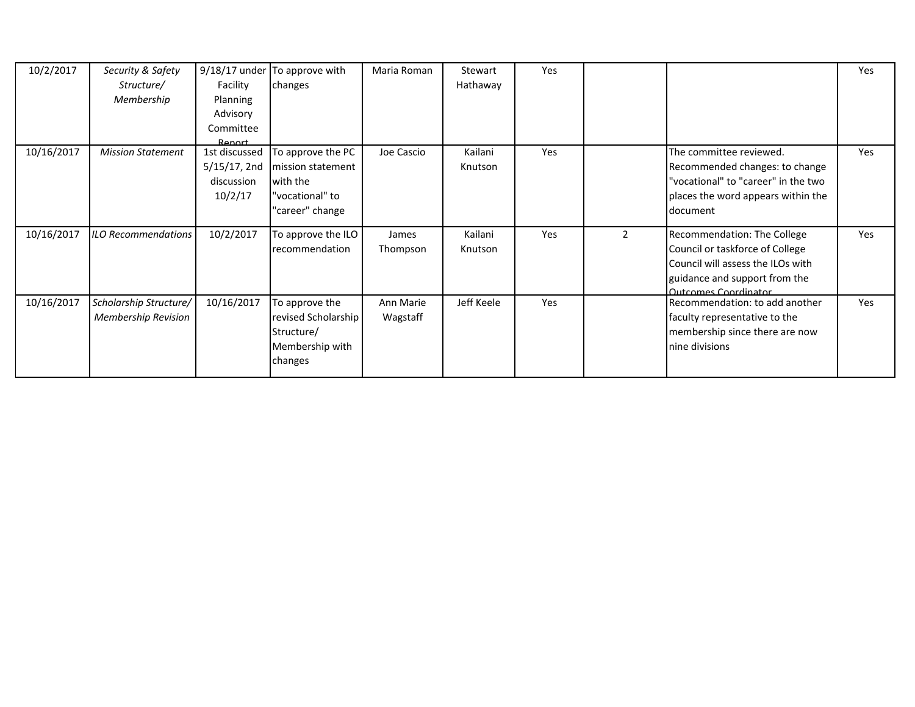| | | | | | | | | | |
|---|---|---|---|---|---|---|---|---|---|
| 10/2/2017 | *Security & Safety Structure/ Membership* | 9/18/17 under Facility Planning Advisory Committee Report | To approve with changes | Maria Roman | Stewart Hathaway | Yes | | | Yes |
| 10/16/2017 | *Mission Statement* | 1st discussed 5/15/17, 2nd discussion 10/2/17 | To approve the PC mission statement with the "vocational" to "career" change | Joe Cascio | Kailani Knutson | Yes | | The committee reviewed. Recommended changes: to change "vocational" to "career" in the two places the word appears within the document | Yes |
| 10/16/2017 | *ILO Recommendations* | 10/2/2017 | To approve the ILO recommendation | James Thompson | Kailani Knutson | Yes | 2 | Recommendation: The College Council or taskforce of College Council will assess the ILOs with guidance and support from the Outcomes Coordinator | Yes |
| 10/16/2017 | *Scholarship Structure/ Membership Revision* | 10/16/2017 | To approve the revised Scholarship Structure/ Membership with changes | Ann Marie Wagstaff | Jeff Keele | Yes | | Recommendation: to add another faculty representative to the membership since there are now nine divisions | Yes |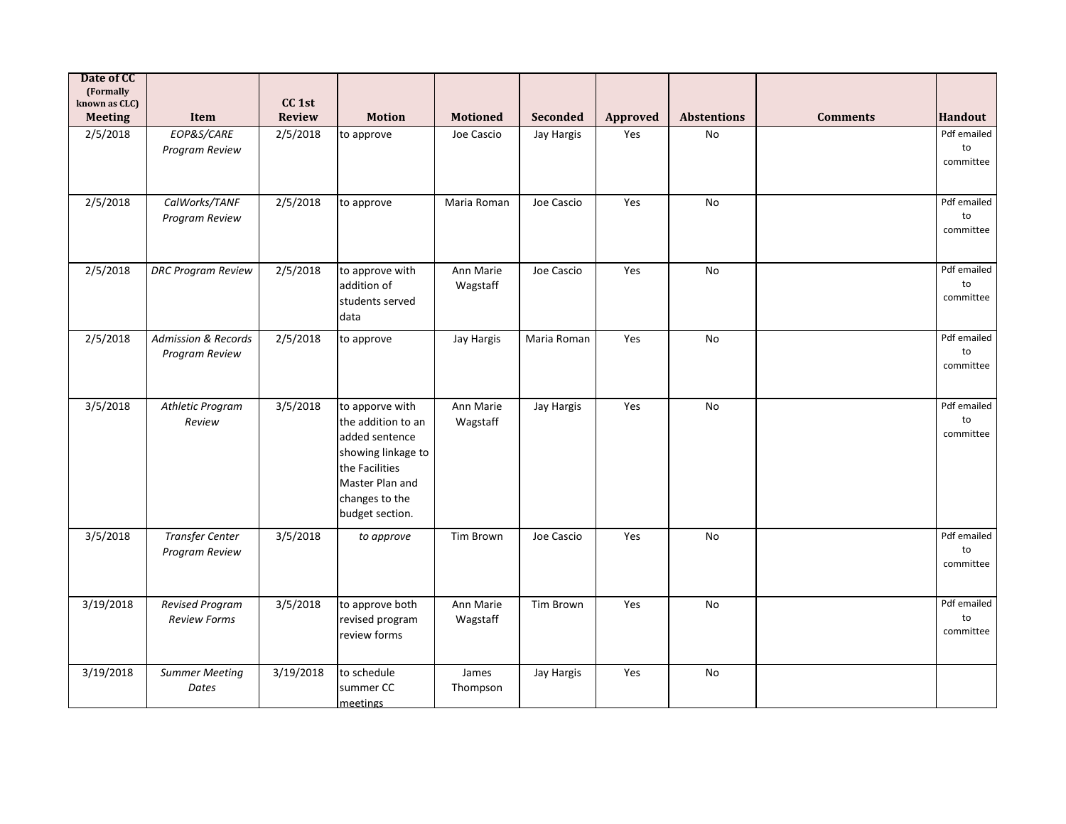| Date of CC (Formally known as CLC) Meeting | Item | CC 1st Review | Motion | Motioned | Seconded | Approved | Abstentions | Comments | Handout |
|---|---|---|---|---|---|---|---|---|---|
| 2/5/2018 | *EOP&S/CARE Program Review* | 2/5/2018 | to approve | Joe Cascio | Jay Hargis | Yes | No | | Pdf emailed to committee |
| 2/5/2018 | *CalWorks/TANF Program Review* | 2/5/2018 | to approve | Maria Roman | Joe Cascio | Yes | No | | Pdf emailed to committee |
| 2/5/2018 | *DRC Program Review* | 2/5/2018 | to approve with addition of students served data | Ann Marie Wagstaff | Joe Cascio | Yes | No | | Pdf emailed to committee |
| 2/5/2018 | *Admission & Records Program Review* | 2/5/2018 | to approve | Jay Hargis | Maria Roman | Yes | No | | Pdf emailed to committee |
| 3/5/2018 | *Athletic Program Review* | 3/5/2018 | to apporve with the addition to an added sentence showing linkage to the Facilities Master Plan and changes to the budget section. | Ann Marie Wagstaff | Jay Hargis | Yes | No | | Pdf emailed to committee |
| 3/5/2018 | *Transfer Center Program Review* | 3/5/2018 | *to approve* | Tim Brown | Joe Cascio | Yes | No | | Pdf emailed to committee |
| 3/19/2018 | *Revised Program Review Forms* | 3/5/2018 | to approve both revised program review forms | Ann Marie Wagstaff | Tim Brown | Yes | No | | Pdf emailed to committee |
| 3/19/2018 | *Summer Meeting Dates* | 3/19/2018 | to schedule summer CC meetings | James Thompson | Jay Hargis | Yes | No | | |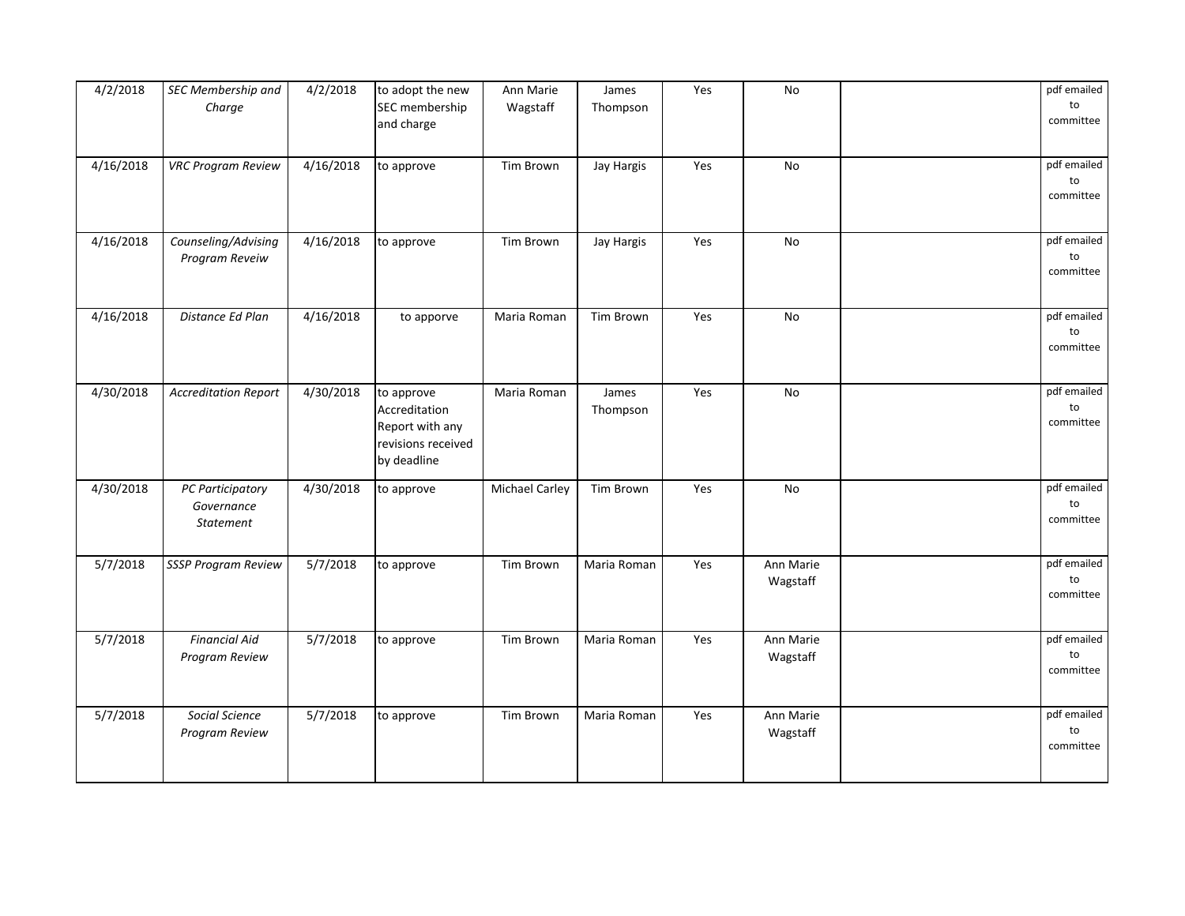| | | | | | | | | | |
|---|---|---|---|---|---|---|---|---|---|
| 4/2/2018 | *SEC Membership and Charge* | 4/2/2018 | to adopt the new SEC membership and charge | Ann Marie Wagstaff | James Thompson | Yes | No | | pdf emailed to committee |
| 4/16/2018 | *VRC Program Review* | 4/16/2018 | to approve | Tim Brown | Jay Hargis | Yes | No | | pdf emailed to committee |
| 4/16/2018 | *Counseling/Advising Program Reveiw* | 4/16/2018 | to approve | Tim Brown | Jay Hargis | Yes | No | | pdf emailed to committee |
| 4/16/2018 | *Distance Ed Plan* | 4/16/2018 | to apporve | Maria Roman | Tim Brown | Yes | No | | pdf emailed to committee |
| 4/30/2018 | *Accreditation Report* | 4/30/2018 | to approve Accreditation Report with any revisions received by deadline | Maria Roman | James Thompson | Yes | No | | pdf emailed to committee |
| 4/30/2018 | *PC Participatory Governance Statement* | 4/30/2018 | to approve | Michael Carley | Tim Brown | Yes | No | | pdf emailed to committee |
| 5/7/2018 | *SSSP Program Review* | 5/7/2018 | to approve | Tim Brown | Maria Roman | Yes | Ann Marie Wagstaff | | pdf emailed to committee |
| 5/7/2018 | *Financial Aid Program Review* | 5/7/2018 | to approve | Tim Brown | Maria Roman | Yes | Ann Marie Wagstaff | | pdf emailed to committee |
| 5/7/2018 | *Social Science Program Review* | 5/7/2018 | to approve | Tim Brown | Maria Roman | Yes | Ann Marie Wagstaff | | pdf emailed to committee |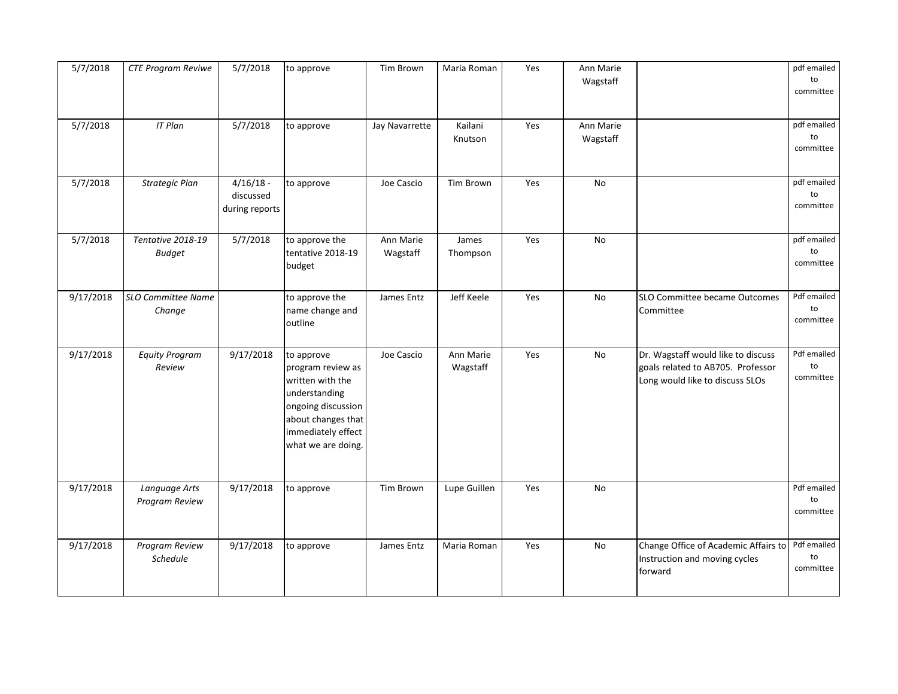| | | | | | | | | | |
|---|---|---|---|---|---|---|---|---|---|
| 5/7/2018 | *CTE Program Reviwe* | 5/7/2018 | to approve | Tim Brown | Maria Roman | Yes | Ann Marie Wagstaff | | pdf emailed to committee |
| 5/7/2018 | *IT Plan* | 5/7/2018 | to approve | Jay Navarrette | Kailani Knutson | Yes | Ann Marie Wagstaff | | pdf emailed to committee |
| 5/7/2018 | *Strategic Plan* | 4/16/18 - discussed during reports | to approve | Joe Cascio | Tim Brown | Yes | No | | pdf emailed to committee |
| 5/7/2018 | *Tentative 2018-19 Budget* | 5/7/2018 | to approve the tentative 2018-19 budget | Ann Marie Wagstaff | James Thompson | Yes | No | | pdf emailed to committee |
| 9/17/2018 | *SLO Committee Name Change* | | to approve the name change and outline | James Entz | Jeff Keele | Yes | No | SLO Committee became Outcomes Committee | Pdf emailed to committee |
| 9/17/2018 | *Equity Program Review* | 9/17/2018 | to approve program review as written with the understanding ongoing discussion about changes that immediately effect what we are doing. | Joe Cascio | Ann Marie Wagstaff | Yes | No | Dr. Wagstaff would like to discuss goals related to AB705. Professor Long would like to discuss SLOs | Pdf emailed to committee |
| 9/17/2018 | *Language Arts Program Review* | 9/17/2018 | to approve | Tim Brown | Lupe Guillen | Yes | No | | Pdf emailed to committee |
| 9/17/2018 | *Program Review Schedule* | 9/17/2018 | to approve | James Entz | Maria Roman | Yes | No | Change Office of Academic Affairs to Instruction and moving cycles forward | Pdf emailed to committee |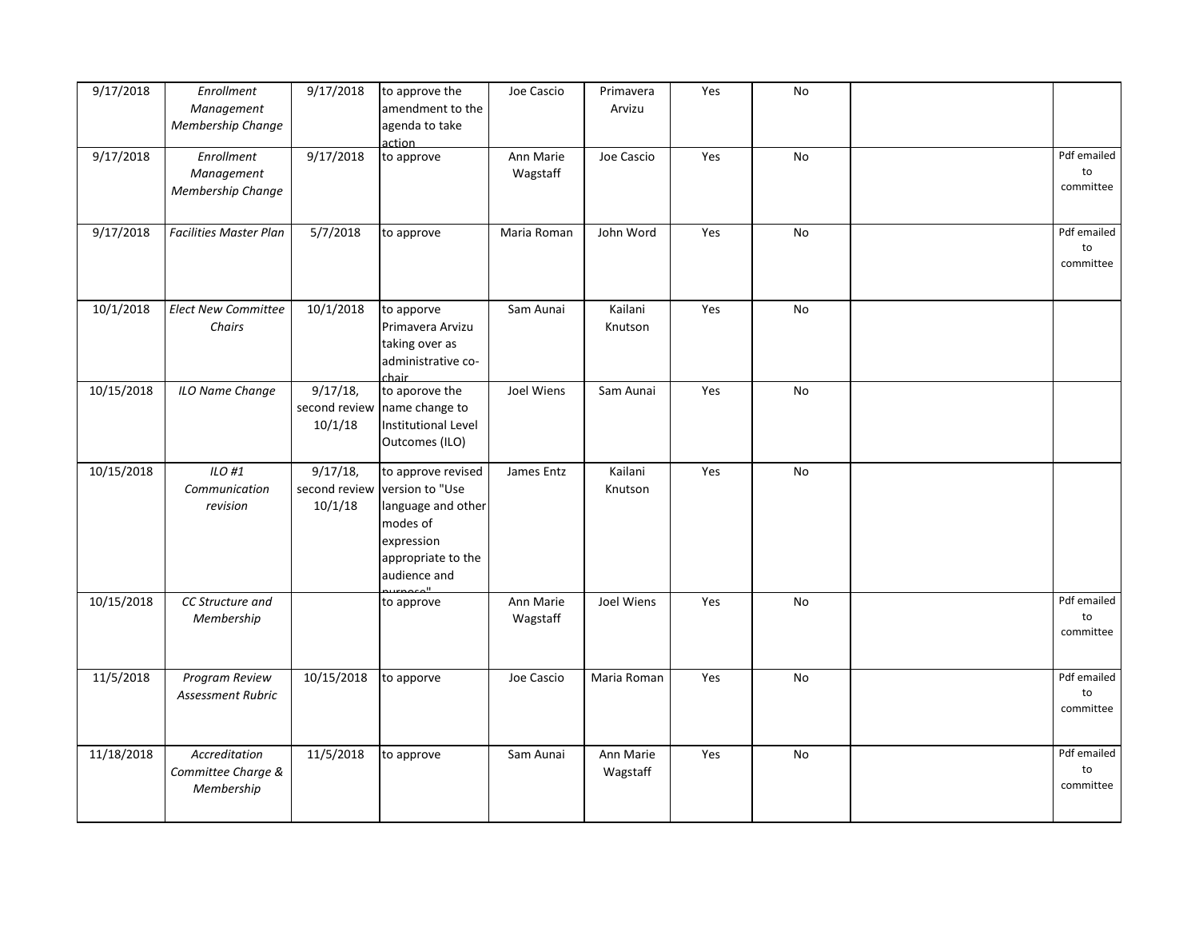| | | | | | | | | | |
|---|---|---|---|---|---|---|---|---|---|
| 9/17/2018 | *Enrollment Management Membership Change* | 9/17/2018 | to approve the amendment to the agenda to take action | Joe Cascio | Primavera Arvizu | Yes | No | | |
| 9/17/2018 | *Enrollment Management Membership Change* | 9/17/2018 | to approve | Ann Marie Wagstaff | Joe Cascio | Yes | No | | Pdf emailed to committee |
| 9/17/2018 | *Facilities Master Plan* | 5/7/2018 | to approve | Maria Roman | John Word | Yes | No | | Pdf emailed to committee |
| 10/1/2018 | *Elect New Committee Chairs* | 10/1/2018 | to apporve Primavera Arvizu taking over as administrative co-chair | Sam Aunai | Kailani Knutson | Yes | No | | |
| 10/15/2018 | *ILO Name Change* | 9/17/18, second review 10/1/18 | to aporove the name change to Institutional Level Outcomes (ILO) | Joel Wiens | Sam Aunai | Yes | No | | |
| 10/15/2018 | *ILO #1 Communication revision* | 9/17/18, second review 10/1/18 | to approve revised version to "Use language and other modes of expression appropriate to the audience and purpose" | James Entz | Kailani Knutson | Yes | No | | |
| 10/15/2018 | *CC Structure and Membership* | | to approve | Ann Marie Wagstaff | Joel Wiens | Yes | No | | Pdf emailed to committee |
| 11/5/2018 | *Program Review Assessment Rubric* | 10/15/2018 | to apporve | Joe Cascio | Maria Roman | Yes | No | | Pdf emailed to committee |
| 11/18/2018 | *Accreditation Committee Charge & Membership* | 11/5/2018 | to approve | Sam Aunai | Ann Marie Wagstaff | Yes | No | | Pdf emailed to committee |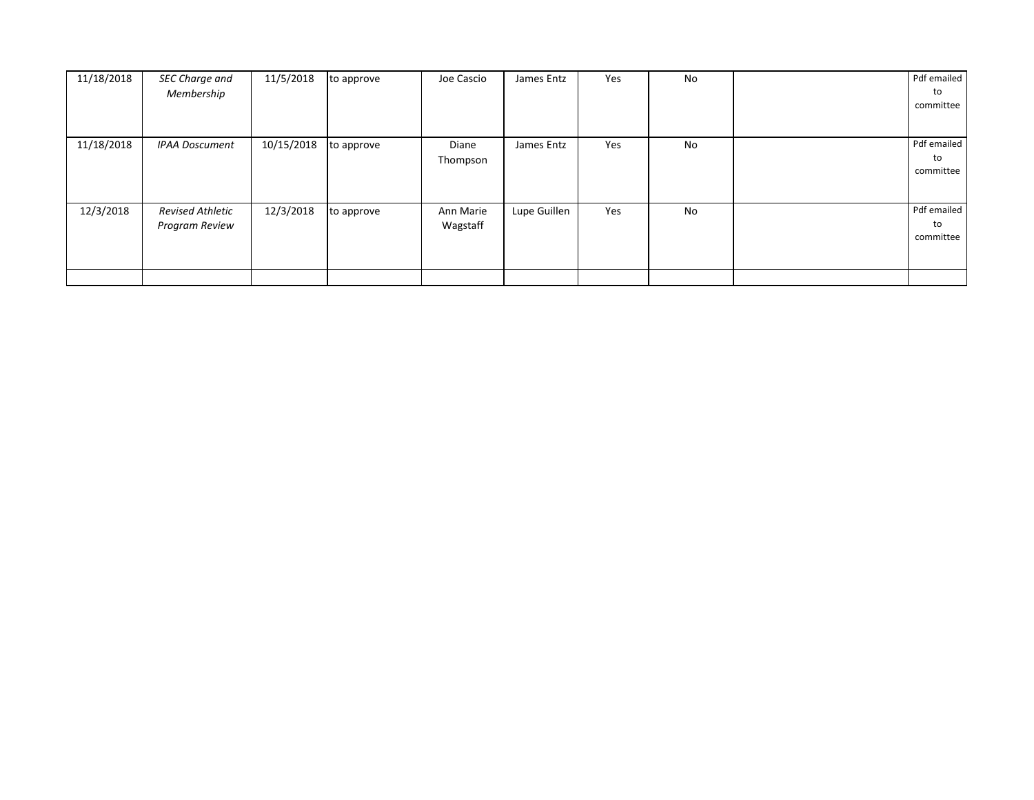| | | | | | | | | | |
|---|---|---|---|---|---|---|---|---|---|
| 11/18/2018 | *SEC Charge and Membership* | 11/5/2018 | to approve | Joe Cascio | James Entz | Yes | No | | Pdf emailed to committee |
| 11/18/2018 | *IPAA Doscument* | 10/15/2018 | to approve | Diane Thompson | James Entz | Yes | No | | Pdf emailed to committee |
| 12/3/2018 | *Revised Athletic Program Review* | 12/3/2018 | to approve | Ann Marie Wagstaff | Lupe Guillen | Yes | No | | Pdf emailed to committee |
| | | | | | | | | | |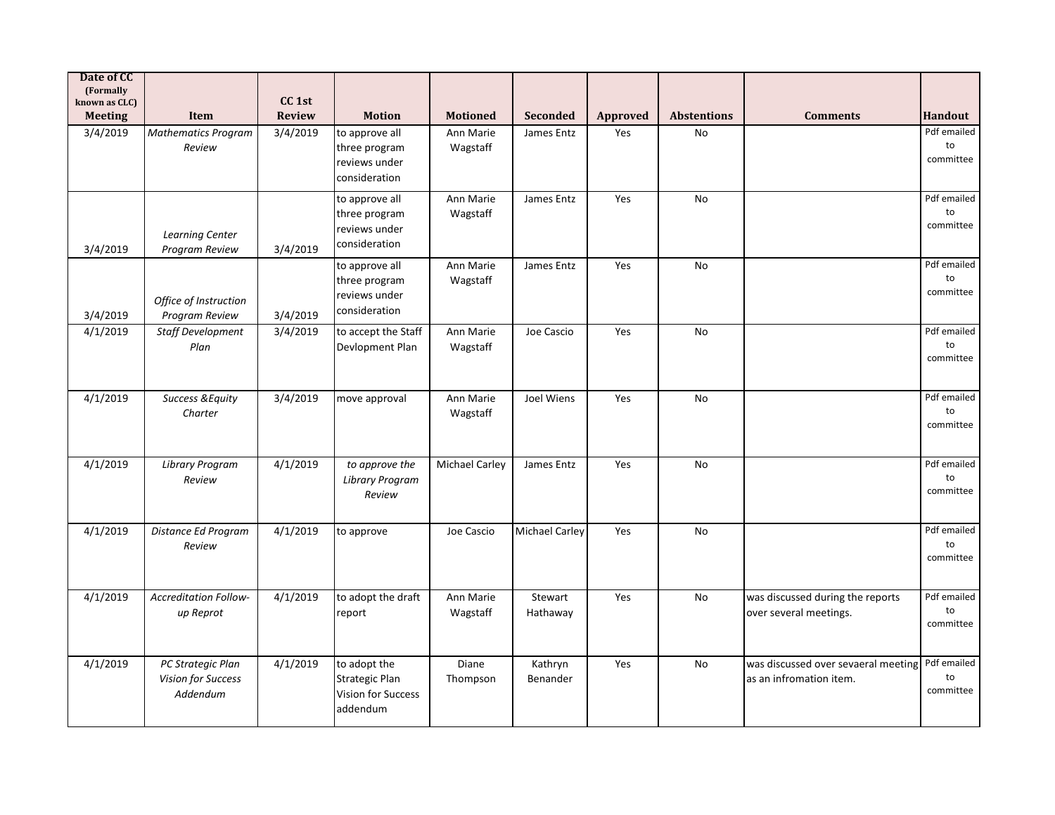| Date of CC (Formally known as CLC) Meeting | Item | CC 1st Review | Motion | Motioned | Seconded | Approved | Abstentions | Comments | Handout |
|---|---|---|---|---|---|---|---|---|---|
| 3/4/2019 | *Mathematics Program Review* | 3/4/2019 | to approve all three program reviews under consideration | Ann Marie Wagstaff | James Entz | Yes | No | | Pdf emailed to committee |
| 3/4/2019 | *Learning Center Program Review* | 3/4/2019 | to approve all three program reviews under consideration | Ann Marie Wagstaff | James Entz | Yes | No | | Pdf emailed to committee |
| 3/4/2019 | *Office of Instruction Program Review* | 3/4/2019 | to approve all three program reviews under consideration | Ann Marie Wagstaff | James Entz | Yes | No | | Pdf emailed to committee |
| 4/1/2019 | *Staff Development Plan* | 3/4/2019 | to accept the Staff Devlopment Plan | Ann Marie Wagstaff | Joe Cascio | Yes | No | | Pdf emailed to committee |
| 4/1/2019 | *Success &Equity Charter* | 3/4/2019 | move approval | Ann Marie Wagstaff | Joel Wiens | Yes | No | | Pdf emailed to committee |
| 4/1/2019 | *Library Program Review* | 4/1/2019 | *to approve the Library Program Review* | Michael Carley | James Entz | Yes | No | | Pdf emailed to committee |
| 4/1/2019 | *Distance Ed Program Review* | 4/1/2019 | to approve | Joe Cascio | Michael Carley | Yes | No | | Pdf emailed to committee |
| 4/1/2019 | *Accreditation Follow-up Reprot* | 4/1/2019 | to adopt the draft report | Ann Marie Wagstaff | Stewart Hathaway | Yes | No | was discussed during the reports over several meetings. | Pdf emailed to committee |
| 4/1/2019 | *PC Strategic Plan Vision for Success Addendum* | 4/1/2019 | to adopt the Strategic Plan Vision for Success addendum | Diane Thompson | Kathryn Benander | Yes | No | was discussed over sevaeral meeting as an infromation item. | Pdf emailed to committee |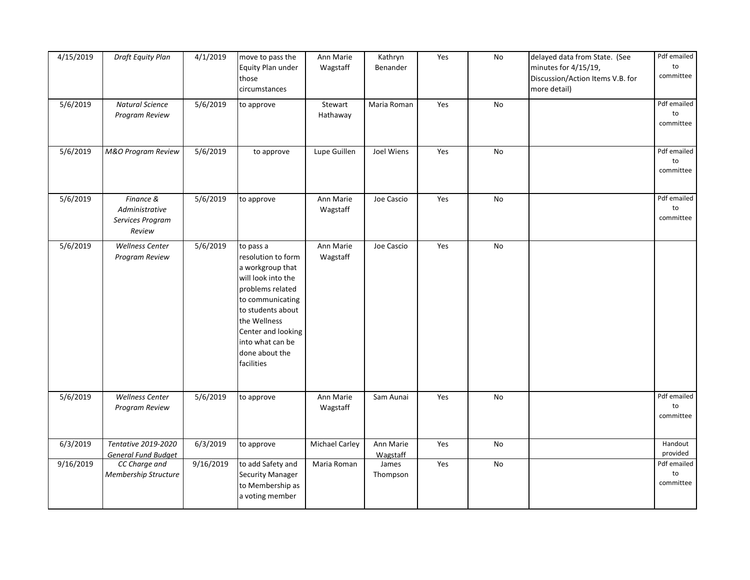| 4/15/2019 | *Draft Equity Plan* | 4/1/2019 | move to pass the Equity Plan under those circumstances | Ann Marie Wagstaff | Kathryn Benander | Yes | No | delayed data from State. (See minutes for 4/15/19, Discussion/Action Items V.B. for more detail) | Pdf emailed to committee |
|---|---|---|---|---|---|---|---|---|---|
| 5/6/2019 | *Natural Science Program Review* | 5/6/2019 | to approve | Stewart Hathaway | Maria Roman | Yes | No | | Pdf emailed to committee |
| 5/6/2019 | *M&O Program Review* | 5/6/2019 | to approve | Lupe Guillen | Joel Wiens | Yes | No | | Pdf emailed to committee |
| 5/6/2019 | *Finance & Administrative Services Program Review* | 5/6/2019 | to approve | Ann Marie Wagstaff | Joe Cascio | Yes | No | | Pdf emailed to committee |
| 5/6/2019 | *Wellness Center Program Review* | 5/6/2019 | to pass a resolution to form a workgroup that will look into the problems related to communicating to students about the Wellness Center and looking into what can be done about the facilities | Ann Marie Wagstaff | Joe Cascio | Yes | No | | |
| 5/6/2019 | *Wellness Center Program Review* | 5/6/2019 | to approve | Ann Marie Wagstaff | Sam Aunai | Yes | No | | Pdf emailed to committee |
| 6/3/2019 | *Tentative 2019-2020 General Fund Budget* | 6/3/2019 | to approve | Michael Carley | Ann Marie Wagstaff | Yes | No | | Handout provided |
| 9/16/2019 | *CC Charge and Membership Structure* | 9/16/2019 | to add Safety and Security Manager to Membership as a voting member | Maria Roman | James Thompson | Yes | No | | Pdf emailed to committee |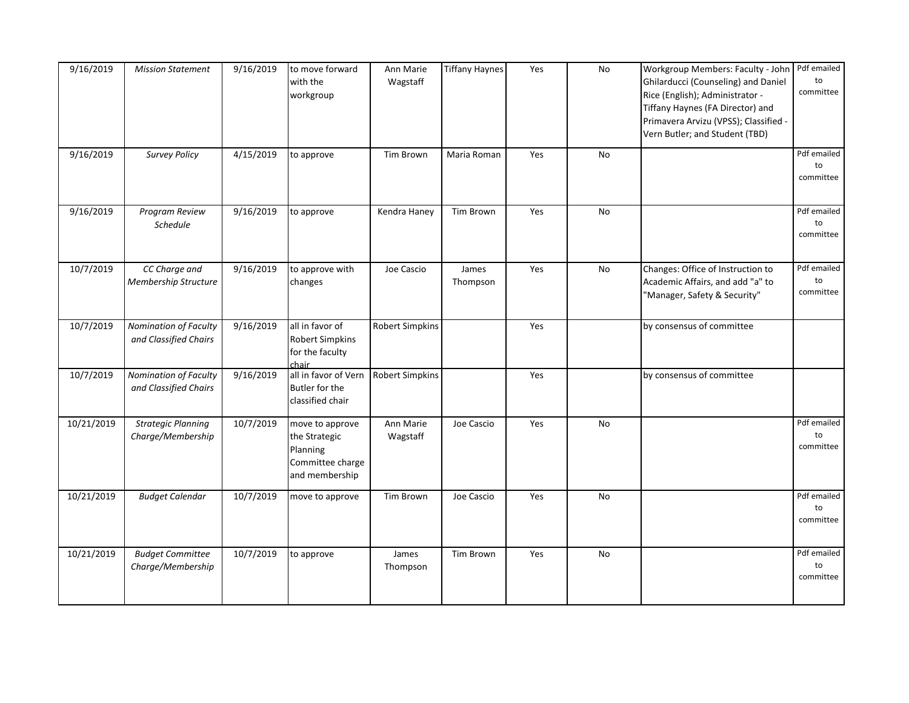| 9/16/2019 | *Mission Statement* | 9/16/2019 | to move forward with the workgroup | Ann Marie Wagstaff | Tiffany Haynes | Yes | No | Workgroup Members: Faculty - John Ghilarducci (Counseling) and Daniel Rice (English); Administrator - Tiffany Haynes (FA Director) and Primavera Arvizu (VPSS); Classified - Vern Butler; and Student (TBD) | Pdf emailed to committee |
|---|---|---|---|---|---|---|---|---|---|
| 9/16/2019 | *Survey Policy* | 4/15/2019 | to approve | Tim Brown | Maria Roman | Yes | No | | Pdf emailed to committee |
| 9/16/2019 | *Program Review Schedule* | 9/16/2019 | to approve | Kendra Haney | Tim Brown | Yes | No | | Pdf emailed to committee |
| 10/7/2019 | *CC Charge and Membership Structure* | 9/16/2019 | to approve with changes | Joe Cascio | James Thompson | Yes | No | Changes: Office of Instruction to Academic Affairs, and add "a" to "Manager, Safety & Security" | Pdf emailed to committee |
| 10/7/2019 | *Nomination of Faculty and Classified Chairs* | 9/16/2019 | all in favor of Robert Simpkins for the faculty chair | Robert Simpkins | | Yes | | by consensus of committee | |
| 10/7/2019 | *Nomination of Faculty and Classified Chairs* | 9/16/2019 | all in favor of Vern Butler for the classified chair | Robert Simpkins | | Yes | | by consensus of committee | |
| 10/21/2019 | *Strategic Planning Charge/Membership* | 10/7/2019 | move to approve the Strategic Planning Committee charge and membership | Ann Marie Wagstaff | Joe Cascio | Yes | No | | Pdf emailed to committee |
| 10/21/2019 | *Budget Calendar* | 10/7/2019 | move to approve | Tim Brown | Joe Cascio | Yes | No | | Pdf emailed to committee |
| 10/21/2019 | *Budget Committee Charge/Membership* | 10/7/2019 | to approve | James Thompson | Tim Brown | Yes | No | | Pdf emailed to committee |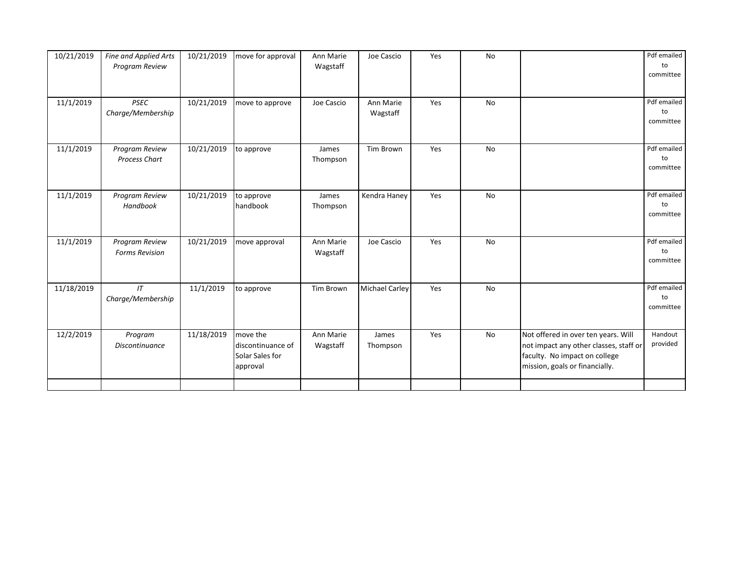| | | | | | | | | | |
|---|---|---|---|---|---|---|---|---|---|
| 10/21/2019 | *Fine and Applied Arts Program Review* | 10/21/2019 | move for approval | Ann Marie Wagstaff | Joe Cascio | Yes | No | | Pdf emailed to committee |
| 11/1/2019 | *PSEC Charge/Membership* | 10/21/2019 | move to approve | Joe Cascio | Ann Marie Wagstaff | Yes | No | | Pdf emailed to committee |
| 11/1/2019 | *Program Review Process Chart* | 10/21/2019 | to approve | James Thompson | Tim Brown | Yes | No | | Pdf emailed to committee |
| 11/1/2019 | *Program Review Handbook* | 10/21/2019 | to approve handbook | James Thompson | Kendra Haney | Yes | No | | Pdf emailed to committee |
| 11/1/2019 | *Program Review Forms Revision* | 10/21/2019 | move approval | Ann Marie Wagstaff | Joe Cascio | Yes | No | | Pdf emailed to committee |
| 11/18/2019 | *IT Charge/Membership* | 11/1/2019 | to approve | Tim Brown | Michael Carley | Yes | No | | Pdf emailed to committee |
| 12/2/2019 | *Program Discontinuance* | 11/18/2019 | move the discontinuance of Solar Sales for approval | Ann Marie Wagstaff | James Thompson | Yes | No | Not offered in over ten years. Will not impact any other classes, staff or faculty. No impact on college mission, goals or financially. | Handout provided |
| | | | | | | | | | |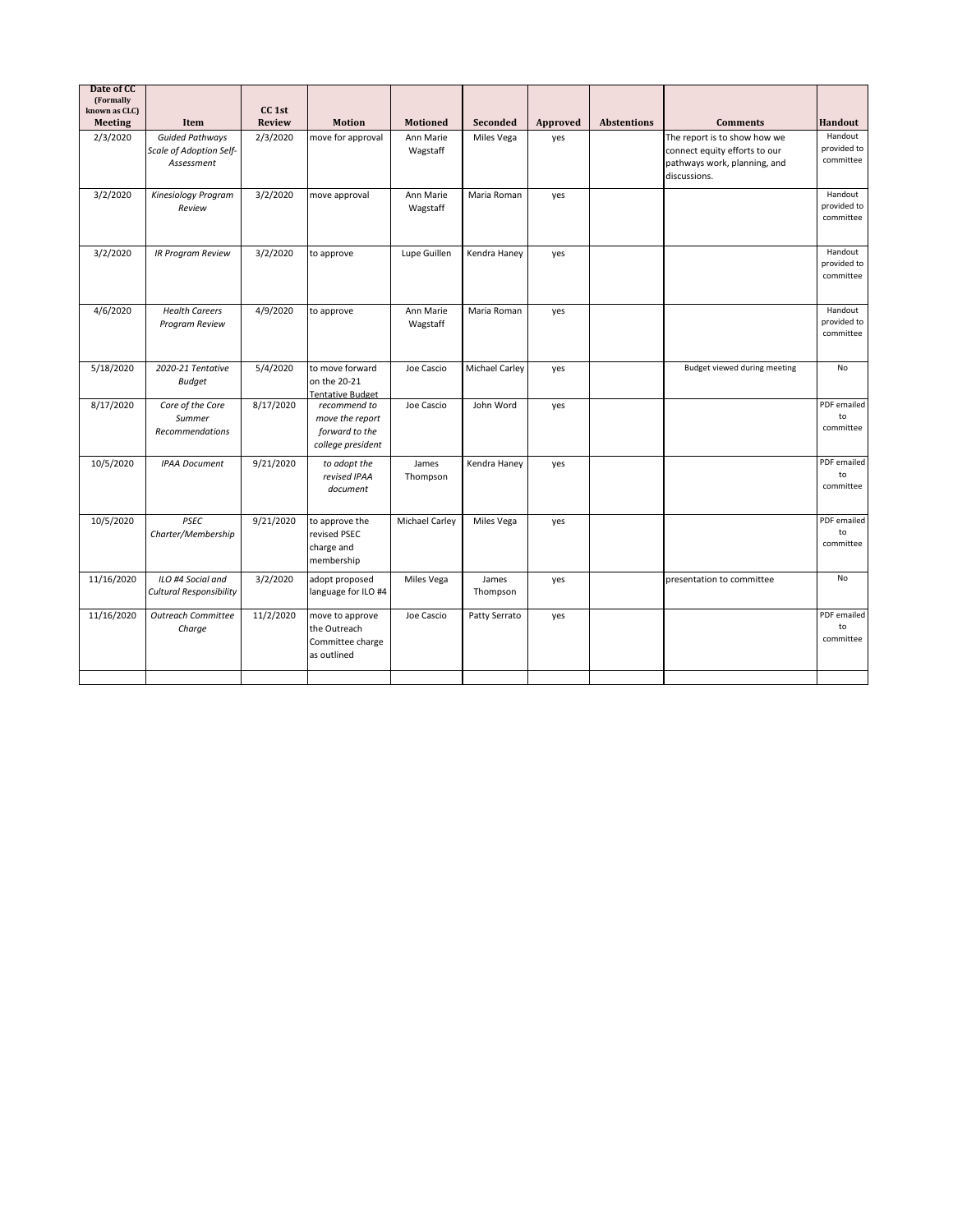| Date of CC (Formally known as CLC) Meeting | Item | CC 1st Review | Motion | Motioned | Seconded | Approved | Abstentions | Comments | Handout |
|---|---|---|---|---|---|---|---|---|---|
| 2/3/2020 | *Guided Pathways Scale of Adoption Self-Assessment* | 2/3/2020 | move for approval | Ann Marie Wagstaff | Miles Vega | yes | | The report is to show how we connect equity efforts to our pathways work, planning, and discussions. | Handout provided to committee |
| 3/2/2020 | *Kinesiology Program Review* | 3/2/2020 | move approval | Ann Marie Wagstaff | Maria Roman | yes | | | Handout provided to committee |
| 3/2/2020 | *IR Program Review* | 3/2/2020 | to approve | Lupe Guillen | Kendra Haney | yes | | | Handout provided to committee |
| 4/6/2020 | *Health Careers Program Review* | 4/9/2020 | to approve | Ann Marie Wagstaff | Maria Roman | yes | | | Handout provided to committee |
| 5/18/2020 | *2020-21 Tentative Budget* | 5/4/2020 | to move forward on the 20-21 Tentative Budget | Joe Cascio | Michael Carley | yes | | Budget viewed during meeting | No |
| 8/17/2020 | *Core of the Core Summer Recommendations* | 8/17/2020 | *recommend to move the report forward to the college president* | Joe Cascio | John Word | yes | | | PDF emailed to committee |
| 10/5/2020 | *IPAA Document* | 9/21/2020 | *to adopt the revised IPAA document* | James Thompson | Kendra Haney | yes | | | PDF emailed to committee |
| 10/5/2020 | *PSEC Charter/Membership* | 9/21/2020 | to approve the revised PSEC charge and membership | Michael Carley | Miles Vega | yes | | | PDF emailed to committee |
| 11/16/2020 | *ILO #4 Social and Cultural Responsibility* | 3/2/2020 | adopt proposed language for ILO #4 | Miles Vega | James Thompson | yes | | presentation to committee | No |
| 11/16/2020 | *Outreach Committee Charge* | 11/2/2020 | move to approve the Outreach Committee charge as outlined | Joe Cascio | Patty Serrato | yes | | | PDF emailed to committee |
| | | | | | | | | | |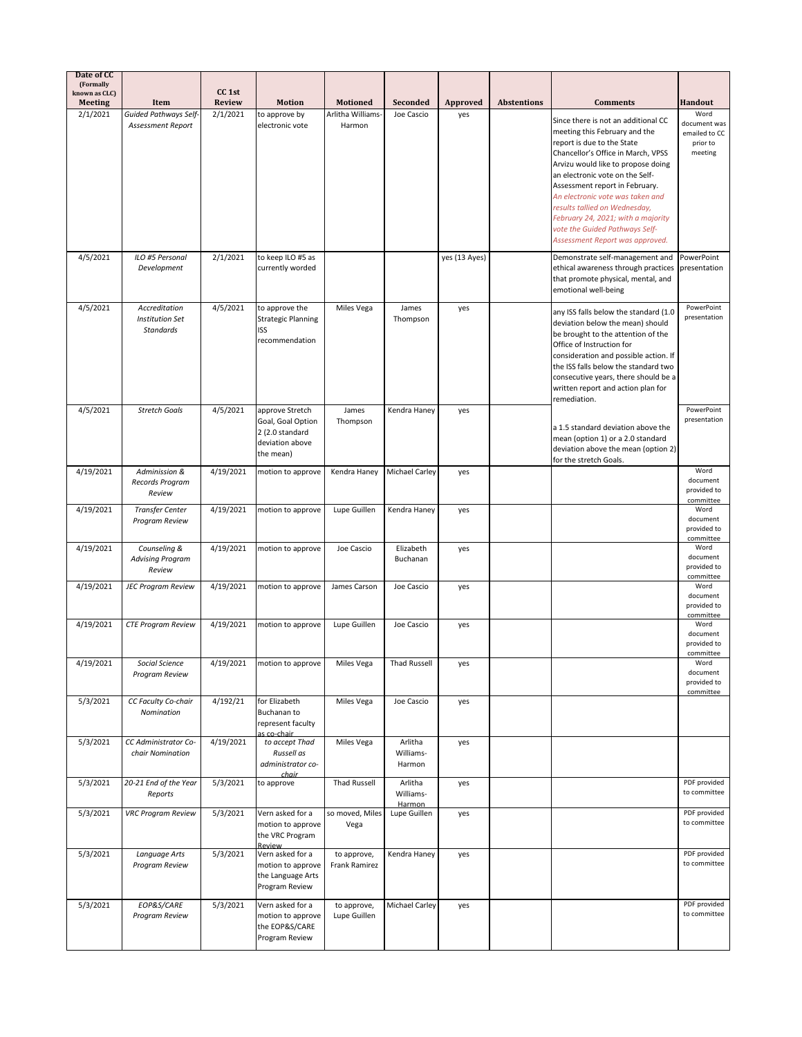| Date of CC (Formally known as CLC) Meeting | Item | CC 1st Review | Motion | Motioned | Seconded | Approved | Abstentions | Comments | Handout |
|---|---|---|---|---|---|---|---|---|---|
| 2/1/2021 | *Guided Pathways Self-Assessment Report* | 2/1/2021 | to approve by electronic vote | Arlitha Williams-Harmon | Joe Cascio | yes | | Since there is not an additional CC meeting this February and the report is due to the State Chancellor's Office in March, VPSS Arvizu would like to propose doing an electronic vote on the Self-Assessment report in February. *An electronic vote was taken and results tallied on Wednesday, February 24, 2021; with a majority vote the Guided Pathways Self-Assessment Report was approved.* | Word document was emailed to CC prior to meeting |
| 4/5/2021 | *ILO #5 Personal Development* | 2/1/2021 | to keep ILO #5 as currently worded | | | yes (13 Ayes) | | Demonstrate self-management and ethical awareness through practices that promote physical, mental, and emotional well-being | PowerPoint presentation |
| 4/5/2021 | *Accreditation Institution Set Standards* | 4/5/2021 | to approve the Strategic Planning ISS recommendation | Miles Vega | James Thompson | yes | | any ISS falls below the standard (1.0 deviation below the mean) should be brought to the attention of the Office of Instruction for consideration and possible action. If the ISS falls below the standard two consecutive years, there should be a written report and action plan for remediation. | PowerPoint presentation |
| 4/5/2021 | *Stretch Goals* | 4/5/2021 | approve Stretch Goal, Goal Option 2 (2.0 standard deviation above the mean) | James Thompson | Kendra Haney | yes | | a 1.5 standard deviation above the mean (option 1) or a 2.0 standard deviation above the mean (option 2) for the stretch Goals. | PowerPoint presentation |
| 4/19/2021 | *Admission & Records Program Review* | 4/19/2021 | motion to approve | Kendra Haney | Michael Carley | yes | | | Word document provided to committee |
| 4/19/2021 | *Transfer Center Program Review* | 4/19/2021 | motion to approve | Lupe Guillen | Kendra Haney | yes | | | Word document provided to committee |
| 4/19/2021 | *Counseling & Advising Program Review* | 4/19/2021 | motion to approve | Joe Cascio | Elizabeth Buchanan | yes | | | Word document provided to committee |
| 4/19/2021 | *JEC Program Review* | 4/19/2021 | motion to approve | James Carson | Joe Cascio | yes | | | Word document provided to committee |
| 4/19/2021 | *CTE Program Review* | 4/19/2021 | motion to approve | Lupe Guillen | Joe Cascio | yes | | | Word document provided to committee |
| 4/19/2021 | *Social Science Program Review* | 4/19/2021 | motion to approve | Miles Vega | Thad Russell | yes | | | Word document provided to committee |
| 5/3/2021 | *CC Faculty Co-chair Nomination* | 4/192/21 | for Elizabeth Buchanan to represent faculty as co-chair | Miles Vega | Joe Cascio | yes | | | |
| 5/3/2021 | *CC Administrator Co-chair Nomination* | 4/19/2021 | *to accept Thad Russell as administrator co-chair* | Miles Vega | Arlitha Williams-Harmon | yes | | | |
| 5/3/2021 | *20-21 End of the Year Reports* | 5/3/2021 | to approve | Thad Russell | Arlitha Williams-Harmon | yes | | | PDF provided to committee |
| 5/3/2021 | *VRC Program Review* | 5/3/2021 | Vern asked for a motion to approve the VRC Program Review | so moved, Miles Vega | Lupe Guillen | yes | | | PDF provided to committee |
| 5/3/2021 | *Language Arts Program Review* | 5/3/2021 | Vern asked for a motion to approve the Language Arts Program Review | to approve, Frank Ramirez | Kendra Haney | yes | | | PDF provided to committee |
| 5/3/2021 | *EOP&S/CARE Program Review* | 5/3/2021 | Vern asked for a motion to approve the EOP&S/CARE Program Review | to approve, Lupe Guillen | Michael Carley | yes | | | PDF provided to committee |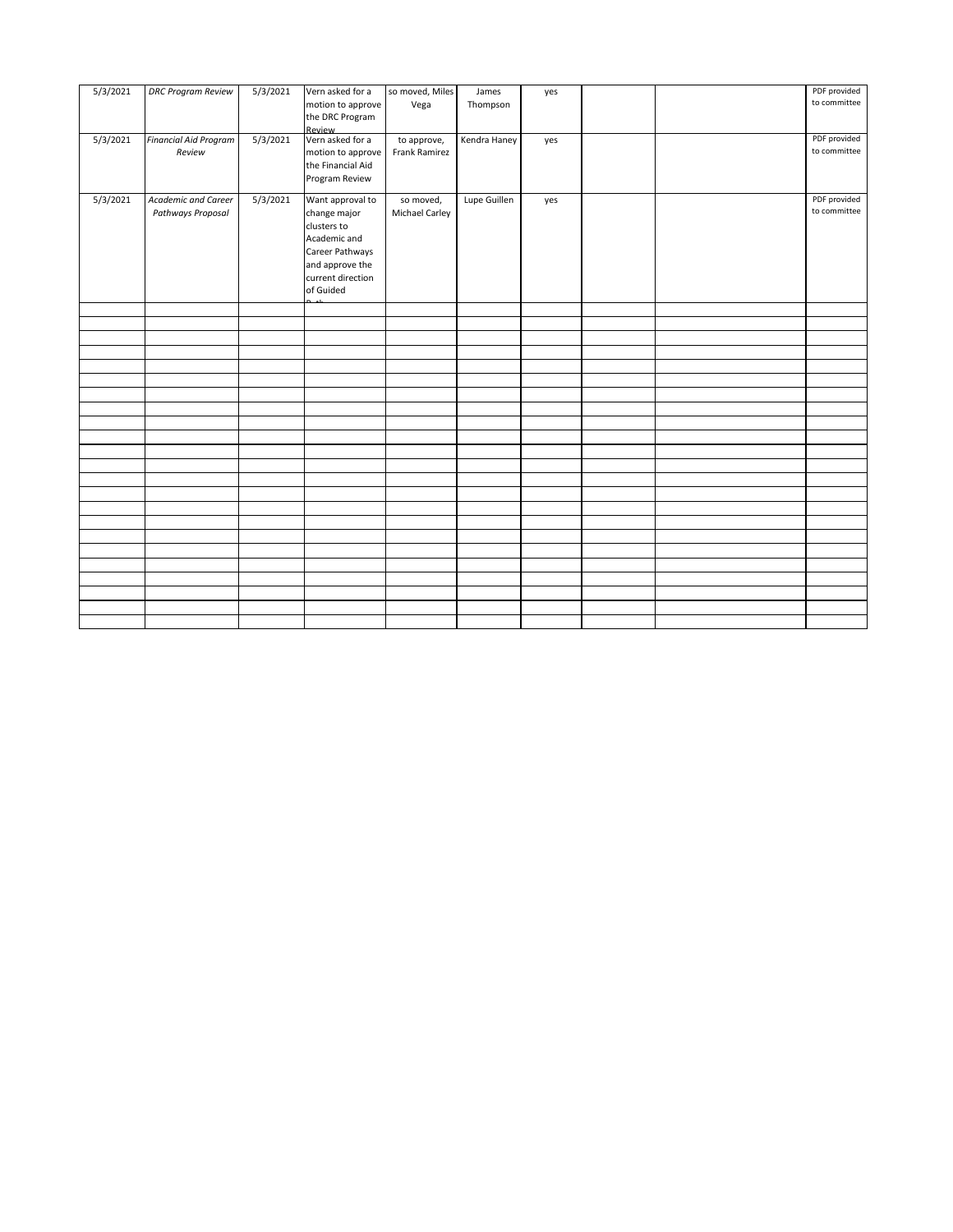| | | | | | | | | | |
|---|---|---|---|---|---|---|---|---|---|
| 5/3/2021 | *DRC Program Review* | 5/3/2021 | Vern asked for a motion to approve the DRC Program Review | so moved, Miles Vega | James Thompson | yes | | | PDF provided to committee |
| 5/3/2021 | *Financial Aid Program Review* | 5/3/2021 | Vern asked for a motion to approve the Financial Aid Program Review | to approve, Frank Ramirez | Kendra Haney | yes | | | PDF provided to committee |
| 5/3/2021 | *Academic and Career Pathways Proposal* | 5/3/2021 | Want approval to change major clusters to Academic and Career Pathways and approve the current direction of Guided Path | so moved, Michael Carley | Lupe Guillen | yes | | | PDF provided to committee |
| | | | | | | | | | |
| | | | | | | | | | |
| | | | | | | | | | |
| | | | | | | | | | |
| | | | | | | | | | |
| | | | | | | | | | |
| | | | | | | | | | |
| | | | | | | | | | |
| | | | | | | | | | |
| | | | | | | | | | |
| | | | | | | | | | |
| | | | | | | | | | |
| | | | | | | | | | |
| | | | | | | | | | |
| | | | | | | | | | |
| | | | | | | | | | |
| | | | | | | | | | |
| | | | | | | | | | |
| | | | | | | | | | |
| | | | | | | | | | |
| | | | | | | | | | |
| | | | | | | | | | |
| | | | | | | | | | |